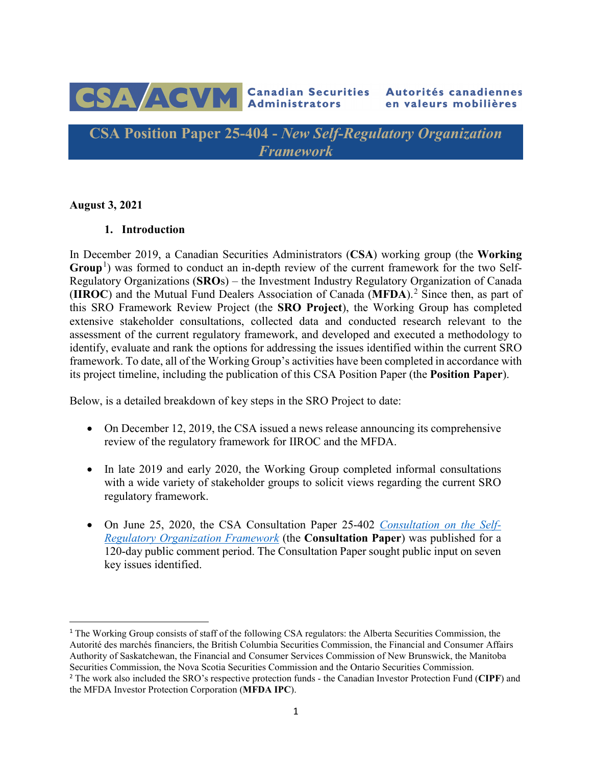Canadian Securities Administrators | Autorités canadiennes en valeurs mobilières

# CSA Position Paper 25-404 - *New Self-Regulatory Organization Framework*

**August 3, 2021**

## 1. Introduction

In December 2019, a Canadian Securities Administrators (**CSA**) working group (the **Working Group**[1]) was formed to conduct an in-depth review of the current framework for the two Self-Regulatory Organizations (**SRO**s) – the Investment Industry Regulatory Organization of Canada (**IIROC**) and the Mutual Fund Dealers Association of Canada (**MFDA**).[2] Since then, as part of this SRO Framework Review Project (the **SRO Project**), the Working Group has completed extensive stakeholder consultations, collected data and conducted research relevant to the assessment of the current regulatory framework, and developed and executed a methodology to identify, evaluate and rank the options for addressing the issues identified within the current SRO framework. To date, all of the Working Group's activities have been completed in accordance with its project timeline, including the publication of this CSA Position Paper (the **Position Paper**).

Below, is a detailed breakdown of key steps in the SRO Project to date:

- On December 12, 2019, the CSA issued a news release announcing its comprehensive review of the regulatory framework for IIROC and the MFDA.
- In late 2019 and early 2020, the Working Group completed informal consultations with a wide variety of stakeholder groups to solicit views regarding the current SRO regulatory framework.
- On June 25, 2020, the CSA Consultation Paper 25-402 *Consultation on the Self-Regulatory Organization Framework* (the **Consultation Paper**) was published for a 120-day public comment period. The Consultation Paper sought public input on seven key issues identified.

---

[1] The Working Group consists of staff of the following CSA regulators: the Alberta Securities Commission, the Autorité des marchés financiers, the British Columbia Securities Commission, the Financial and Consumer Affairs Authority of Saskatchewan, the Financial and Consumer Services Commission of New Brunswick, the Manitoba Securities Commission, the Nova Scotia Securities Commission and the Ontario Securities Commission.

[2] The work also included the SRO's respective protection funds - the Canadian Investor Protection Fund (**CIPF**) and the MFDA Investor Protection Corporation (**MFDA IPC**).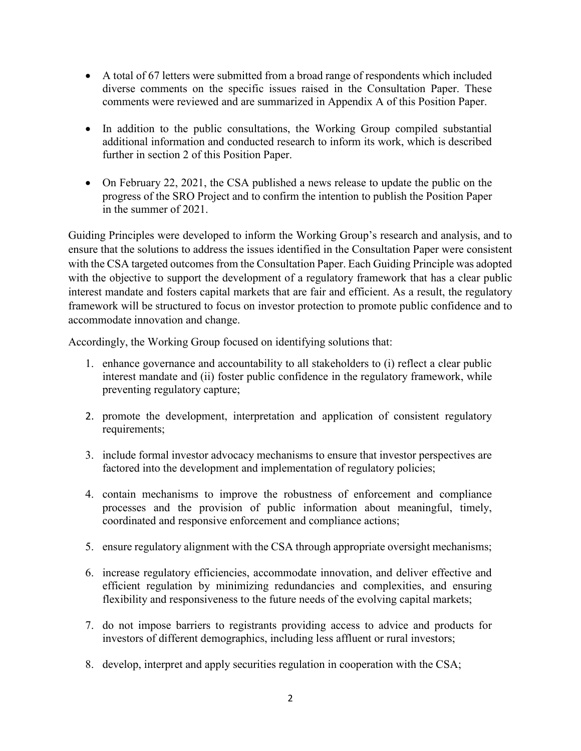- A total of 67 letters were submitted from a broad range of respondents which included diverse comments on the specific issues raised in the Consultation Paper. These comments were reviewed and are summarized in Appendix A of this Position Paper.

- In addition to the public consultations, the Working Group compiled substantial additional information and conducted research to inform its work, which is described further in section 2 of this Position Paper.

- On February 22, 2021, the CSA published a news release to update the public on the progress of the SRO Project and to confirm the intention to publish the Position Paper in the summer of 2021.

Guiding Principles were developed to inform the Working Group's research and analysis, and to ensure that the solutions to address the issues identified in the Consultation Paper were consistent with the CSA targeted outcomes from the Consultation Paper. Each Guiding Principle was adopted with the objective to support the development of a regulatory framework that has a clear public interest mandate and fosters capital markets that are fair and efficient. As a result, the regulatory framework will be structured to focus on investor protection to promote public confidence and to accommodate innovation and change.

Accordingly, the Working Group focused on identifying solutions that:

1. enhance governance and accountability to all stakeholders to (i) reflect a clear public interest mandate and (ii) foster public confidence in the regulatory framework, while preventing regulatory capture;

2. promote the development, interpretation and application of consistent regulatory requirements;

3. include formal investor advocacy mechanisms to ensure that investor perspectives are factored into the development and implementation of regulatory policies;

4. contain mechanisms to improve the robustness of enforcement and compliance processes and the provision of public information about meaningful, timely, coordinated and responsive enforcement and compliance actions;

5. ensure regulatory alignment with the CSA through appropriate oversight mechanisms;

6. increase regulatory efficiencies, accommodate innovation, and deliver effective and efficient regulation by minimizing redundancies and complexities, and ensuring flexibility and responsiveness to the future needs of the evolving capital markets;

7. do not impose barriers to registrants providing access to advice and products for investors of different demographics, including less affluent or rural investors;

8. develop, interpret and apply securities regulation in cooperation with the CSA;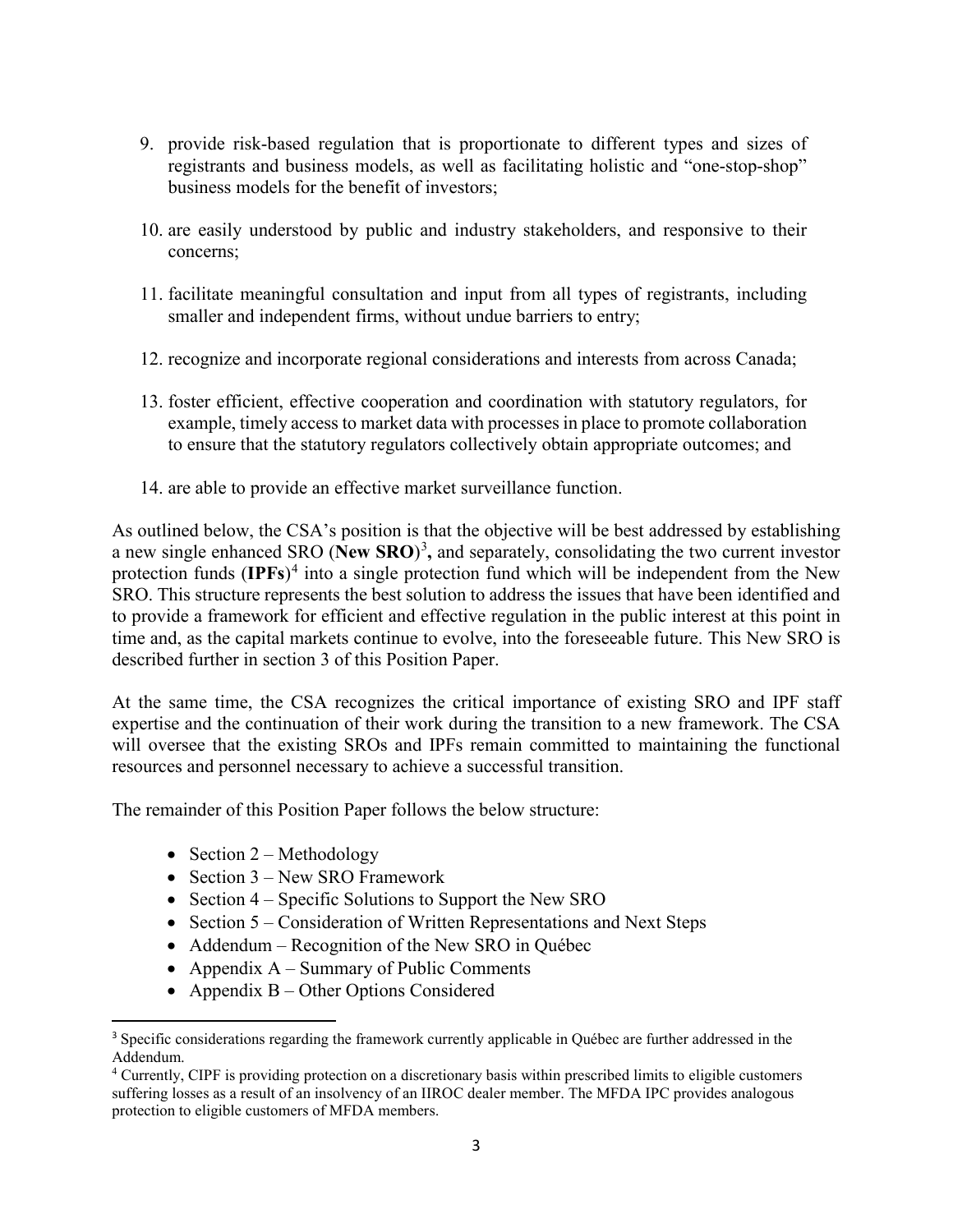9. provide risk-based regulation that is proportionate to different types and sizes of registrants and business models, as well as facilitating holistic and "one-stop-shop" business models for the benefit of investors;

10. are easily understood by public and industry stakeholders, and responsive to their concerns;

11. facilitate meaningful consultation and input from all types of registrants, including smaller and independent firms, without undue barriers to entry;

12. recognize and incorporate regional considerations and interests from across Canada;

13. foster efficient, effective cooperation and coordination with statutory regulators, for example, timely access to market data with processes in place to promote collaboration to ensure that the statutory regulators collectively obtain appropriate outcomes; and

14. are able to provide an effective market surveillance function.

As outlined below, the CSA's position is that the objective will be best addressed by establishing a new single enhanced SRO (**New SRO**)[3]**,** and separately, consolidating the two current investor protection funds (**IPFs**)[4] into a single protection fund which will be independent from the New SRO. This structure represents the best solution to address the issues that have been identified and to provide a framework for efficient and effective regulation in the public interest at this point in time and, as the capital markets continue to evolve, into the foreseeable future. This New SRO is described further in section 3 of this Position Paper.

At the same time, the CSA recognizes the critical importance of existing SRO and IPF staff expertise and the continuation of their work during the transition to a new framework. The CSA will oversee that the existing SROs and IPFs remain committed to maintaining the functional resources and personnel necessary to achieve a successful transition.

The remainder of this Position Paper follows the below structure:

- Section 2 – Methodology
- Section 3 – New SRO Framework
- Section 4 – Specific Solutions to Support the New SRO
- Section 5 – Consideration of Written Representations and Next Steps
- Addendum – Recognition of the New SRO in Québec
- Appendix A – Summary of Public Comments
- Appendix B – Other Options Considered

---

[3] Specific considerations regarding the framework currently applicable in Québec are further addressed in the Addendum.

[4] Currently, CIPF is providing protection on a discretionary basis within prescribed limits to eligible customers suffering losses as a result of an insolvency of an IIROC dealer member. The MFDA IPC provides analogous protection to eligible customers of MFDA members.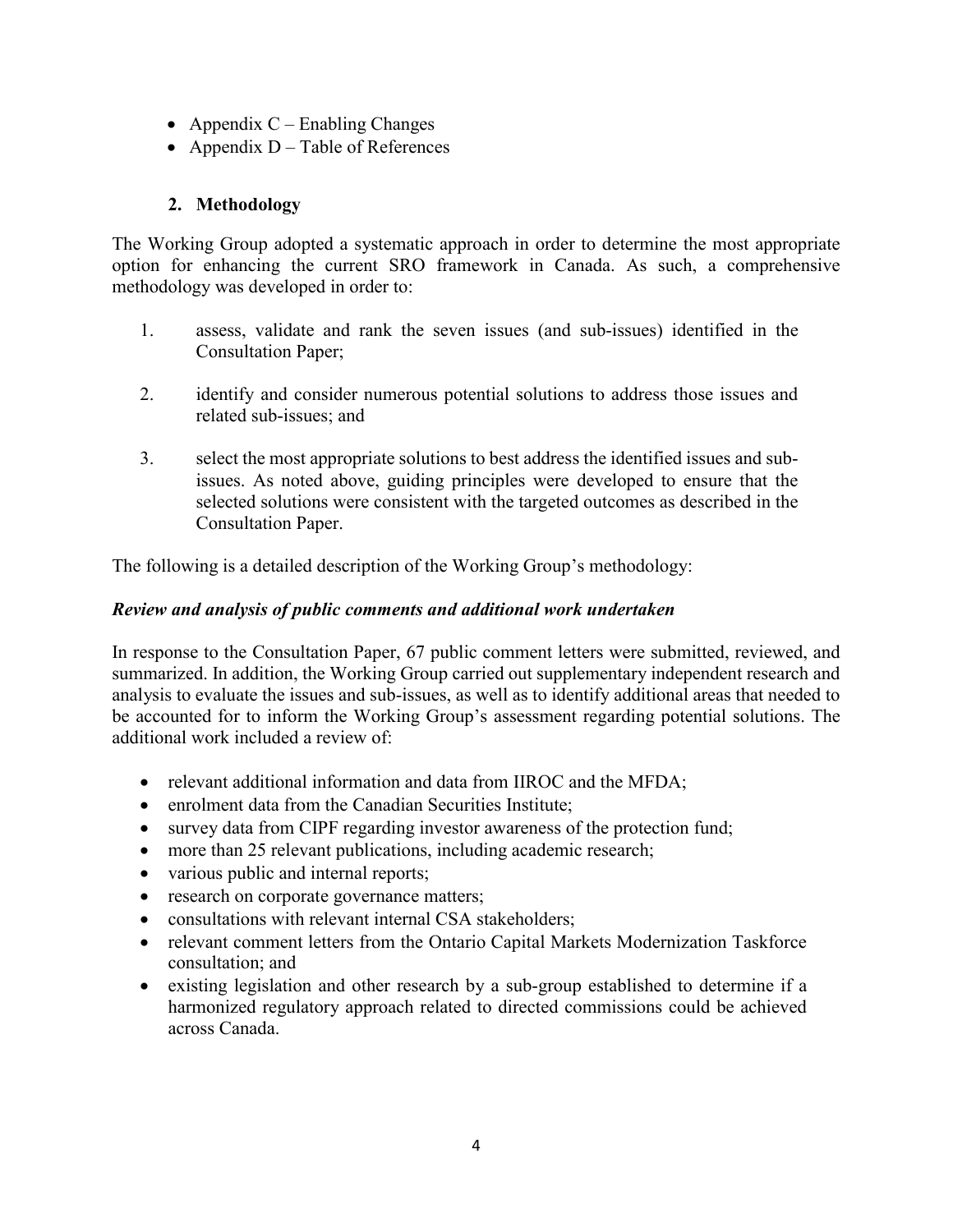- Appendix C – Enabling Changes
- Appendix D – Table of References

## 2. Methodology

The Working Group adopted a systematic approach in order to determine the most appropriate option for enhancing the current SRO framework in Canada. As such, a comprehensive methodology was developed in order to:

1. assess, validate and rank the seven issues (and sub-issues) identified in the Consultation Paper;

2. identify and consider numerous potential solutions to address those issues and related sub-issues; and

3. select the most appropriate solutions to best address the identified issues and sub-issues. As noted above, guiding principles were developed to ensure that the selected solutions were consistent with the targeted outcomes as described in the Consultation Paper.

The following is a detailed description of the Working Group's methodology:

***Review and analysis of public comments and additional work undertaken***

In response to the Consultation Paper, 67 public comment letters were submitted, reviewed, and summarized. In addition, the Working Group carried out supplementary independent research and analysis to evaluate the issues and sub-issues, as well as to identify additional areas that needed to be accounted for to inform the Working Group's assessment regarding potential solutions. The additional work included a review of:

- relevant additional information and data from IIROC and the MFDA;
- enrolment data from the Canadian Securities Institute;
- survey data from CIPF regarding investor awareness of the protection fund;
- more than 25 relevant publications, including academic research;
- various public and internal reports;
- research on corporate governance matters;
- consultations with relevant internal CSA stakeholders;
- relevant comment letters from the Ontario Capital Markets Modernization Taskforce consultation; and
- existing legislation and other research by a sub-group established to determine if a harmonized regulatory approach related to directed commissions could be achieved across Canada.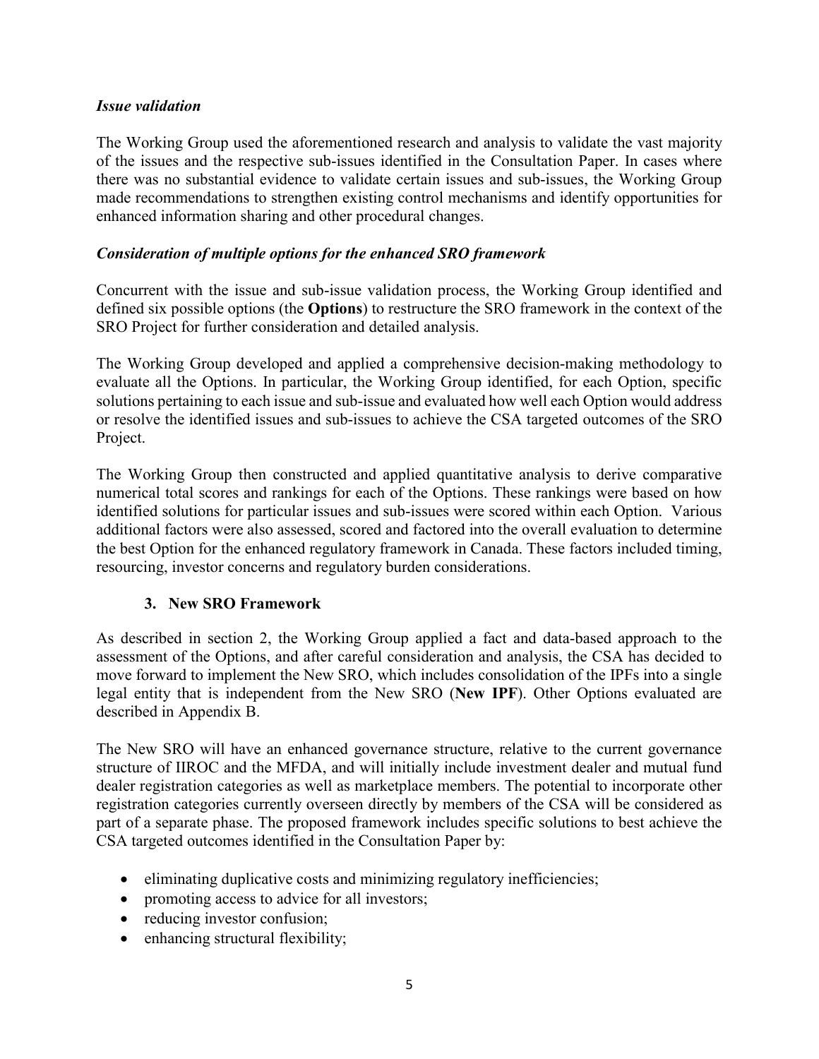*Issue validation*

The Working Group used the aforementioned research and analysis to validate the vast majority of the issues and the respective sub-issues identified in the Consultation Paper. In cases where there was no substantial evidence to validate certain issues and sub-issues, the Working Group made recommendations to strengthen existing control mechanisms and identify opportunities for enhanced information sharing and other procedural changes.

***Consideration of multiple options for the enhanced SRO framework***

Concurrent with the issue and sub-issue validation process, the Working Group identified and defined six possible options (the **Options**) to restructure the SRO framework in the context of the SRO Project for further consideration and detailed analysis.

The Working Group developed and applied a comprehensive decision-making methodology to evaluate all the Options. In particular, the Working Group identified, for each Option, specific solutions pertaining to each issue and sub-issue and evaluated how well each Option would address or resolve the identified issues and sub-issues to achieve the CSA targeted outcomes of the SRO Project.

The Working Group then constructed and applied quantitative analysis to derive comparative numerical total scores and rankings for each of the Options. These rankings were based on how identified solutions for particular issues and sub-issues were scored within each Option. Various additional factors were also assessed, scored and factored into the overall evaluation to determine the best Option for the enhanced regulatory framework in Canada. These factors included timing, resourcing, investor concerns and regulatory burden considerations.

### 3. New SRO Framework

As described in section 2, the Working Group applied a fact and data-based approach to the assessment of the Options, and after careful consideration and analysis, the CSA has decided to move forward to implement the New SRO, which includes consolidation of the IPFs into a single legal entity that is independent from the New SRO (**New IPF**). Other Options evaluated are described in Appendix B.

The New SRO will have an enhanced governance structure, relative to the current governance structure of IIROC and the MFDA, and will initially include investment dealer and mutual fund dealer registration categories as well as marketplace members. The potential to incorporate other registration categories currently overseen directly by members of the CSA will be considered as part of a separate phase. The proposed framework includes specific solutions to best achieve the CSA targeted outcomes identified in the Consultation Paper by:

- eliminating duplicative costs and minimizing regulatory inefficiencies;
- promoting access to advice for all investors;
- reducing investor confusion;
- enhancing structural flexibility;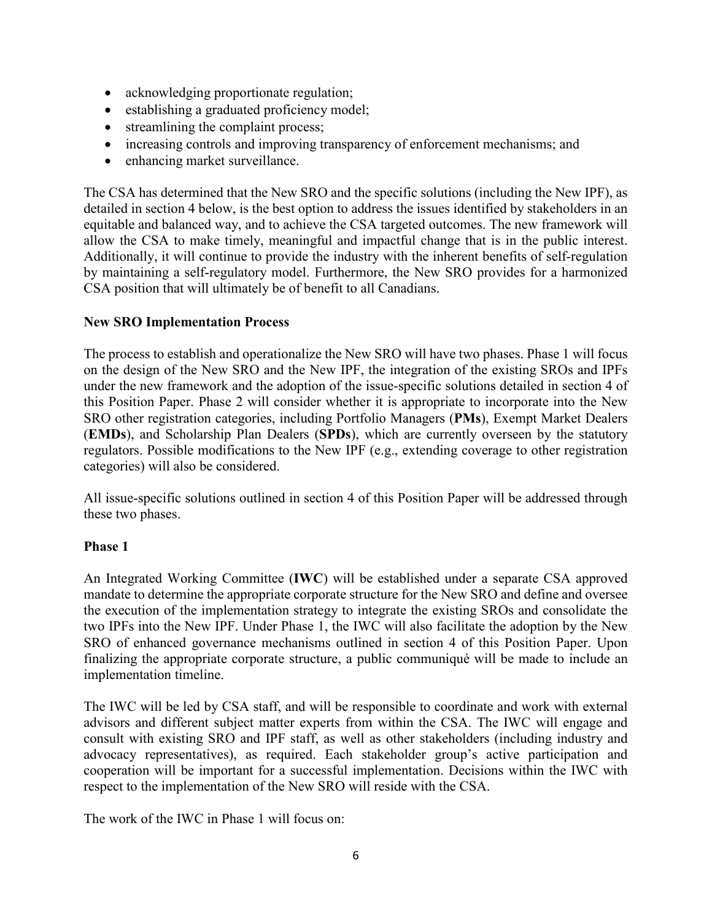- acknowledging proportionate regulation;
- establishing a graduated proficiency model;
- streamlining the complaint process;
- increasing controls and improving transparency of enforcement mechanisms; and
- enhancing market surveillance.

The CSA has determined that the New SRO and the specific solutions (including the New IPF), as detailed in section 4 below, is the best option to address the issues identified by stakeholders in an equitable and balanced way, and to achieve the CSA targeted outcomes. The new framework will allow the CSA to make timely, meaningful and impactful change that is in the public interest. Additionally, it will continue to provide the industry with the inherent benefits of self-regulation by maintaining a self-regulatory model. Furthermore, the New SRO provides for a harmonized CSA position that will ultimately be of benefit to all Canadians.

**New SRO Implementation Process**

The process to establish and operationalize the New SRO will have two phases. Phase 1 will focus on the design of the New SRO and the New IPF, the integration of the existing SROs and IPFs under the new framework and the adoption of the issue-specific solutions detailed in section 4 of this Position Paper. Phase 2 will consider whether it is appropriate to incorporate into the New SRO other registration categories, including Portfolio Managers (**PMs**), Exempt Market Dealers (**EMDs**), and Scholarship Plan Dealers (**SPDs**), which are currently overseen by the statutory regulators. Possible modifications to the New IPF (e.g., extending coverage to other registration categories) will also be considered.

All issue-specific solutions outlined in section 4 of this Position Paper will be addressed through these two phases.

**Phase 1**

An Integrated Working Committee (**IWC**) will be established under a separate CSA approved mandate to determine the appropriate corporate structure for the New SRO and define and oversee the execution of the implementation strategy to integrate the existing SROs and consolidate the two IPFs into the New IPF. Under Phase 1, the IWC will also facilitate the adoption by the New SRO of enhanced governance mechanisms outlined in section 4 of this Position Paper. Upon finalizing the appropriate corporate structure, a public communiqué will be made to include an implementation timeline.

The IWC will be led by CSA staff, and will be responsible to coordinate and work with external advisors and different subject matter experts from within the CSA. The IWC will engage and consult with existing SRO and IPF staff, as well as other stakeholders (including industry and advocacy representatives), as required. Each stakeholder group's active participation and cooperation will be important for a successful implementation. Decisions within the IWC with respect to the implementation of the New SRO will reside with the CSA.

The work of the IWC in Phase 1 will focus on: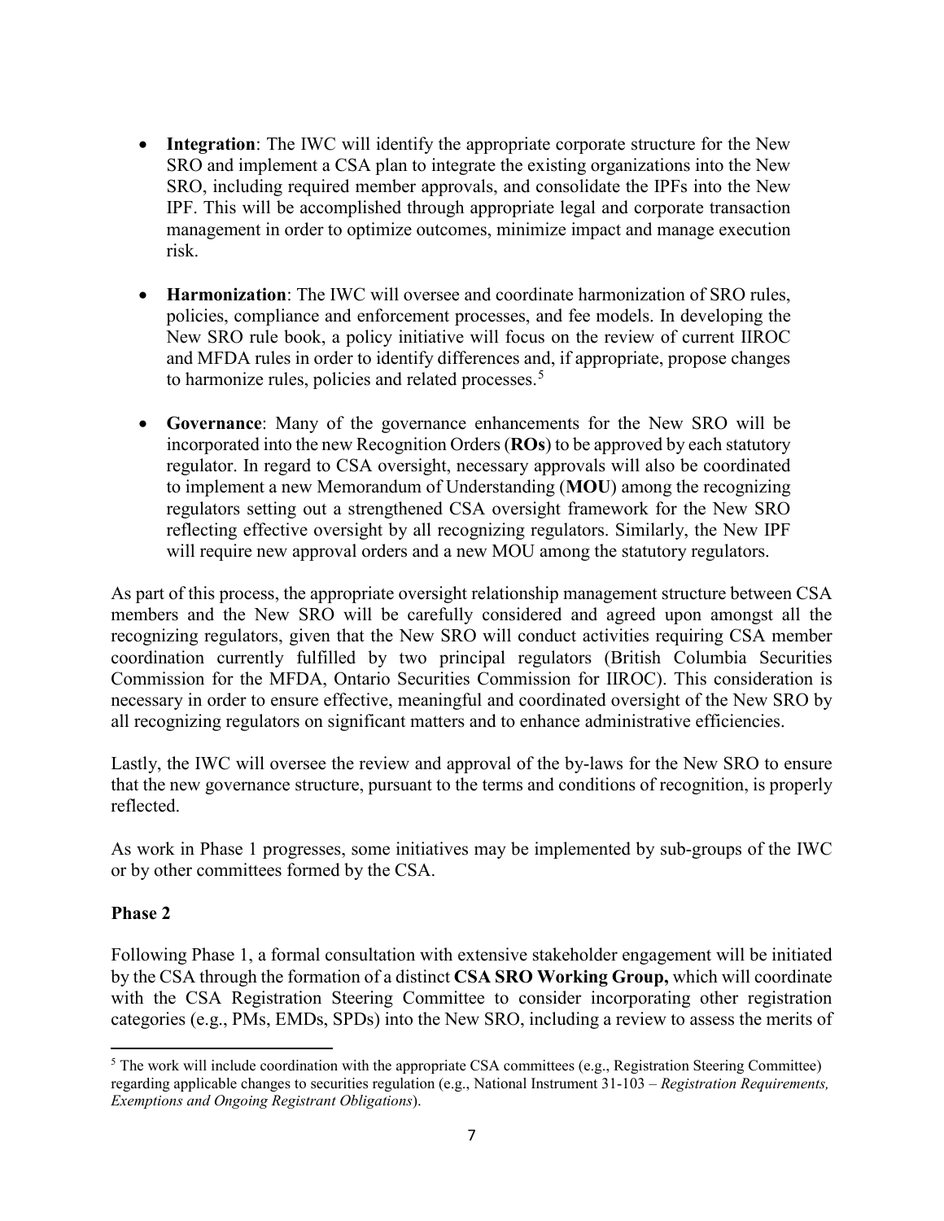- **Integration**: The IWC will identify the appropriate corporate structure for the New SRO and implement a CSA plan to integrate the existing organizations into the New SRO, including required member approvals, and consolidate the IPFs into the New IPF. This will be accomplished through appropriate legal and corporate transaction management in order to optimize outcomes, minimize impact and manage execution risk.

- **Harmonization**: The IWC will oversee and coordinate harmonization of SRO rules, policies, compliance and enforcement processes, and fee models. In developing the New SRO rule book, a policy initiative will focus on the review of current IIROC and MFDA rules in order to identify differences and, if appropriate, propose changes to harmonize rules, policies and related processes.[5]

- **Governance**: Many of the governance enhancements for the New SRO will be incorporated into the new Recognition Orders (**ROs**) to be approved by each statutory regulator. In regard to CSA oversight, necessary approvals will also be coordinated to implement a new Memorandum of Understanding (**MOU**) among the recognizing regulators setting out a strengthened CSA oversight framework for the New SRO reflecting effective oversight by all recognizing regulators. Similarly, the New IPF will require new approval orders and a new MOU among the statutory regulators.

As part of this process, the appropriate oversight relationship management structure between CSA members and the New SRO will be carefully considered and agreed upon amongst all the recognizing regulators, given that the New SRO will conduct activities requiring CSA member coordination currently fulfilled by two principal regulators (British Columbia Securities Commission for the MFDA, Ontario Securities Commission for IIROC). This consideration is necessary in order to ensure effective, meaningful and coordinated oversight of the New SRO by all recognizing regulators on significant matters and to enhance administrative efficiencies.

Lastly, the IWC will oversee the review and approval of the by-laws for the New SRO to ensure that the new governance structure, pursuant to the terms and conditions of recognition, is properly reflected.

As work in Phase 1 progresses, some initiatives may be implemented by sub-groups of the IWC or by other committees formed by the CSA.

**Phase 2**

Following Phase 1, a formal consultation with extensive stakeholder engagement will be initiated by the CSA through the formation of a distinct **CSA SRO Working Group,** which will coordinate with the CSA Registration Steering Committee to consider incorporating other registration categories (e.g., PMs, EMDs, SPDs) into the New SRO, including a review to assess the merits of

---

[5] The work will include coordination with the appropriate CSA committees (e.g., Registration Steering Committee) regarding applicable changes to securities regulation (e.g., National Instrument 31-103 – *Registration Requirements, Exemptions and Ongoing Registrant Obligations*).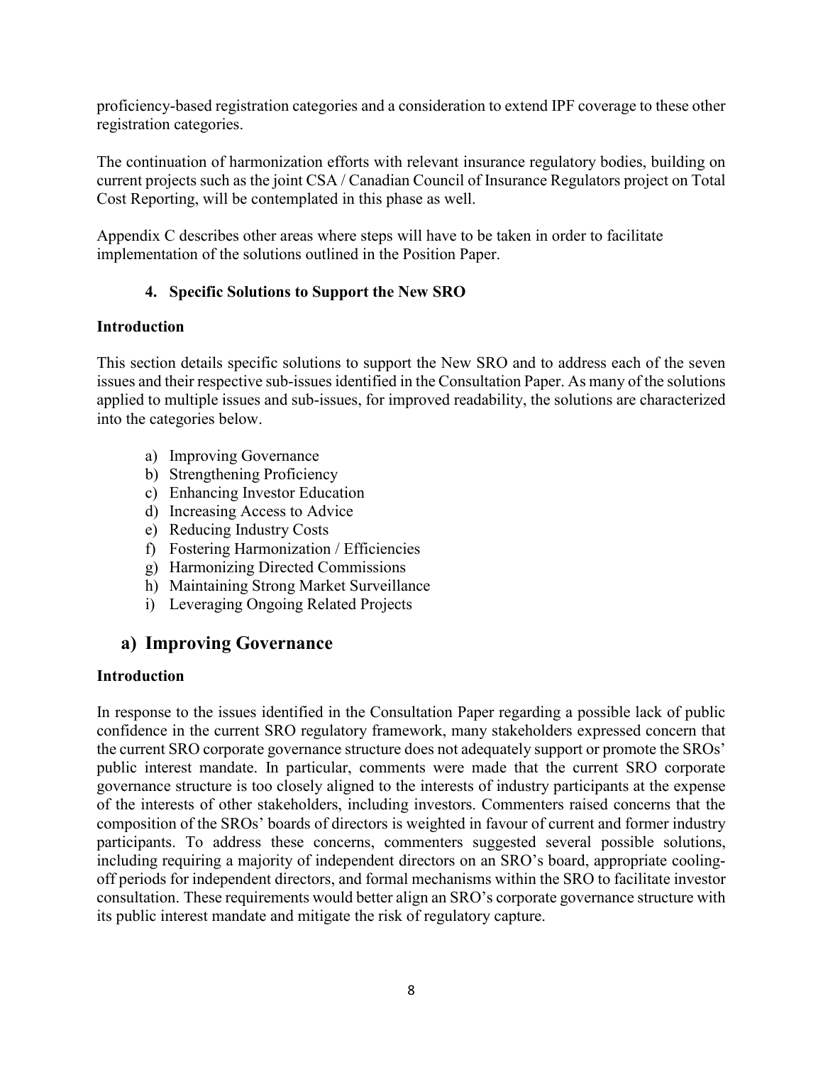proficiency-based registration categories and a consideration to extend IPF coverage to these other registration categories.

The continuation of harmonization efforts with relevant insurance regulatory bodies, building on current projects such as the joint CSA / Canadian Council of Insurance Regulators project on Total Cost Reporting, will be contemplated in this phase as well.

Appendix C describes other areas where steps will have to be taken in order to facilitate implementation of the solutions outlined in the Position Paper.

### 4. Specific Solutions to Support the New SRO

**Introduction**

This section details specific solutions to support the New SRO and to address each of the seven issues and their respective sub-issues identified in the Consultation Paper. As many of the solutions applied to multiple issues and sub-issues, for improved readability, the solutions are characterized into the categories below.

a) Improving Governance
b) Strengthening Proficiency
c) Enhancing Investor Education
d) Increasing Access to Advice
e) Reducing Industry Costs
f) Fostering Harmonization / Efficiencies
g) Harmonizing Directed Commissions
h) Maintaining Strong Market Surveillance
i) Leveraging Ongoing Related Projects

## a) Improving Governance

**Introduction**

In response to the issues identified in the Consultation Paper regarding a possible lack of public confidence in the current SRO regulatory framework, many stakeholders expressed concern that the current SRO corporate governance structure does not adequately support or promote the SROs' public interest mandate. In particular, comments were made that the current SRO corporate governance structure is too closely aligned to the interests of industry participants at the expense of the interests of other stakeholders, including investors. Commenters raised concerns that the composition of the SROs' boards of directors is weighted in favour of current and former industry participants. To address these concerns, commenters suggested several possible solutions, including requiring a majority of independent directors on an SRO's board, appropriate cooling-off periods for independent directors, and formal mechanisms within the SRO to facilitate investor consultation. These requirements would better align an SRO's corporate governance structure with its public interest mandate and mitigate the risk of regulatory capture.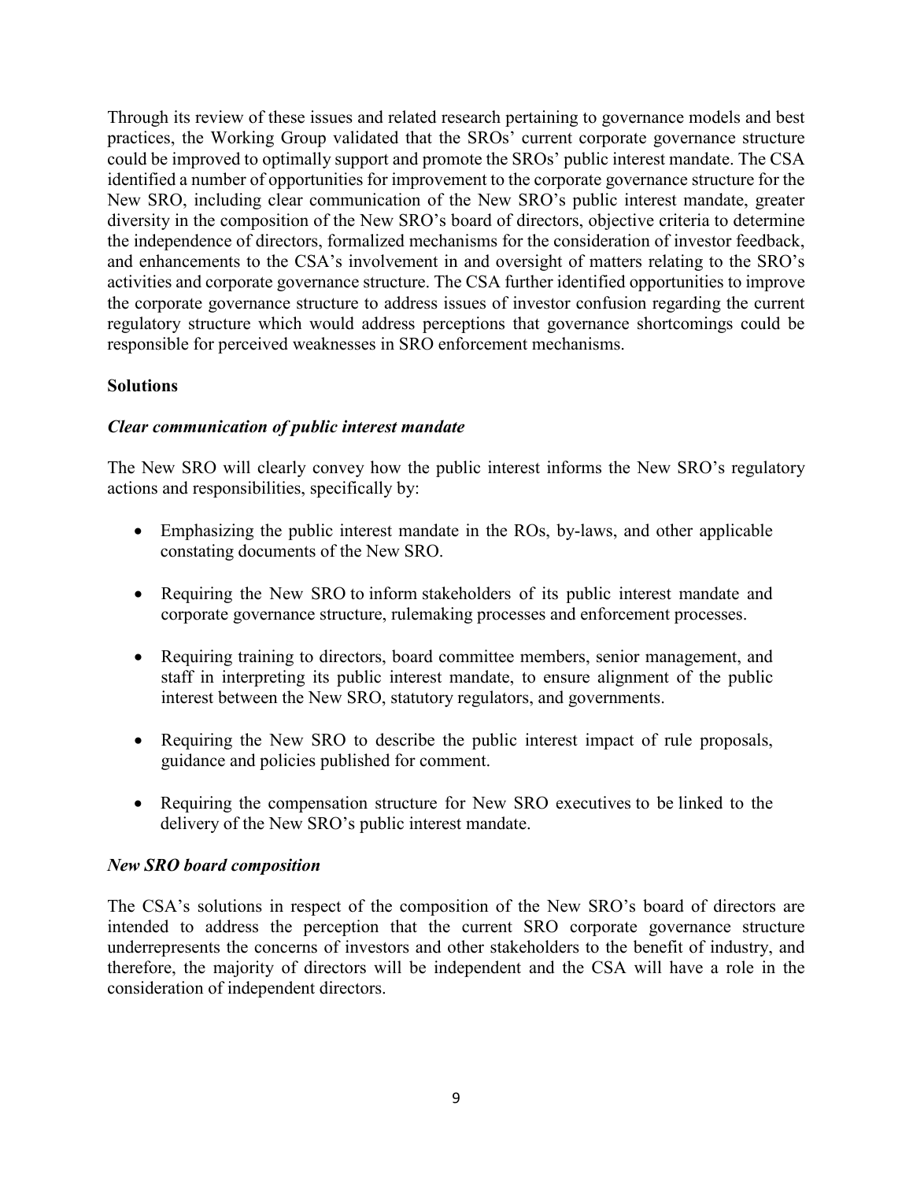Through its review of these issues and related research pertaining to governance models and best practices, the Working Group validated that the SROs' current corporate governance structure could be improved to optimally support and promote the SROs' public interest mandate. The CSA identified a number of opportunities for improvement to the corporate governance structure for the New SRO, including clear communication of the New SRO's public interest mandate, greater diversity in the composition of the New SRO's board of directors, objective criteria to determine the independence of directors, formalized mechanisms for the consideration of investor feedback, and enhancements to the CSA's involvement in and oversight of matters relating to the SRO's activities and corporate governance structure. The CSA further identified opportunities to improve the corporate governance structure to address issues of investor confusion regarding the current regulatory structure which would address perceptions that governance shortcomings could be responsible for perceived weaknesses in SRO enforcement mechanisms.

**Solutions**

***Clear communication of public interest mandate***

The New SRO will clearly convey how the public interest informs the New SRO's regulatory actions and responsibilities, specifically by:

- Emphasizing the public interest mandate in the ROs, by-laws, and other applicable constating documents of the New SRO.
- Requiring the New SRO to inform stakeholders of its public interest mandate and corporate governance structure, rulemaking processes and enforcement processes.
- Requiring training to directors, board committee members, senior management, and staff in interpreting its public interest mandate, to ensure alignment of the public interest between the New SRO, statutory regulators, and governments.
- Requiring the New SRO to describe the public interest impact of rule proposals, guidance and policies published for comment.
- Requiring the compensation structure for New SRO executives to be linked to the delivery of the New SRO's public interest mandate.

***New SRO board composition***

The CSA's solutions in respect of the composition of the New SRO's board of directors are intended to address the perception that the current SRO corporate governance structure underrepresents the concerns of investors and other stakeholders to the benefit of industry, and therefore, the majority of directors will be independent and the CSA will have a role in the consideration of independent directors.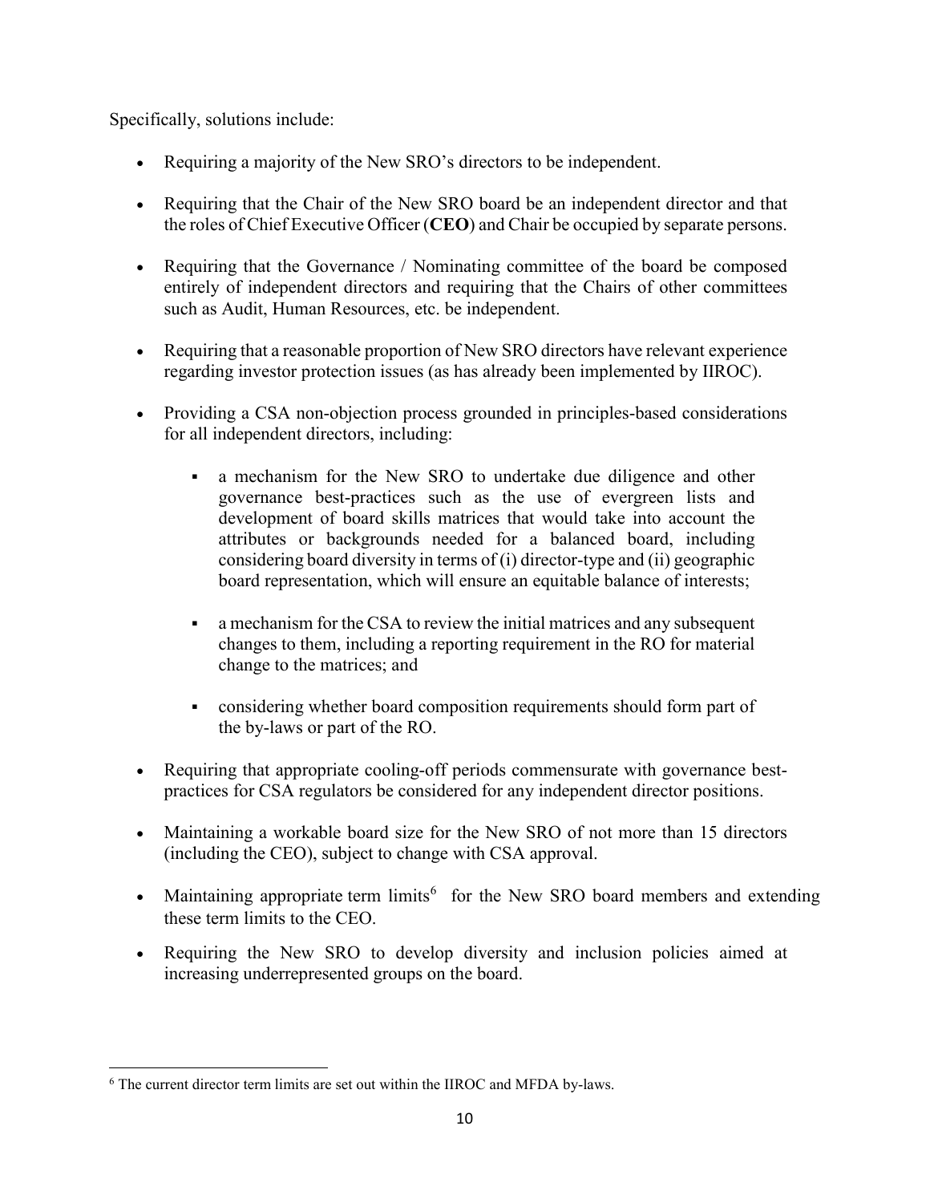Specifically, solutions include:

- Requiring a majority of the New SRO's directors to be independent.
- Requiring that the Chair of the New SRO board be an independent director and that the roles of Chief Executive Officer (**CEO**) and Chair be occupied by separate persons.
- Requiring that the Governance / Nominating committee of the board be composed entirely of independent directors and requiring that the Chairs of other committees such as Audit, Human Resources, etc. be independent.
- Requiring that a reasonable proportion of New SRO directors have relevant experience regarding investor protection issues (as has already been implemented by IIROC).
- Providing a CSA non-objection process grounded in principles-based considerations for all independent directors, including:
  - a mechanism for the New SRO to undertake due diligence and other governance best-practices such as the use of evergreen lists and development of board skills matrices that would take into account the attributes or backgrounds needed for a balanced board, including considering board diversity in terms of (i) director-type and (ii) geographic board representation, which will ensure an equitable balance of interests;
  - a mechanism for the CSA to review the initial matrices and any subsequent changes to them, including a reporting requirement in the RO for material change to the matrices; and
  - considering whether board composition requirements should form part of the by-laws or part of the RO.
- Requiring that appropriate cooling-off periods commensurate with governance best-practices for CSA regulators be considered for any independent director positions.
- Maintaining a workable board size for the New SRO of not more than 15 directors (including the CEO), subject to change with CSA approval.
- Maintaining appropriate term limits[6] for the New SRO board members and extending these term limits to the CEO.
- Requiring the New SRO to develop diversity and inclusion policies aimed at increasing underrepresented groups on the board.

---

[6] The current director term limits are set out within the IIROC and MFDA by-laws.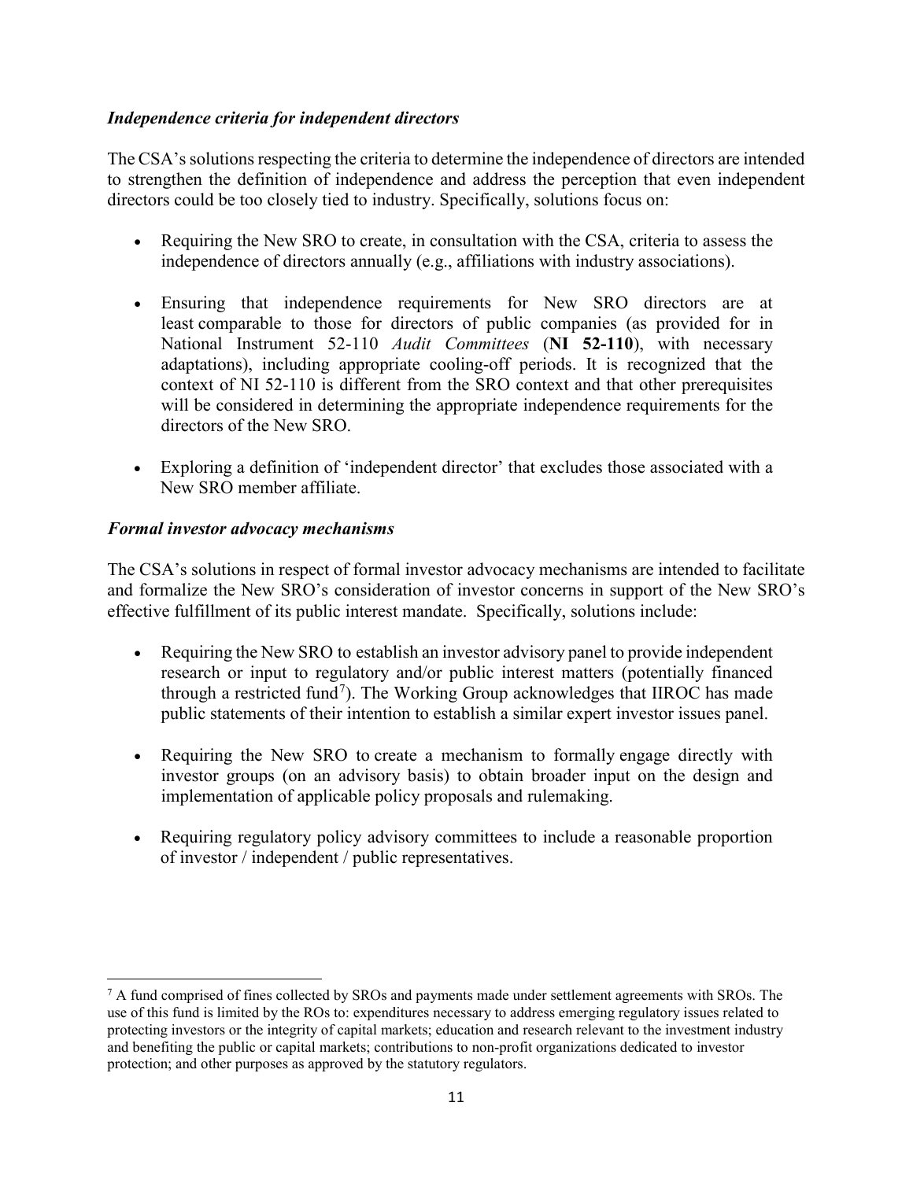***Independence criteria for independent directors***

The CSA's solutions respecting the criteria to determine the independence of directors are intended to strengthen the definition of independence and address the perception that even independent directors could be too closely tied to industry. Specifically, solutions focus on:

- Requiring the New SRO to create, in consultation with the CSA, criteria to assess the independence of directors annually (e.g., affiliations with industry associations).

- Ensuring that independence requirements for New SRO directors are at least comparable to those for directors of public companies (as provided for in National Instrument 52-110 *Audit Committees* (**NI 52-110**), with necessary adaptations), including appropriate cooling-off periods. It is recognized that the context of NI 52-110 is different from the SRO context and that other prerequisites will be considered in determining the appropriate independence requirements for the directors of the New SRO.

- Exploring a definition of 'independent director' that excludes those associated with a New SRO member affiliate.

***Formal investor advocacy mechanisms***

The CSA's solutions in respect of formal investor advocacy mechanisms are intended to facilitate and formalize the New SRO's consideration of investor concerns in support of the New SRO's effective fulfillment of its public interest mandate. Specifically, solutions include:

- Requiring the New SRO to establish an investor advisory panel to provide independent research or input to regulatory and/or public interest matters (potentially financed through a restricted fund[7]). The Working Group acknowledges that IIROC has made public statements of their intention to establish a similar expert investor issues panel.

- Requiring the New SRO to create a mechanism to formally engage directly with investor groups (on an advisory basis) to obtain broader input on the design and implementation of applicable policy proposals and rulemaking.

- Requiring regulatory policy advisory committees to include a reasonable proportion of investor / independent / public representatives.

[7] A fund comprised of fines collected by SROs and payments made under settlement agreements with SROs. The use of this fund is limited by the ROs to: expenditures necessary to address emerging regulatory issues related to protecting investors or the integrity of capital markets; education and research relevant to the investment industry and benefiting the public or capital markets; contributions to non-profit organizations dedicated to investor protection; and other purposes as approved by the statutory regulators.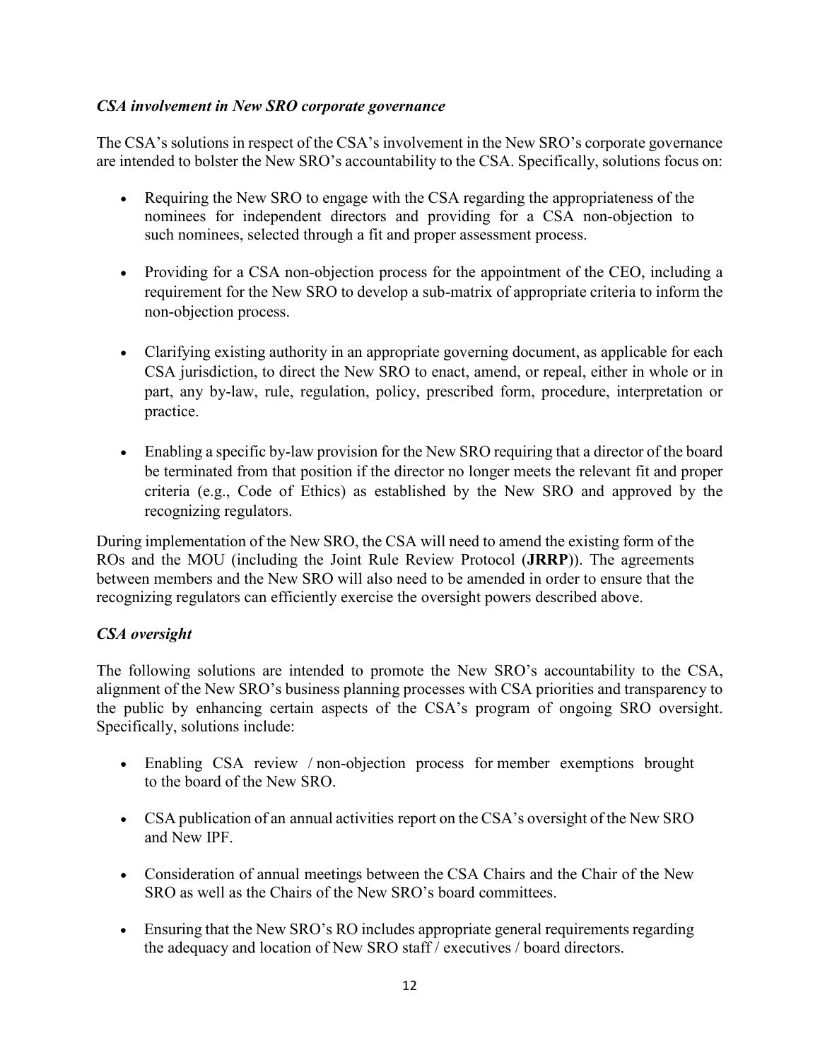*CSA involvement in New SRO corporate governance*

The CSA's solutions in respect of the CSA's involvement in the New SRO's corporate governance are intended to bolster the New SRO's accountability to the CSA. Specifically, solutions focus on:

- Requiring the New SRO to engage with the CSA regarding the appropriateness of the nominees for independent directors and providing for a CSA non-objection to such nominees, selected through a fit and proper assessment process.
- Providing for a CSA non-objection process for the appointment of the CEO, including a requirement for the New SRO to develop a sub-matrix of appropriate criteria to inform the non-objection process.
- Clarifying existing authority in an appropriate governing document, as applicable for each CSA jurisdiction, to direct the New SRO to enact, amend, or repeal, either in whole or in part, any by-law, rule, regulation, policy, prescribed form, procedure, interpretation or practice.
- Enabling a specific by-law provision for the New SRO requiring that a director of the board be terminated from that position if the director no longer meets the relevant fit and proper criteria (e.g., Code of Ethics) as established by the New SRO and approved by the recognizing regulators.

During implementation of the New SRO, the CSA will need to amend the existing form of the ROs and the MOU (including the Joint Rule Review Protocol (**JRRP**)). The agreements between members and the New SRO will also need to be amended in order to ensure that the recognizing regulators can efficiently exercise the oversight powers described above.

*CSA oversight*

The following solutions are intended to promote the New SRO's accountability to the CSA, alignment of the New SRO's business planning processes with CSA priorities and transparency to the public by enhancing certain aspects of the CSA's program of ongoing SRO oversight. Specifically, solutions include:

- Enabling CSA review / non-objection process for member exemptions brought to the board of the New SRO.
- CSA publication of an annual activities report on the CSA's oversight of the New SRO and New IPF.
- Consideration of annual meetings between the CSA Chairs and the Chair of the New SRO as well as the Chairs of the New SRO's board committees.
- Ensuring that the New SRO's RO includes appropriate general requirements regarding the adequacy and location of New SRO staff / executives / board directors.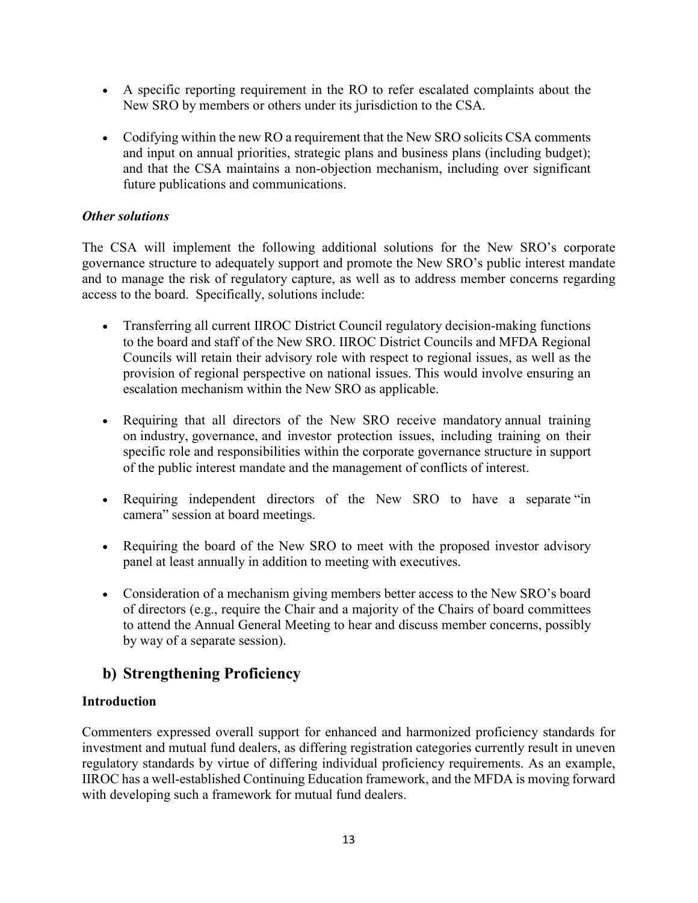- A specific reporting requirement in the RO to refer escalated complaints about the New SRO by members or others under its jurisdiction to the CSA.
- Codifying within the new RO a requirement that the New SRO solicits CSA comments and input on annual priorities, strategic plans and business plans (including budget); and that the CSA maintains a non-objection mechanism, including over significant future publications and communications.

***Other solutions***

The CSA will implement the following additional solutions for the New SRO's corporate governance structure to adequately support and promote the New SRO's public interest mandate and to manage the risk of regulatory capture, as well as to address member concerns regarding access to the board. Specifically, solutions include:

- Transferring all current IIROC District Council regulatory decision-making functions to the board and staff of the New SRO. IIROC District Councils and MFDA Regional Councils will retain their advisory role with respect to regional issues, as well as the provision of regional perspective on national issues. This would involve ensuring an escalation mechanism within the New SRO as applicable.
- Requiring that all directors of the New SRO receive mandatory annual training on industry, governance, and investor protection issues, including training on their specific role and responsibilities within the corporate governance structure in support of the public interest mandate and the management of conflicts of interest.
- Requiring independent directors of the New SRO to have a separate "in camera" session at board meetings.
- Requiring the board of the New SRO to meet with the proposed investor advisory panel at least annually in addition to meeting with executives.
- Consideration of a mechanism giving members better access to the New SRO's board of directors (e.g., require the Chair and a majority of the Chairs of board committees to attend the Annual General Meeting to hear and discuss member concerns, possibly by way of a separate session).

## b) Strengthening Proficiency

**Introduction**

Commenters expressed overall support for enhanced and harmonized proficiency standards for investment and mutual fund dealers, as differing registration categories currently result in uneven regulatory standards by virtue of differing individual proficiency requirements. As an example, IIROC has a well-established Continuing Education framework, and the MFDA is moving forward with developing such a framework for mutual fund dealers.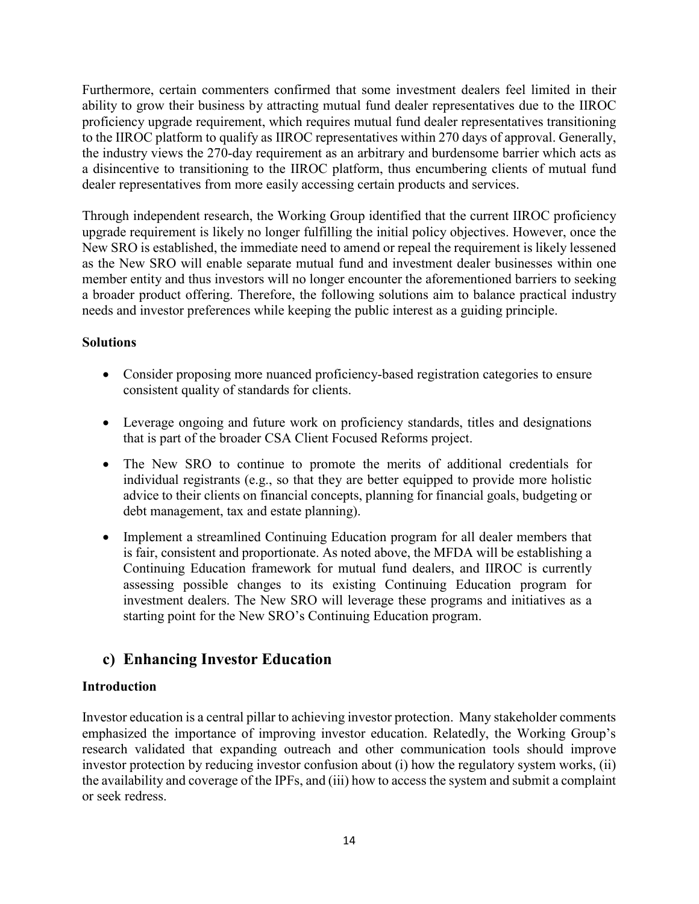Furthermore, certain commenters confirmed that some investment dealers feel limited in their ability to grow their business by attracting mutual fund dealer representatives due to the IIROC proficiency upgrade requirement, which requires mutual fund dealer representatives transitioning to the IIROC platform to qualify as IIROC representatives within 270 days of approval. Generally, the industry views the 270-day requirement as an arbitrary and burdensome barrier which acts as a disincentive to transitioning to the IIROC platform, thus encumbering clients of mutual fund dealer representatives from more easily accessing certain products and services.

Through independent research, the Working Group identified that the current IIROC proficiency upgrade requirement is likely no longer fulfilling the initial policy objectives. However, once the New SRO is established, the immediate need to amend or repeal the requirement is likely lessened as the New SRO will enable separate mutual fund and investment dealer businesses within one member entity and thus investors will no longer encounter the aforementioned barriers to seeking a broader product offering. Therefore, the following solutions aim to balance practical industry needs and investor preferences while keeping the public interest as a guiding principle.

**Solutions**

- Consider proposing more nuanced proficiency-based registration categories to ensure consistent quality of standards for clients.
- Leverage ongoing and future work on proficiency standards, titles and designations that is part of the broader CSA Client Focused Reforms project.
- The New SRO to continue to promote the merits of additional credentials for individual registrants (e.g., so that they are better equipped to provide more holistic advice to their clients on financial concepts, planning for financial goals, budgeting or debt management, tax and estate planning).
- Implement a streamlined Continuing Education program for all dealer members that is fair, consistent and proportionate. As noted above, the MFDA will be establishing a Continuing Education framework for mutual fund dealers, and IIROC is currently assessing possible changes to its existing Continuing Education program for investment dealers. The New SRO will leverage these programs and initiatives as a starting point for the New SRO's Continuing Education program.

## c) Enhancing Investor Education

**Introduction**

Investor education is a central pillar to achieving investor protection. Many stakeholder comments emphasized the importance of improving investor education. Relatedly, the Working Group's research validated that expanding outreach and other communication tools should improve investor protection by reducing investor confusion about (i) how the regulatory system works, (ii) the availability and coverage of the IPFs, and (iii) how to access the system and submit a complaint or seek redress.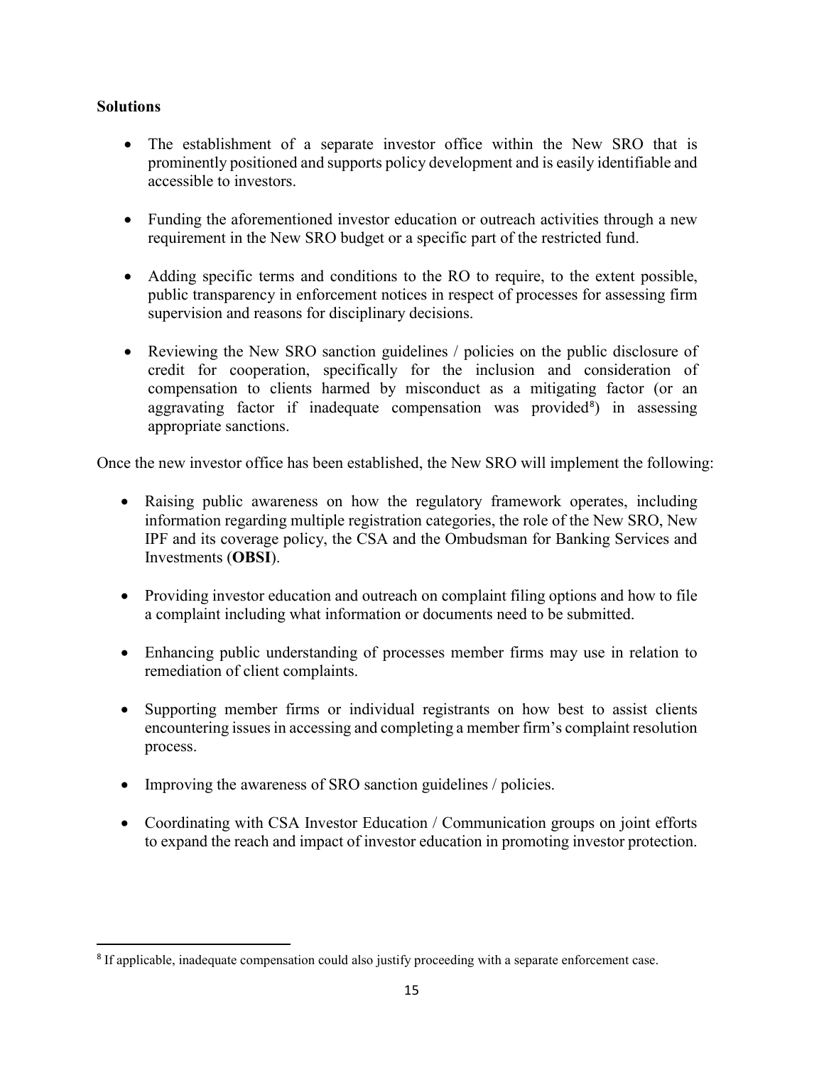**Solutions**

- The establishment of a separate investor office within the New SRO that is prominently positioned and supports policy development and is easily identifiable and accessible to investors.

- Funding the aforementioned investor education or outreach activities through a new requirement in the New SRO budget or a specific part of the restricted fund.

- Adding specific terms and conditions to the RO to require, to the extent possible, public transparency in enforcement notices in respect of processes for assessing firm supervision and reasons for disciplinary decisions.

- Reviewing the New SRO sanction guidelines / policies on the public disclosure of credit for cooperation, specifically for the inclusion and consideration of compensation to clients harmed by misconduct as a mitigating factor (or an aggravating factor if inadequate compensation was provided[8]) in assessing appropriate sanctions.

Once the new investor office has been established, the New SRO will implement the following:

- Raising public awareness on how the regulatory framework operates, including information regarding multiple registration categories, the role of the New SRO, New IPF and its coverage policy, the CSA and the Ombudsman for Banking Services and Investments (**OBSI**).

- Providing investor education and outreach on complaint filing options and how to file a complaint including what information or documents need to be submitted.

- Enhancing public understanding of processes member firms may use in relation to remediation of client complaints.

- Supporting member firms or individual registrants on how best to assist clients encountering issues in accessing and completing a member firm's complaint resolution process.

- Improving the awareness of SRO sanction guidelines / policies.

- Coordinating with CSA Investor Education / Communication groups on joint efforts to expand the reach and impact of investor education in promoting investor protection.

---

[8] If applicable, inadequate compensation could also justify proceeding with a separate enforcement case.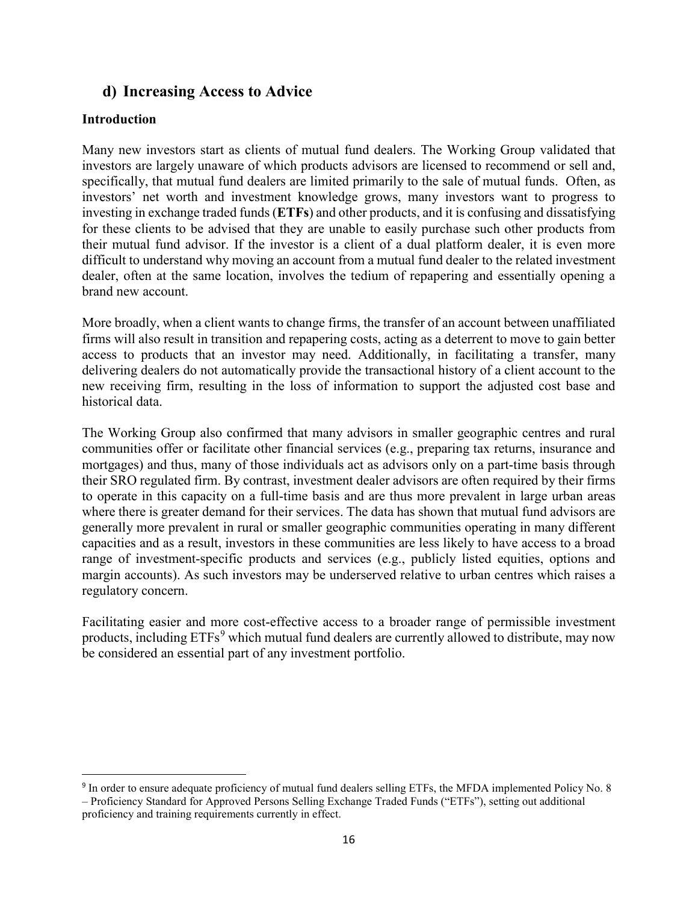## d) Increasing Access to Advice

**Introduction**

Many new investors start as clients of mutual fund dealers. The Working Group validated that investors are largely unaware of which products advisors are licensed to recommend or sell and, specifically, that mutual fund dealers are limited primarily to the sale of mutual funds. Often, as investors' net worth and investment knowledge grows, many investors want to progress to investing in exchange traded funds (**ETFs**) and other products, and it is confusing and dissatisfying for these clients to be advised that they are unable to easily purchase such other products from their mutual fund advisor. If the investor is a client of a dual platform dealer, it is even more difficult to understand why moving an account from a mutual fund dealer to the related investment dealer, often at the same location, involves the tedium of repapering and essentially opening a brand new account.

More broadly, when a client wants to change firms, the transfer of an account between unaffiliated firms will also result in transition and repapering costs, acting as a deterrent to move to gain better access to products that an investor may need. Additionally, in facilitating a transfer, many delivering dealers do not automatically provide the transactional history of a client account to the new receiving firm, resulting in the loss of information to support the adjusted cost base and historical data.

The Working Group also confirmed that many advisors in smaller geographic centres and rural communities offer or facilitate other financial services (e.g., preparing tax returns, insurance and mortgages) and thus, many of those individuals act as advisors only on a part-time basis through their SRO regulated firm. By contrast, investment dealer advisors are often required by their firms to operate in this capacity on a full-time basis and are thus more prevalent in large urban areas where there is greater demand for their services. The data has shown that mutual fund advisors are generally more prevalent in rural or smaller geographic communities operating in many different capacities and as a result, investors in these communities are less likely to have access to a broad range of investment-specific products and services (e.g., publicly listed equities, options and margin accounts). As such investors may be underserved relative to urban centres which raises a regulatory concern.

Facilitating easier and more cost-effective access to a broader range of permissible investment products, including ETFs[9] which mutual fund dealers are currently allowed to distribute, may now be considered an essential part of any investment portfolio.

[9] In order to ensure adequate proficiency of mutual fund dealers selling ETFs, the MFDA implemented Policy No. 8 – Proficiency Standard for Approved Persons Selling Exchange Traded Funds ("ETFs"), setting out additional proficiency and training requirements currently in effect.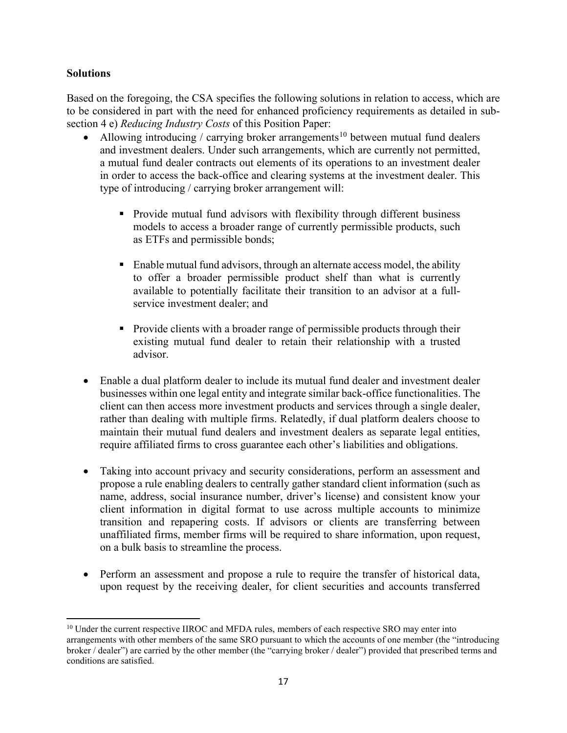**Solutions**

Based on the foregoing, the CSA specifies the following solutions in relation to access, which are to be considered in part with the need for enhanced proficiency requirements as detailed in sub-section 4 e) *Reducing Industry Costs* of this Position Paper:

- Allowing introducing / carrying broker arrangements[10] between mutual fund dealers and investment dealers. Under such arrangements, which are currently not permitted, a mutual fund dealer contracts out elements of its operations to an investment dealer in order to access the back-office and clearing systems at the investment dealer. This type of introducing / carrying broker arrangement will:

    - Provide mutual fund advisors with flexibility through different business models to access a broader range of currently permissible products, such as ETFs and permissible bonds;

    - Enable mutual fund advisors, through an alternate access model, the ability to offer a broader permissible product shelf than what is currently available to potentially facilitate their transition to an advisor at a full-service investment dealer; and

    - Provide clients with a broader range of permissible products through their existing mutual fund dealer to retain their relationship with a trusted advisor.

- Enable a dual platform dealer to include its mutual fund dealer and investment dealer businesses within one legal entity and integrate similar back-office functionalities. The client can then access more investment products and services through a single dealer, rather than dealing with multiple firms. Relatedly, if dual platform dealers choose to maintain their mutual fund dealers and investment dealers as separate legal entities, require affiliated firms to cross guarantee each other's liabilities and obligations.

- Taking into account privacy and security considerations, perform an assessment and propose a rule enabling dealers to centrally gather standard client information (such as name, address, social insurance number, driver's license) and consistent know your client information in digital format to use across multiple accounts to minimize transition and repapering costs. If advisors or clients are transferring between unaffiliated firms, member firms will be required to share information, upon request, on a bulk basis to streamline the process.

- Perform an assessment and propose a rule to require the transfer of historical data, upon request by the receiving dealer, for client securities and accounts transferred

---

[10] Under the current respective IIROC and MFDA rules, members of each respective SRO may enter into arrangements with other members of the same SRO pursuant to which the accounts of one member (the "introducing broker / dealer") are carried by the other member (the "carrying broker / dealer") provided that prescribed terms and conditions are satisfied.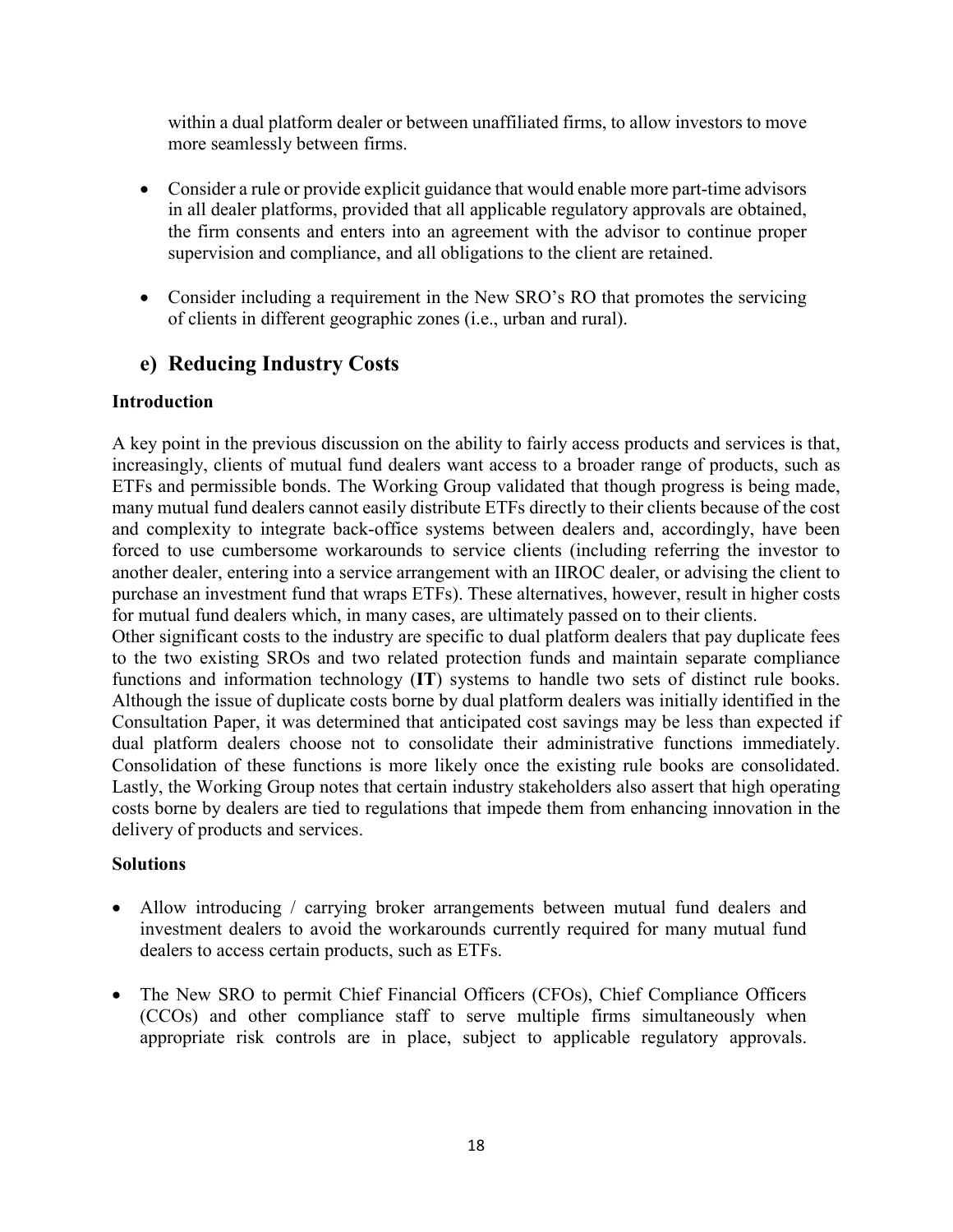within a dual platform dealer or between unaffiliated firms, to allow investors to move more seamlessly between firms.

- Consider a rule or provide explicit guidance that would enable more part-time advisors in all dealer platforms, provided that all applicable regulatory approvals are obtained, the firm consents and enters into an agreement with the advisor to continue proper supervision and compliance, and all obligations to the client are retained.

- Consider including a requirement in the New SRO's RO that promotes the servicing of clients in different geographic zones (i.e., urban and rural).

## e) Reducing Industry Costs

**Introduction**

A key point in the previous discussion on the ability to fairly access products and services is that, increasingly, clients of mutual fund dealers want access to a broader range of products, such as ETFs and permissible bonds. The Working Group validated that though progress is being made, many mutual fund dealers cannot easily distribute ETFs directly to their clients because of the cost and complexity to integrate back-office systems between dealers and, accordingly, have been forced to use cumbersome workarounds to service clients (including referring the investor to another dealer, entering into a service arrangement with an IIROC dealer, or advising the client to purchase an investment fund that wraps ETFs). These alternatives, however, result in higher costs for mutual fund dealers which, in many cases, are ultimately passed on to their clients.

Other significant costs to the industry are specific to dual platform dealers that pay duplicate fees to the two existing SROs and two related protection funds and maintain separate compliance functions and information technology (**IT**) systems to handle two sets of distinct rule books. Although the issue of duplicate costs borne by dual platform dealers was initially identified in the Consultation Paper, it was determined that anticipated cost savings may be less than expected if dual platform dealers choose not to consolidate their administrative functions immediately. Consolidation of these functions is more likely once the existing rule books are consolidated. Lastly, the Working Group notes that certain industry stakeholders also assert that high operating costs borne by dealers are tied to regulations that impede them from enhancing innovation in the delivery of products and services.

**Solutions**

- Allow introducing / carrying broker arrangements between mutual fund dealers and investment dealers to avoid the workarounds currently required for many mutual fund dealers to access certain products, such as ETFs.

- The New SRO to permit Chief Financial Officers (CFOs), Chief Compliance Officers (CCOs) and other compliance staff to serve multiple firms simultaneously when appropriate risk controls are in place, subject to applicable regulatory approvals.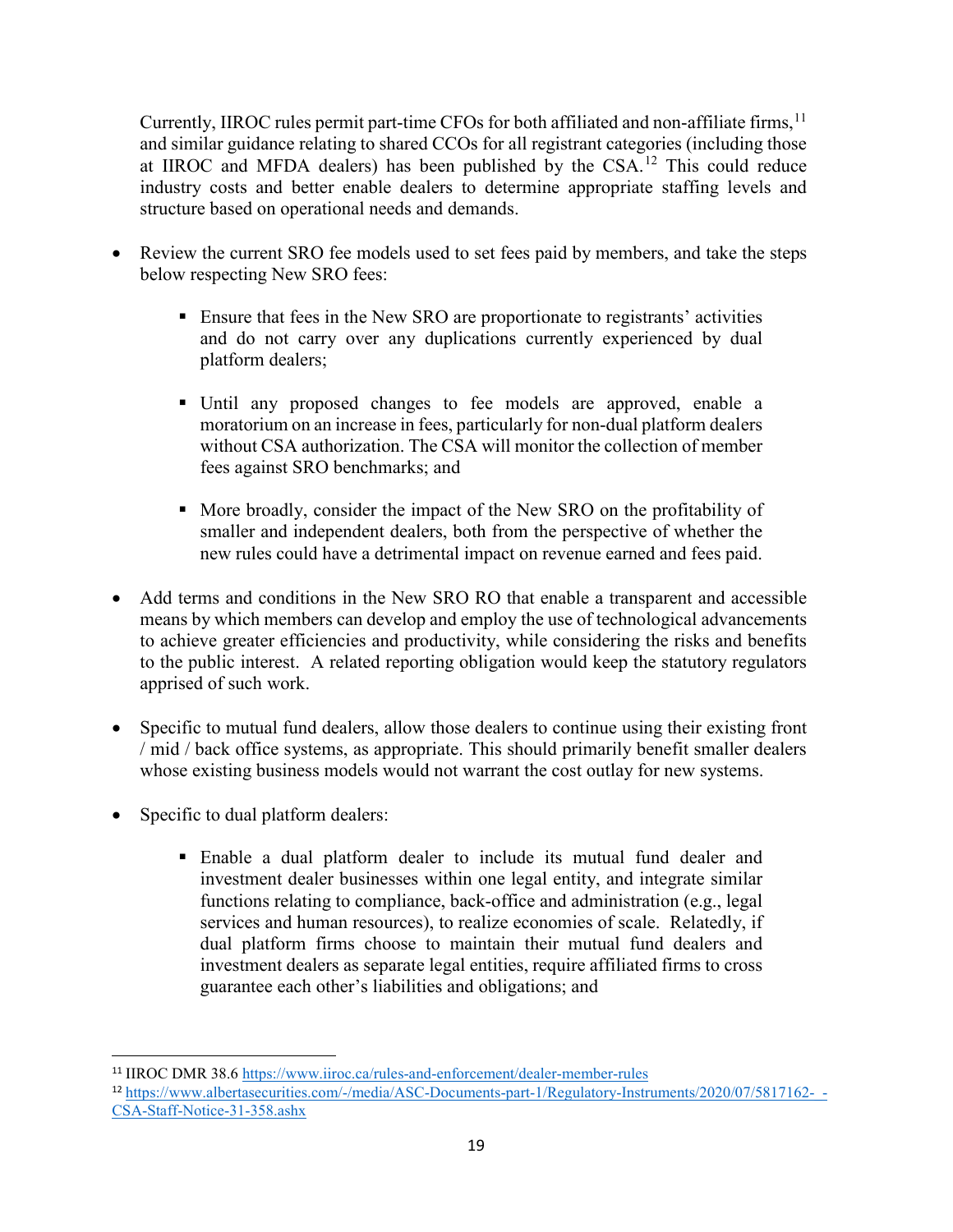Currently, IIROC rules permit part-time CFOs for both affiliated and non-affiliate firms,[11] and similar guidance relating to shared CCOs for all registrant categories (including those at IIROC and MFDA dealers) has been published by the CSA.[12] This could reduce industry costs and better enable dealers to determine appropriate staffing levels and structure based on operational needs and demands.

- Review the current SRO fee models used to set fees paid by members, and take the steps below respecting New SRO fees:
  - Ensure that fees in the New SRO are proportionate to registrants' activities and do not carry over any duplications currently experienced by dual platform dealers;
  - Until any proposed changes to fee models are approved, enable a moratorium on an increase in fees, particularly for non-dual platform dealers without CSA authorization. The CSA will monitor the collection of member fees against SRO benchmarks; and
  - More broadly, consider the impact of the New SRO on the profitability of smaller and independent dealers, both from the perspective of whether the new rules could have a detrimental impact on revenue earned and fees paid.
- Add terms and conditions in the New SRO RO that enable a transparent and accessible means by which members can develop and employ the use of technological advancements to achieve greater efficiencies and productivity, while considering the risks and benefits to the public interest. A related reporting obligation would keep the statutory regulators apprised of such work.
- Specific to mutual fund dealers, allow those dealers to continue using their existing front / mid / back office systems, as appropriate. This should primarily benefit smaller dealers whose existing business models would not warrant the cost outlay for new systems.
- Specific to dual platform dealers:
  - Enable a dual platform dealer to include its mutual fund dealer and investment dealer businesses within one legal entity, and integrate similar functions relating to compliance, back-office and administration (e.g., legal services and human resources), to realize economies of scale. Relatedly, if dual platform firms choose to maintain their mutual fund dealers and investment dealers as separate legal entities, require affiliated firms to cross guarantee each other's liabilities and obligations; and

---

[11] IIROC DMR 38.6 https://www.iiroc.ca/rules-and-enforcement/dealer-member-rules

[12] https://www.albertasecurities.com/-/media/ASC-Documents-part-1/Regulatory-Instruments/2020/07/5817162-_-CSA-Staff-Notice-31-358.ashx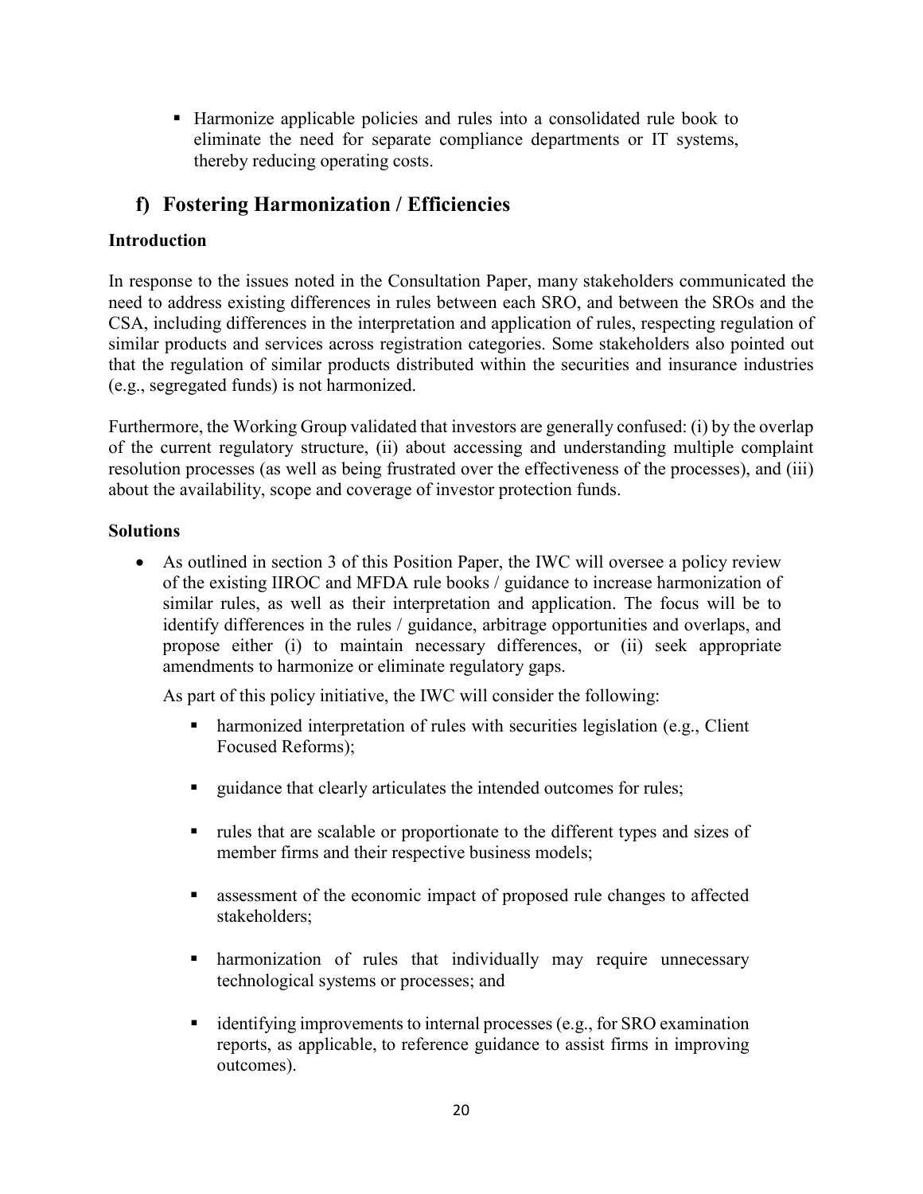- Harmonize applicable policies and rules into a consolidated rule book to eliminate the need for separate compliance departments or IT systems, thereby reducing operating costs.

## f) Fostering Harmonization / Efficiencies

**Introduction**

In response to the issues noted in the Consultation Paper, many stakeholders communicated the need to address existing differences in rules between each SRO, and between the SROs and the CSA, including differences in the interpretation and application of rules, respecting regulation of similar products and services across registration categories. Some stakeholders also pointed out that the regulation of similar products distributed within the securities and insurance industries (e.g., segregated funds) is not harmonized.

Furthermore, the Working Group validated that investors are generally confused: (i) by the overlap of the current regulatory structure, (ii) about accessing and understanding multiple complaint resolution processes (as well as being frustrated over the effectiveness of the processes), and (iii) about the availability, scope and coverage of investor protection funds.

**Solutions**

- As outlined in section 3 of this Position Paper, the IWC will oversee a policy review of the existing IIROC and MFDA rule books / guidance to increase harmonization of similar rules, as well as their interpretation and application. The focus will be to identify differences in the rules / guidance, arbitrage opportunities and overlaps, and propose either (i) to maintain necessary differences, or (ii) seek appropriate amendments to harmonize or eliminate regulatory gaps.

  As part of this policy initiative, the IWC will consider the following:

  - harmonized interpretation of rules with securities legislation (e.g., Client Focused Reforms);
  - guidance that clearly articulates the intended outcomes for rules;
  - rules that are scalable or proportionate to the different types and sizes of member firms and their respective business models;
  - assessment of the economic impact of proposed rule changes to affected stakeholders;
  - harmonization of rules that individually may require unnecessary technological systems or processes; and
  - identifying improvements to internal processes (e.g., for SRO examination reports, as applicable, to reference guidance to assist firms in improving outcomes).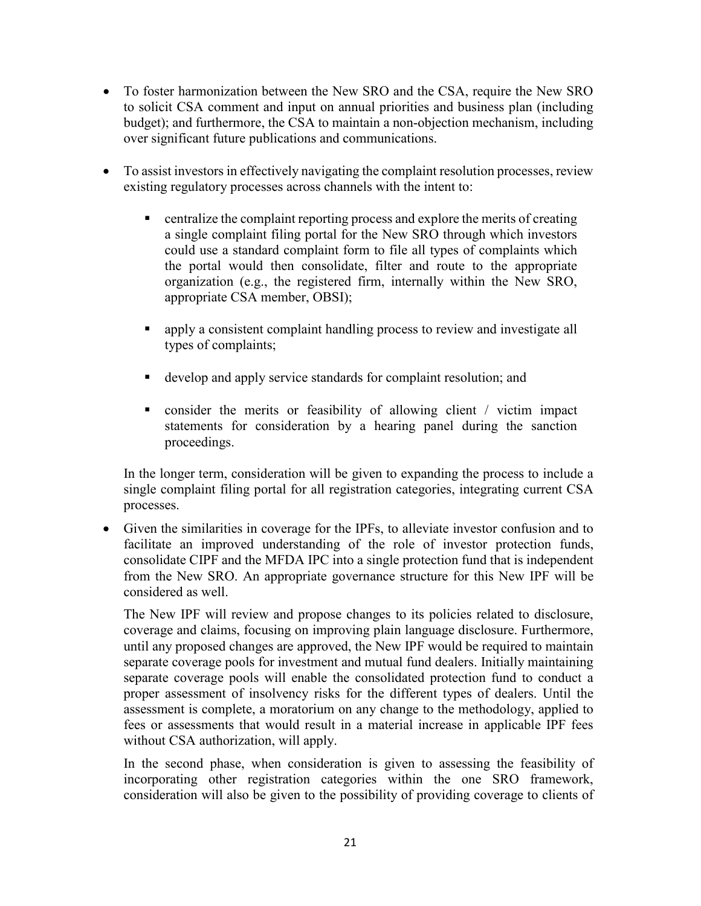- To foster harmonization between the New SRO and the CSA, require the New SRO to solicit CSA comment and input on annual priorities and business plan (including budget); and furthermore, the CSA to maintain a non-objection mechanism, including over significant future publications and communications.

- To assist investors in effectively navigating the complaint resolution processes, review existing regulatory processes across channels with the intent to:

  - centralize the complaint reporting process and explore the merits of creating a single complaint filing portal for the New SRO through which investors could use a standard complaint form to file all types of complaints which the portal would then consolidate, filter and route to the appropriate organization (e.g., the registered firm, internally within the New SRO, appropriate CSA member, OBSI);

  - apply a consistent complaint handling process to review and investigate all types of complaints;

  - develop and apply service standards for complaint resolution; and

  - consider the merits or feasibility of allowing client / victim impact statements for consideration by a hearing panel during the sanction proceedings.

  In the longer term, consideration will be given to expanding the process to include a single complaint filing portal for all registration categories, integrating current CSA processes.

- Given the similarities in coverage for the IPFs, to alleviate investor confusion and to facilitate an improved understanding of the role of investor protection funds, consolidate CIPF and the MFDA IPC into a single protection fund that is independent from the New SRO. An appropriate governance structure for this New IPF will be considered as well.

  The New IPF will review and propose changes to its policies related to disclosure, coverage and claims, focusing on improving plain language disclosure. Furthermore, until any proposed changes are approved, the New IPF would be required to maintain separate coverage pools for investment and mutual fund dealers. Initially maintaining separate coverage pools will enable the consolidated protection fund to conduct a proper assessment of insolvency risks for the different types of dealers. Until the assessment is complete, a moratorium on any change to the methodology, applied to fees or assessments that would result in a material increase in applicable IPF fees without CSA authorization, will apply.

  In the second phase, when consideration is given to assessing the feasibility of incorporating other registration categories within the one SRO framework, consideration will also be given to the possibility of providing coverage to clients of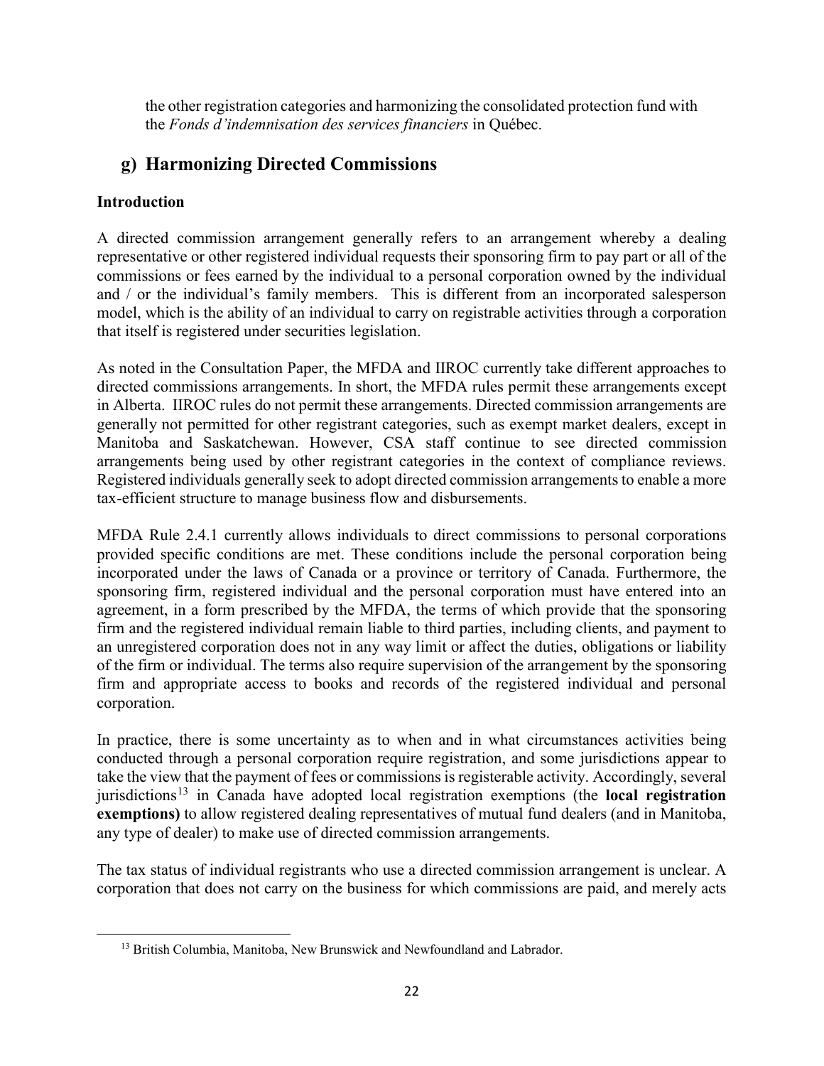the other registration categories and harmonizing the consolidated protection fund with the *Fonds d'indemnisation des services financiers* in Québec.

## g) Harmonizing Directed Commissions

**Introduction**

A directed commission arrangement generally refers to an arrangement whereby a dealing representative or other registered individual requests their sponsoring firm to pay part or all of the commissions or fees earned by the individual to a personal corporation owned by the individual and / or the individual's family members. This is different from an incorporated salesperson model, which is the ability of an individual to carry on registrable activities through a corporation that itself is registered under securities legislation.

As noted in the Consultation Paper, the MFDA and IIROC currently take different approaches to directed commissions arrangements. In short, the MFDA rules permit these arrangements except in Alberta. IIROC rules do not permit these arrangements. Directed commission arrangements are generally not permitted for other registrant categories, such as exempt market dealers, except in Manitoba and Saskatchewan. However, CSA staff continue to see directed commission arrangements being used by other registrant categories in the context of compliance reviews. Registered individuals generally seek to adopt directed commission arrangements to enable a more tax-efficient structure to manage business flow and disbursements.

MFDA Rule 2.4.1 currently allows individuals to direct commissions to personal corporations provided specific conditions are met. These conditions include the personal corporation being incorporated under the laws of Canada or a province or territory of Canada. Furthermore, the sponsoring firm, registered individual and the personal corporation must have entered into an agreement, in a form prescribed by the MFDA, the terms of which provide that the sponsoring firm and the registered individual remain liable to third parties, including clients, and payment to an unregistered corporation does not in any way limit or affect the duties, obligations or liability of the firm or individual. The terms also require supervision of the arrangement by the sponsoring firm and appropriate access to books and records of the registered individual and personal corporation.

In practice, there is some uncertainty as to when and in what circumstances activities being conducted through a personal corporation require registration, and some jurisdictions appear to take the view that the payment of fees or commissions is registerable activity. Accordingly, several jurisdictions[13] in Canada have adopted local registration exemptions (the **local registration exemptions)** to allow registered dealing representatives of mutual fund dealers (and in Manitoba, any type of dealer) to make use of directed commission arrangements.

The tax status of individual registrants who use a directed commission arrangement is unclear. A corporation that does not carry on the business for which commissions are paid, and merely acts

[13] British Columbia, Manitoba, New Brunswick and Newfoundland and Labrador.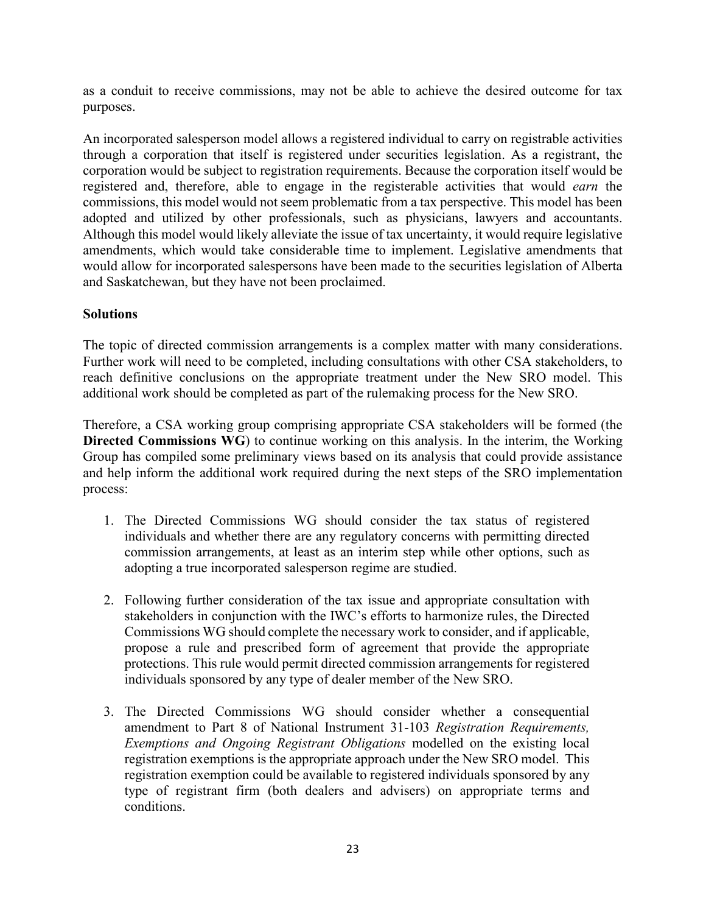as a conduit to receive commissions, may not be able to achieve the desired outcome for tax purposes.

An incorporated salesperson model allows a registered individual to carry on registrable activities through a corporation that itself is registered under securities legislation. As a registrant, the corporation would be subject to registration requirements. Because the corporation itself would be registered and, therefore, able to engage in the registerable activities that would *earn* the commissions, this model would not seem problematic from a tax perspective. This model has been adopted and utilized by other professionals, such as physicians, lawyers and accountants. Although this model would likely alleviate the issue of tax uncertainty, it would require legislative amendments, which would take considerable time to implement. Legislative amendments that would allow for incorporated salespersons have been made to the securities legislation of Alberta and Saskatchewan, but they have not been proclaimed.

**Solutions**

The topic of directed commission arrangements is a complex matter with many considerations. Further work will need to be completed, including consultations with other CSA stakeholders, to reach definitive conclusions on the appropriate treatment under the New SRO model. This additional work should be completed as part of the rulemaking process for the New SRO.

Therefore, a CSA working group comprising appropriate CSA stakeholders will be formed (the **Directed Commissions WG**) to continue working on this analysis. In the interim, the Working Group has compiled some preliminary views based on its analysis that could provide assistance and help inform the additional work required during the next steps of the SRO implementation process:

1. The Directed Commissions WG should consider the tax status of registered individuals and whether there are any regulatory concerns with permitting directed commission arrangements, at least as an interim step while other options, such as adopting a true incorporated salesperson regime are studied.

2. Following further consideration of the tax issue and appropriate consultation with stakeholders in conjunction with the IWC's efforts to harmonize rules, the Directed Commissions WG should complete the necessary work to consider, and if applicable, propose a rule and prescribed form of agreement that provide the appropriate protections. This rule would permit directed commission arrangements for registered individuals sponsored by any type of dealer member of the New SRO.

3. The Directed Commissions WG should consider whether a consequential amendment to Part 8 of National Instrument 31-103 *Registration Requirements, Exemptions and Ongoing Registrant Obligations* modelled on the existing local registration exemptions is the appropriate approach under the New SRO model. This registration exemption could be available to registered individuals sponsored by any type of registrant firm (both dealers and advisers) on appropriate terms and conditions.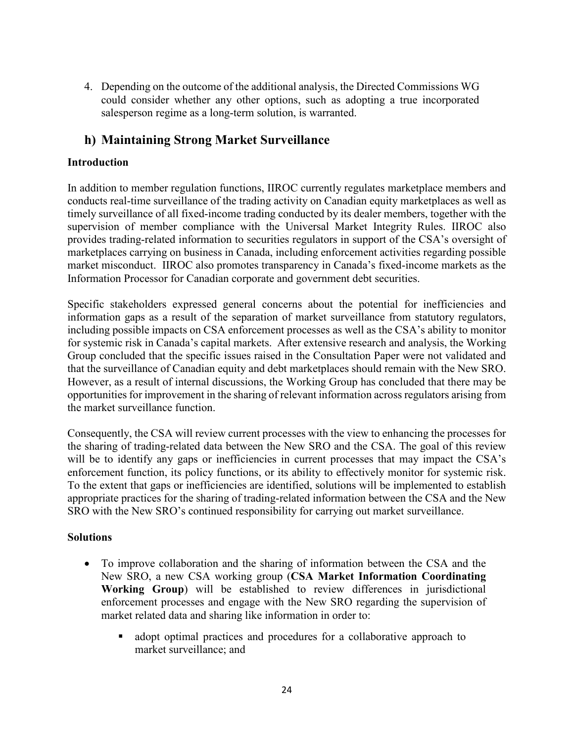4. Depending on the outcome of the additional analysis, the Directed Commissions WG could consider whether any other options, such as adopting a true incorporated salesperson regime as a long-term solution, is warranted.

## h) Maintaining Strong Market Surveillance

**Introduction**

In addition to member regulation functions, IIROC currently regulates marketplace members and conducts real-time surveillance of the trading activity on Canadian equity marketplaces as well as timely surveillance of all fixed-income trading conducted by its dealer members, together with the supervision of member compliance with the Universal Market Integrity Rules. IIROC also provides trading-related information to securities regulators in support of the CSA's oversight of marketplaces carrying on business in Canada, including enforcement activities regarding possible market misconduct. IIROC also promotes transparency in Canada's fixed-income markets as the Information Processor for Canadian corporate and government debt securities.

Specific stakeholders expressed general concerns about the potential for inefficiencies and information gaps as a result of the separation of market surveillance from statutory regulators, including possible impacts on CSA enforcement processes as well as the CSA's ability to monitor for systemic risk in Canada's capital markets. After extensive research and analysis, the Working Group concluded that the specific issues raised in the Consultation Paper were not validated and that the surveillance of Canadian equity and debt marketplaces should remain with the New SRO. However, as a result of internal discussions, the Working Group has concluded that there may be opportunities for improvement in the sharing of relevant information across regulators arising from the market surveillance function.

Consequently, the CSA will review current processes with the view to enhancing the processes for the sharing of trading-related data between the New SRO and the CSA. The goal of this review will be to identify any gaps or inefficiencies in current processes that may impact the CSA's enforcement function, its policy functions, or its ability to effectively monitor for systemic risk. To the extent that gaps or inefficiencies are identified, solutions will be implemented to establish appropriate practices for the sharing of trading-related information between the CSA and the New SRO with the New SRO's continued responsibility for carrying out market surveillance.

**Solutions**

- To improve collaboration and the sharing of information between the CSA and the New SRO, a new CSA working group (**CSA Market Information Coordinating Working Group**) will be established to review differences in jurisdictional enforcement processes and engage with the New SRO regarding the supervision of market related data and sharing like information in order to:
  - adopt optimal practices and procedures for a collaborative approach to market surveillance; and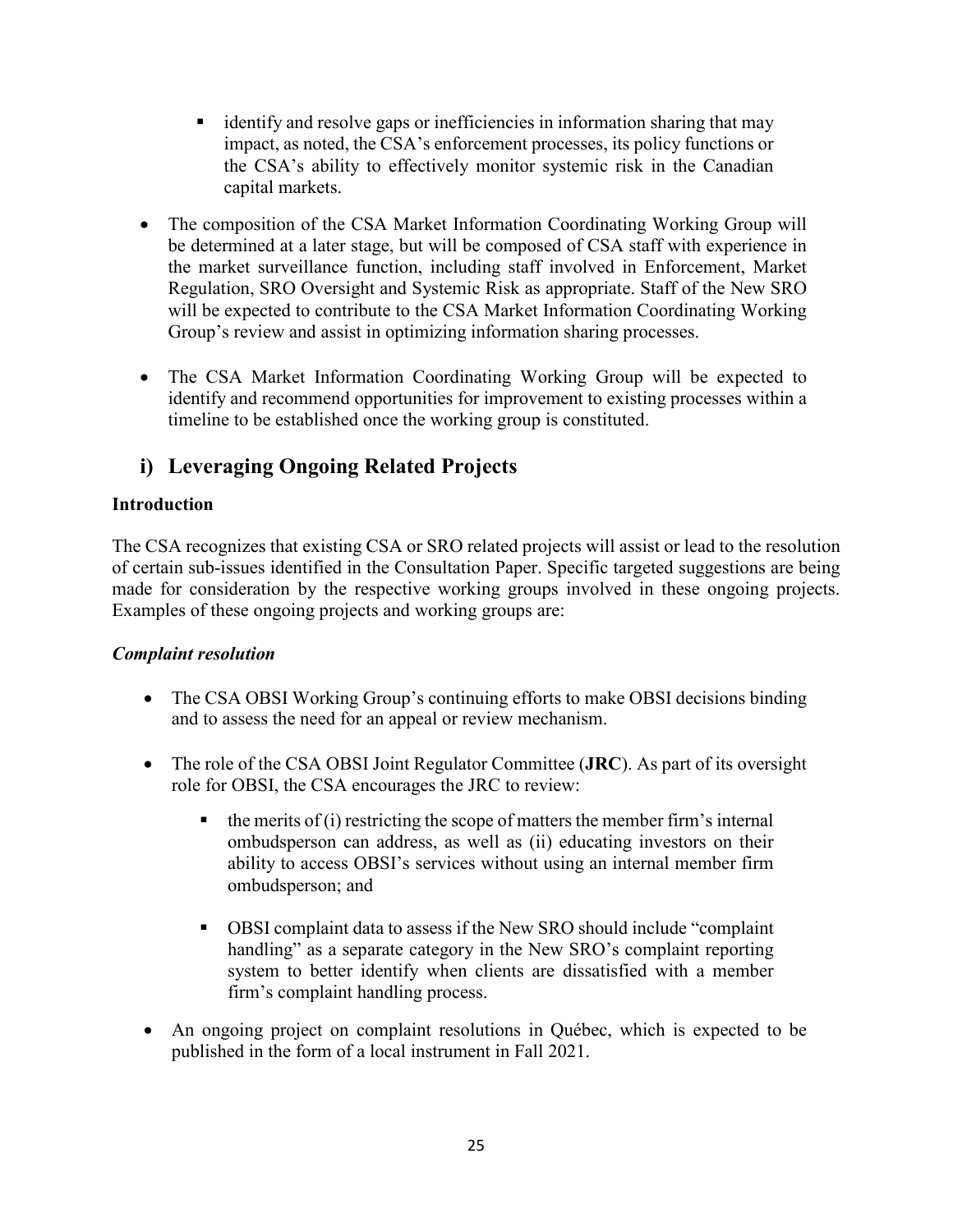- identify and resolve gaps or inefficiencies in information sharing that may impact, as noted, the CSA's enforcement processes, its policy functions or the CSA's ability to effectively monitor systemic risk in the Canadian capital markets.

- The composition of the CSA Market Information Coordinating Working Group will be determined at a later stage, but will be composed of CSA staff with experience in the market surveillance function, including staff involved in Enforcement, Market Regulation, SRO Oversight and Systemic Risk as appropriate. Staff of the New SRO will be expected to contribute to the CSA Market Information Coordinating Working Group's review and assist in optimizing information sharing processes.

- The CSA Market Information Coordinating Working Group will be expected to identify and recommend opportunities for improvement to existing processes within a timeline to be established once the working group is constituted.

## i) Leveraging Ongoing Related Projects

**Introduction**

The CSA recognizes that existing CSA or SRO related projects will assist or lead to the resolution of certain sub-issues identified in the Consultation Paper. Specific targeted suggestions are being made for consideration by the respective working groups involved in these ongoing projects. Examples of these ongoing projects and working groups are:

***Complaint resolution***

- The CSA OBSI Working Group's continuing efforts to make OBSI decisions binding and to assess the need for an appeal or review mechanism.

- The role of the CSA OBSI Joint Regulator Committee (**JRC**). As part of its oversight role for OBSI, the CSA encourages the JRC to review:

  - the merits of (i) restricting the scope of matters the member firm's internal ombudsperson can address, as well as (ii) educating investors on their ability to access OBSI's services without using an internal member firm ombudsperson; and

  - OBSI complaint data to assess if the New SRO should include "complaint handling" as a separate category in the New SRO's complaint reporting system to better identify when clients are dissatisfied with a member firm's complaint handling process.

- An ongoing project on complaint resolutions in Québec, which is expected to be published in the form of a local instrument in Fall 2021.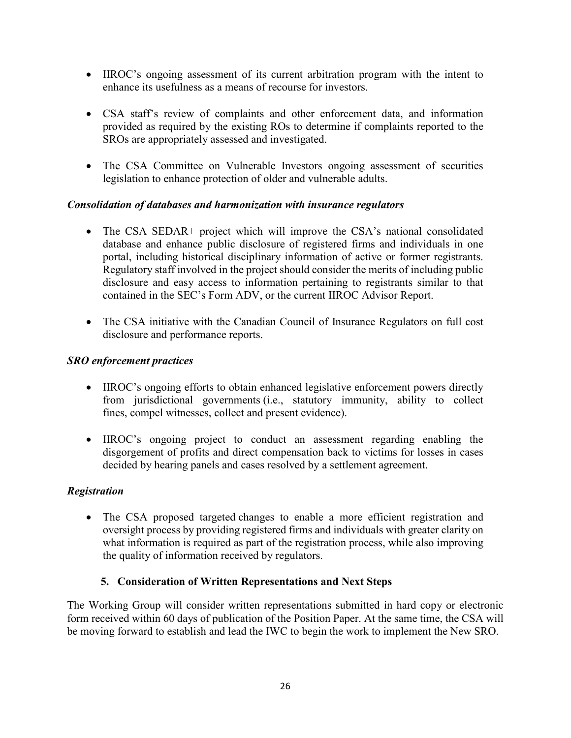- IIROC's ongoing assessment of its current arbitration program with the intent to enhance its usefulness as a means of recourse for investors.

- CSA staff's review of complaints and other enforcement data, and information provided as required by the existing ROs to determine if complaints reported to the SROs are appropriately assessed and investigated.

- The CSA Committee on Vulnerable Investors ongoing assessment of securities legislation to enhance protection of older and vulnerable adults.

***Consolidation of databases and harmonization with insurance regulators***

- The CSA SEDAR+ project which will improve the CSA's national consolidated database and enhance public disclosure of registered firms and individuals in one portal, including historical disciplinary information of active or former registrants. Regulatory staff involved in the project should consider the merits of including public disclosure and easy access to information pertaining to registrants similar to that contained in the SEC's Form ADV, or the current IIROC Advisor Report.

- The CSA initiative with the Canadian Council of Insurance Regulators on full cost disclosure and performance reports.

***SRO enforcement practices***

- IIROC's ongoing efforts to obtain enhanced legislative enforcement powers directly from jurisdictional governments (i.e., statutory immunity, ability to collect fines, compel witnesses, collect and present evidence).

- IIROC's ongoing project to conduct an assessment regarding enabling the disgorgement of profits and direct compensation back to victims for losses in cases decided by hearing panels and cases resolved by a settlement agreement.

***Registration***

- The CSA proposed targeted changes to enable a more efficient registration and oversight process by providing registered firms and individuals with greater clarity on what information is required as part of the registration process, while also improving the quality of information received by regulators.

## 5. Consideration of Written Representations and Next Steps

The Working Group will consider written representations submitted in hard copy or electronic form received within 60 days of publication of the Position Paper. At the same time, the CSA will be moving forward to establish and lead the IWC to begin the work to implement the New SRO.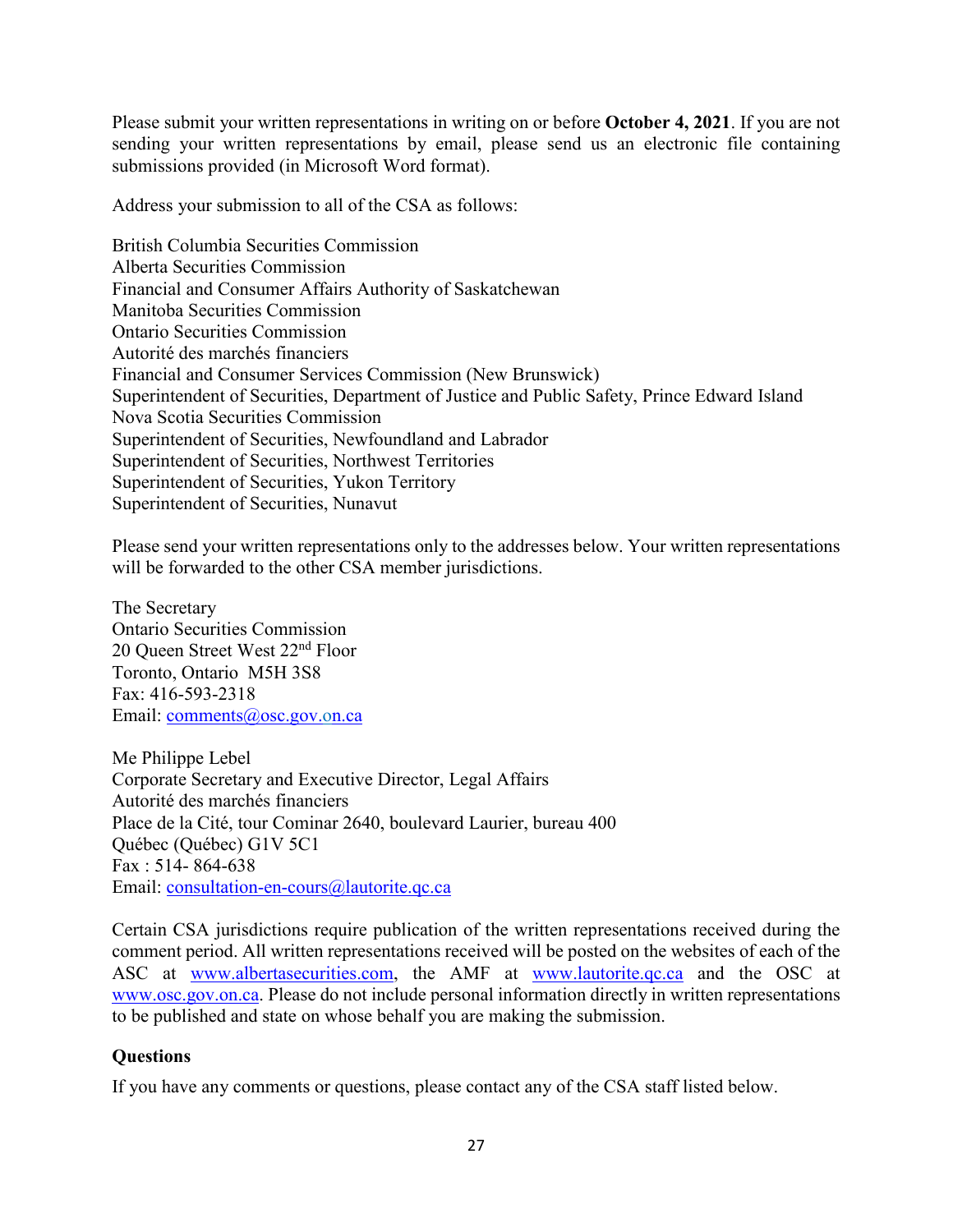Please submit your written representations in writing on or before **October 4, 2021**. If you are not sending your written representations by email, please send us an electronic file containing submissions provided (in Microsoft Word format).

Address your submission to all of the CSA as follows:

British Columbia Securities Commission
Alberta Securities Commission
Financial and Consumer Affairs Authority of Saskatchewan
Manitoba Securities Commission
Ontario Securities Commission
Autorité des marchés financiers
Financial and Consumer Services Commission (New Brunswick)
Superintendent of Securities, Department of Justice and Public Safety, Prince Edward Island
Nova Scotia Securities Commission
Superintendent of Securities, Newfoundland and Labrador
Superintendent of Securities, Northwest Territories
Superintendent of Securities, Yukon Territory
Superintendent of Securities, Nunavut

Please send your written representations only to the addresses below. Your written representations will be forwarded to the other CSA member jurisdictions.

The Secretary
Ontario Securities Commission
20 Queen Street West 22nd Floor
Toronto, Ontario M5H 3S8
Fax: 416-593-2318
Email: comments@osc.gov.on.ca

Me Philippe Lebel
Corporate Secretary and Executive Director, Legal Affairs
Autorité des marchés financiers
Place de la Cité, tour Cominar 2640, boulevard Laurier, bureau 400
Québec (Québec) G1V 5C1
Fax : 514- 864-638
Email: consultation-en-cours@lautorite.qc.ca

Certain CSA jurisdictions require publication of the written representations received during the comment period. All written representations received will be posted on the websites of each of the ASC at www.albertasecurities.com, the AMF at www.lautorite.qc.ca and the OSC at www.osc.gov.on.ca. Please do not include personal information directly in written representations to be published and state on whose behalf you are making the submission.

**Questions**

If you have any comments or questions, please contact any of the CSA staff listed below.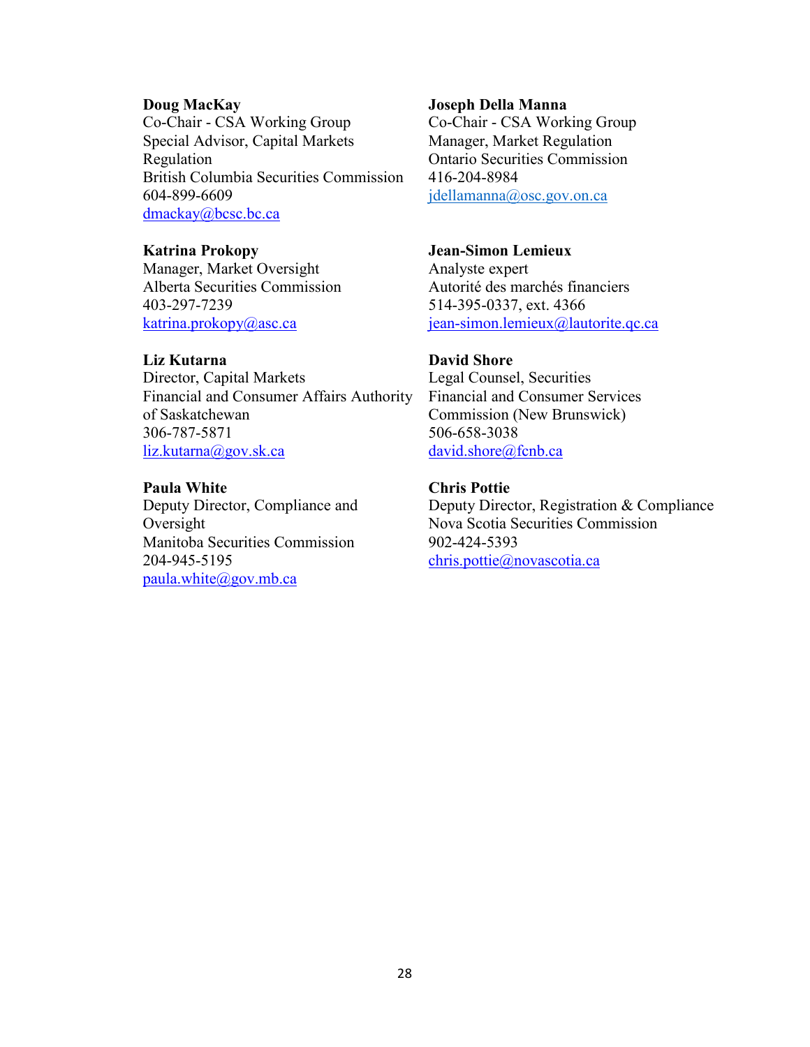**Doug MacKay**
Co-Chair - CSA Working Group
Special Advisor, Capital Markets Regulation
British Columbia Securities Commission
604-899-6609
dmackay@bcsc.bc.ca

**Joseph Della Manna**
Co-Chair - CSA Working Group
Manager, Market Regulation
Ontario Securities Commission
416-204-8984
jdellamanna@osc.gov.on.ca

**Katrina Prokopy**
Manager, Market Oversight
Alberta Securities Commission
403-297-7239
katrina.prokopy@asc.ca

**Jean-Simon Lemieux**
Analyste expert
Autorité des marchés financiers
514-395-0337, ext. 4366
jean-simon.lemieux@lautorite.qc.ca

**Liz Kutarna**
Director, Capital Markets
Financial and Consumer Affairs Authority of Saskatchewan
306-787-5871
liz.kutarna@gov.sk.ca

**David Shore**
Legal Counsel, Securities
Financial and Consumer Services Commission (New Brunswick)
506-658-3038
david.shore@fcnb.ca

**Paula White**
Deputy Director, Compliance and Oversight
Manitoba Securities Commission
204-945-5195
paula.white@gov.mb.ca

**Chris Pottie**
Deputy Director, Registration & Compliance
Nova Scotia Securities Commission
902-424-5393
chris.pottie@novascotia.ca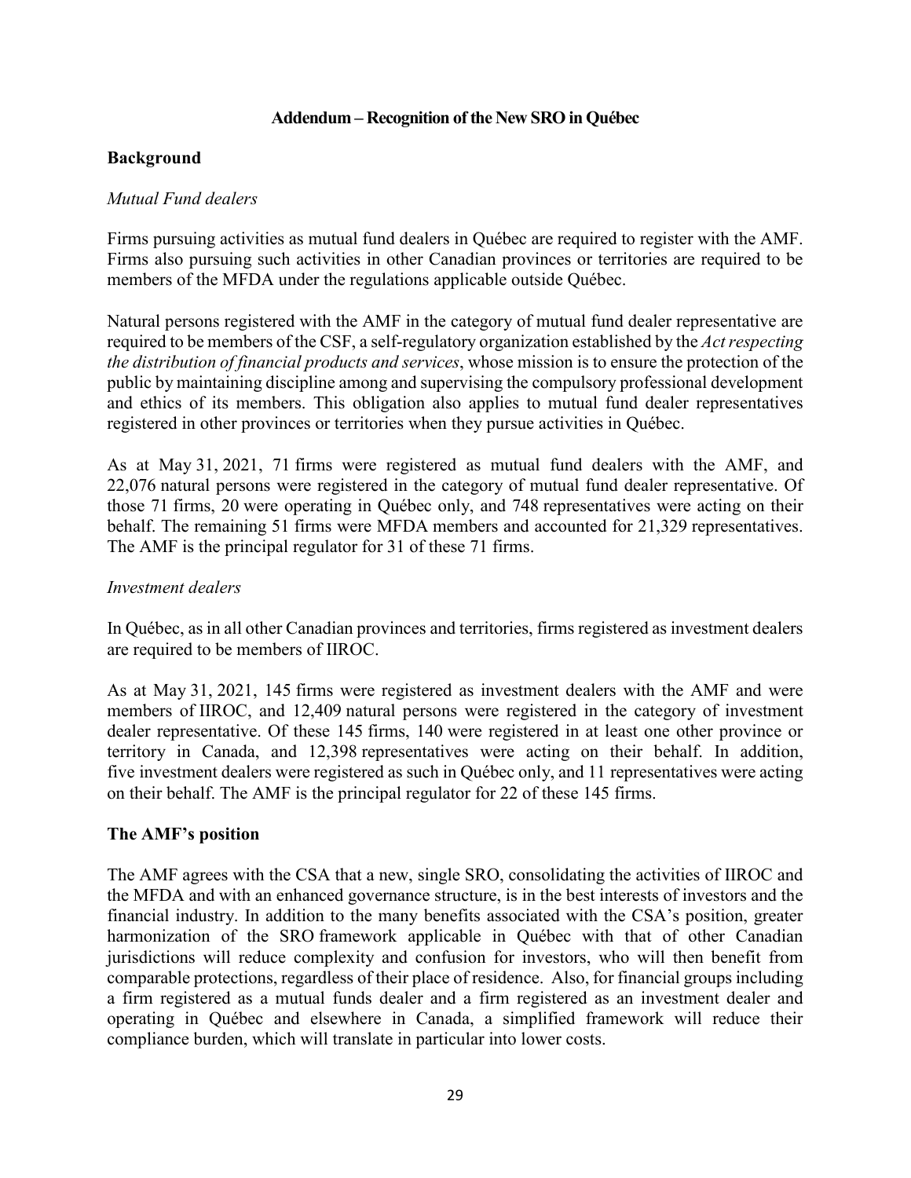## Addendum – Recognition of the New SRO in Québec

### Background

*Mutual Fund dealers*

Firms pursuing activities as mutual fund dealers in Québec are required to register with the AMF. Firms also pursuing such activities in other Canadian provinces or territories are required to be members of the MFDA under the regulations applicable outside Québec.

Natural persons registered with the AMF in the category of mutual fund dealer representative are required to be members of the CSF, a self-regulatory organization established by the *Act respecting the distribution of financial products and services*, whose mission is to ensure the protection of the public by maintaining discipline among and supervising the compulsory professional development and ethics of its members. This obligation also applies to mutual fund dealer representatives registered in other provinces or territories when they pursue activities in Québec.

As at May 31, 2021, 71 firms were registered as mutual fund dealers with the AMF, and 22,076 natural persons were registered in the category of mutual fund dealer representative. Of those 71 firms, 20 were operating in Québec only, and 748 representatives were acting on their behalf. The remaining 51 firms were MFDA members and accounted for 21,329 representatives. The AMF is the principal regulator for 31 of these 71 firms.

*Investment dealers*

In Québec, as in all other Canadian provinces and territories, firms registered as investment dealers are required to be members of IIROC.

As at May 31, 2021, 145 firms were registered as investment dealers with the AMF and were members of IIROC, and 12,409 natural persons were registered in the category of investment dealer representative. Of these 145 firms, 140 were registered in at least one other province or territory in Canada, and 12,398 representatives were acting on their behalf. In addition, five investment dealers were registered as such in Québec only, and 11 representatives were acting on their behalf. The AMF is the principal regulator for 22 of these 145 firms.

### The AMF's position

The AMF agrees with the CSA that a new, single SRO, consolidating the activities of IIROC and the MFDA and with an enhanced governance structure, is in the best interests of investors and the financial industry. In addition to the many benefits associated with the CSA's position, greater harmonization of the SRO framework applicable in Québec with that of other Canadian jurisdictions will reduce complexity and confusion for investors, who will then benefit from comparable protections, regardless of their place of residence. Also, for financial groups including a firm registered as a mutual funds dealer and a firm registered as an investment dealer and operating in Québec and elsewhere in Canada, a simplified framework will reduce their compliance burden, which will translate in particular into lower costs.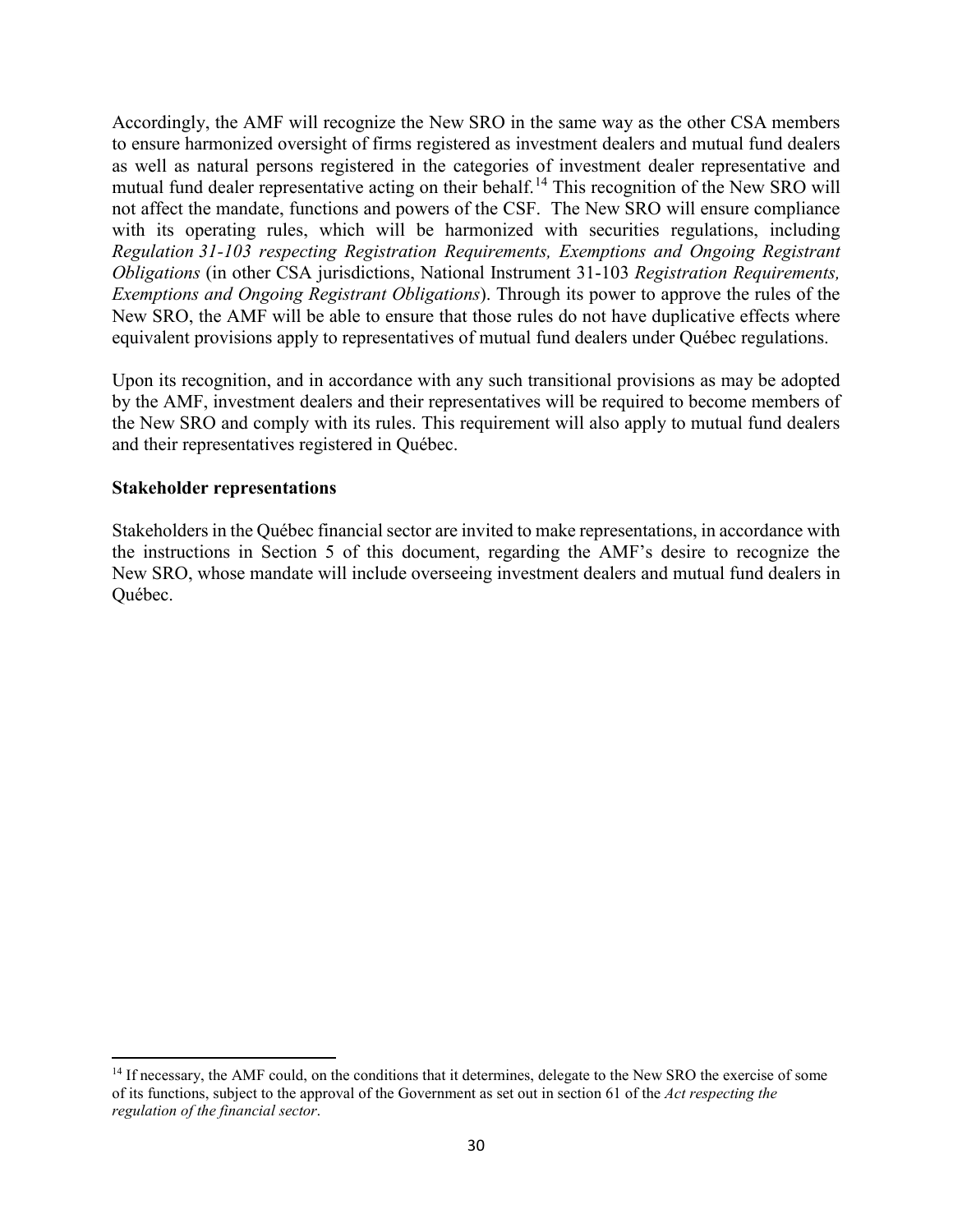Accordingly, the AMF will recognize the New SRO in the same way as the other CSA members to ensure harmonized oversight of firms registered as investment dealers and mutual fund dealers as well as natural persons registered in the categories of investment dealer representative and mutual fund dealer representative acting on their behalf.[14] This recognition of the New SRO will not affect the mandate, functions and powers of the CSF. The New SRO will ensure compliance with its operating rules, which will be harmonized with securities regulations, including *Regulation 31-103 respecting Registration Requirements, Exemptions and Ongoing Registrant Obligations* (in other CSA jurisdictions, National Instrument 31-103 *Registration Requirements, Exemptions and Ongoing Registrant Obligations*). Through its power to approve the rules of the New SRO, the AMF will be able to ensure that those rules do not have duplicative effects where equivalent provisions apply to representatives of mutual fund dealers under Québec regulations.

Upon its recognition, and in accordance with any such transitional provisions as may be adopted by the AMF, investment dealers and their representatives will be required to become members of the New SRO and comply with its rules. This requirement will also apply to mutual fund dealers and their representatives registered in Québec.

**Stakeholder representations**

Stakeholders in the Québec financial sector are invited to make representations, in accordance with the instructions in Section 5 of this document, regarding the AMF's desire to recognize the New SRO, whose mandate will include overseeing investment dealers and mutual fund dealers in Québec.

[14] If necessary, the AMF could, on the conditions that it determines, delegate to the New SRO the exercise of some of its functions, subject to the approval of the Government as set out in section 61 of the *Act respecting the regulation of the financial sector*.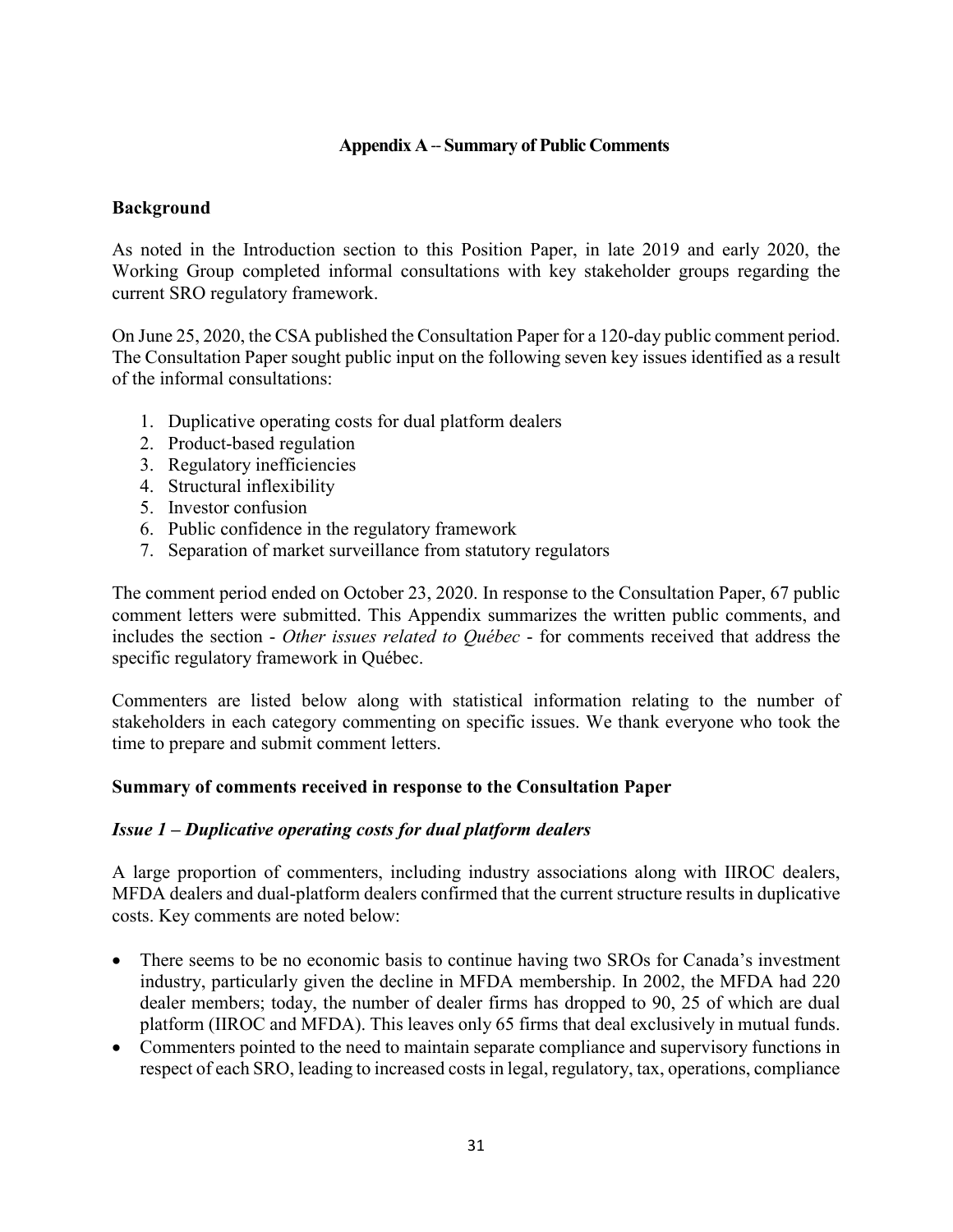## Appendix A – Summary of Public Comments

### Background

As noted in the Introduction section to this Position Paper, in late 2019 and early 2020, the Working Group completed informal consultations with key stakeholder groups regarding the current SRO regulatory framework.

On June 25, 2020, the CSA published the Consultation Paper for a 120-day public comment period. The Consultation Paper sought public input on the following seven key issues identified as a result of the informal consultations:

1. Duplicative operating costs for dual platform dealers
2. Product-based regulation
3. Regulatory inefficiencies
4. Structural inflexibility
5. Investor confusion
6. Public confidence in the regulatory framework
7. Separation of market surveillance from statutory regulators

The comment period ended on October 23, 2020. In response to the Consultation Paper, 67 public comment letters were submitted. This Appendix summarizes the written public comments, and includes the section - *Other issues related to Québec* - for comments received that address the specific regulatory framework in Québec.

Commenters are listed below along with statistical information relating to the number of stakeholders in each category commenting on specific issues. We thank everyone who took the time to prepare and submit comment letters.

### Summary of comments received in response to the Consultation Paper

#### *Issue 1 – Duplicative operating costs for dual platform dealers*

A large proportion of commenters, including industry associations along with IIROC dealers, MFDA dealers and dual-platform dealers confirmed that the current structure results in duplicative costs. Key comments are noted below:

- There seems to be no economic basis to continue having two SROs for Canada's investment industry, particularly given the decline in MFDA membership. In 2002, the MFDA had 220 dealer members; today, the number of dealer firms has dropped to 90, 25 of which are dual platform (IIROC and MFDA). This leaves only 65 firms that deal exclusively in mutual funds.
- Commenters pointed to the need to maintain separate compliance and supervisory functions in respect of each SRO, leading to increased costs in legal, regulatory, tax, operations, compliance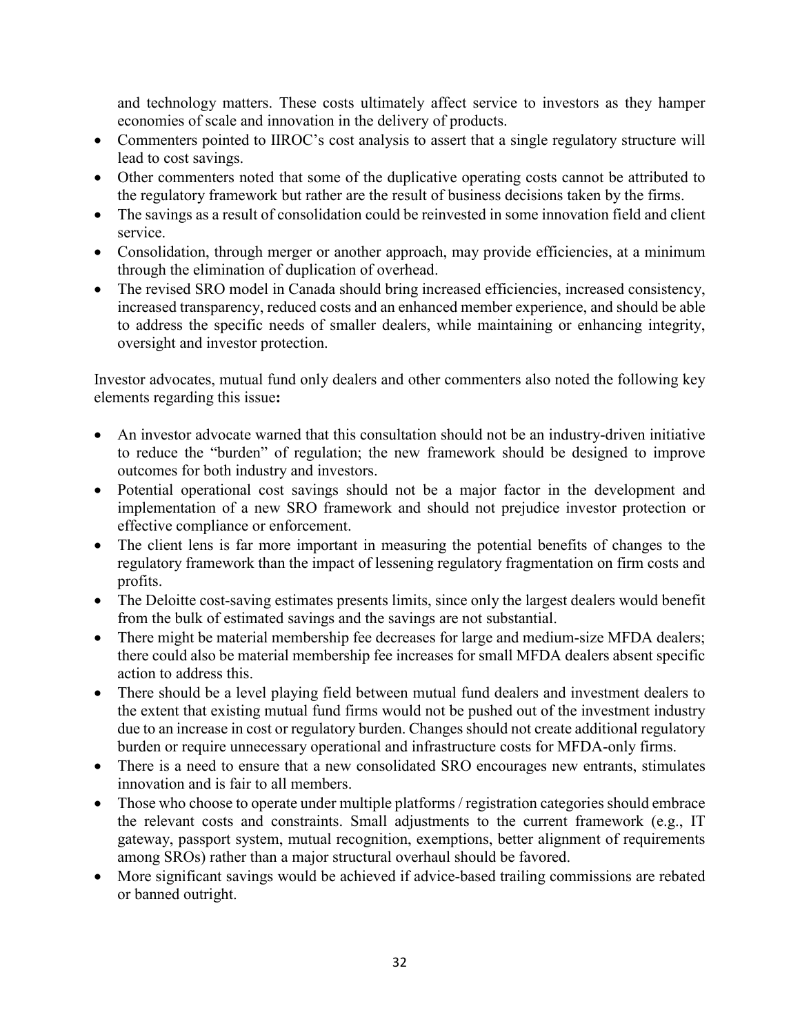and technology matters. These costs ultimately affect service to investors as they hamper economies of scale and innovation in the delivery of products.

- Commenters pointed to IIROC's cost analysis to assert that a single regulatory structure will lead to cost savings.
- Other commenters noted that some of the duplicative operating costs cannot be attributed to the regulatory framework but rather are the result of business decisions taken by the firms.
- The savings as a result of consolidation could be reinvested in some innovation field and client service.
- Consolidation, through merger or another approach, may provide efficiencies, at a minimum through the elimination of duplication of overhead.
- The revised SRO model in Canada should bring increased efficiencies, increased consistency, increased transparency, reduced costs and an enhanced member experience, and should be able to address the specific needs of smaller dealers, while maintaining or enhancing integrity, oversight and investor protection.

Investor advocates, mutual fund only dealers and other commenters also noted the following key elements regarding this issue**:**

- An investor advocate warned that this consultation should not be an industry-driven initiative to reduce the "burden" of regulation; the new framework should be designed to improve outcomes for both industry and investors.
- Potential operational cost savings should not be a major factor in the development and implementation of a new SRO framework and should not prejudice investor protection or effective compliance or enforcement.
- The client lens is far more important in measuring the potential benefits of changes to the regulatory framework than the impact of lessening regulatory fragmentation on firm costs and profits.
- The Deloitte cost-saving estimates presents limits, since only the largest dealers would benefit from the bulk of estimated savings and the savings are not substantial.
- There might be material membership fee decreases for large and medium-size MFDA dealers; there could also be material membership fee increases for small MFDA dealers absent specific action to address this.
- There should be a level playing field between mutual fund dealers and investment dealers to the extent that existing mutual fund firms would not be pushed out of the investment industry due to an increase in cost or regulatory burden. Changes should not create additional regulatory burden or require unnecessary operational and infrastructure costs for MFDA-only firms.
- There is a need to ensure that a new consolidated SRO encourages new entrants, stimulates innovation and is fair to all members.
- Those who choose to operate under multiple platforms / registration categories should embrace the relevant costs and constraints. Small adjustments to the current framework (e.g., IT gateway, passport system, mutual recognition, exemptions, better alignment of requirements among SROs) rather than a major structural overhaul should be favored.
- More significant savings would be achieved if advice-based trailing commissions are rebated or banned outright.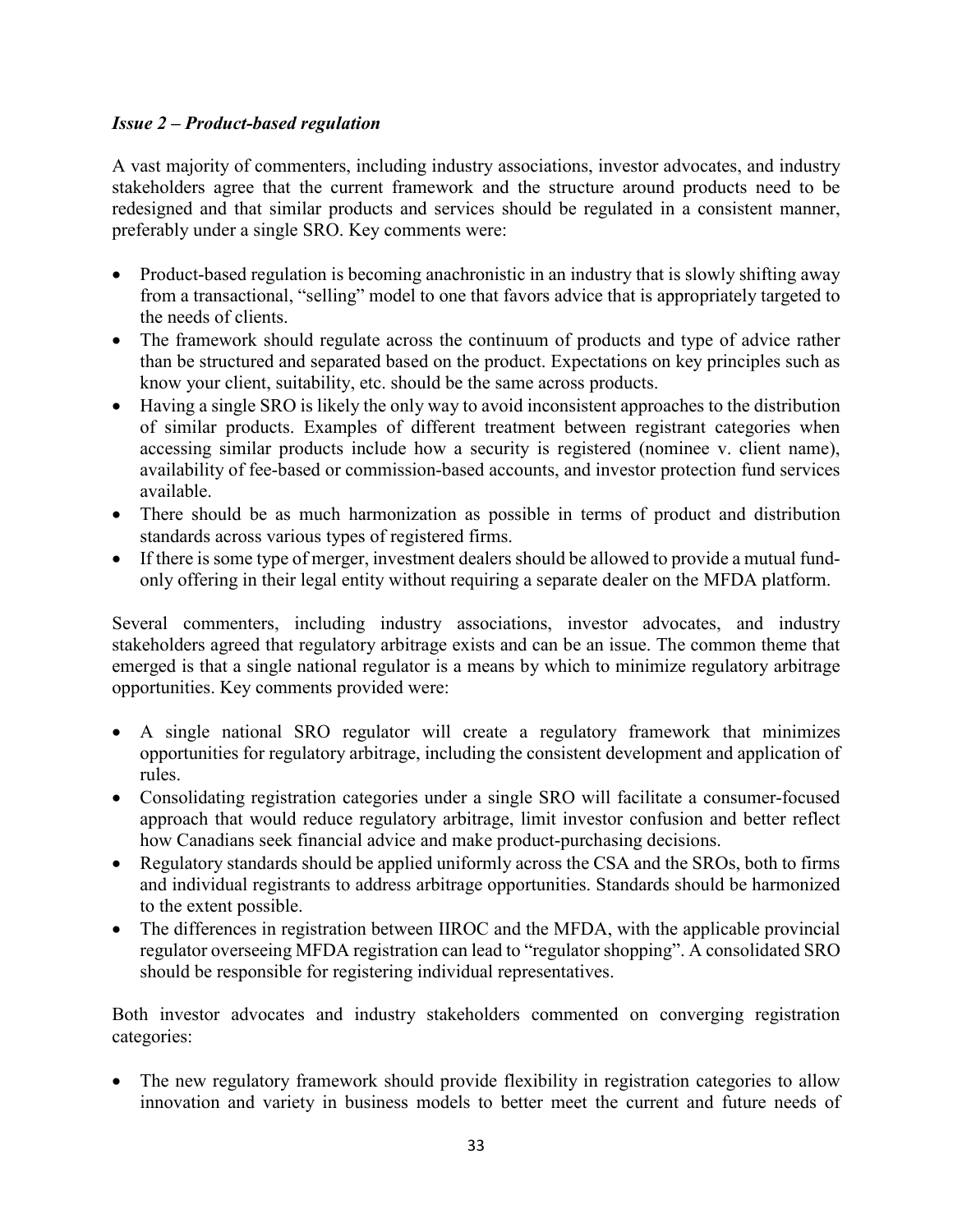### *Issue 2 – Product-based regulation*

A vast majority of commenters, including industry associations, investor advocates, and industry stakeholders agree that the current framework and the structure around products need to be redesigned and that similar products and services should be regulated in a consistent manner, preferably under a single SRO. Key comments were:

- Product-based regulation is becoming anachronistic in an industry that is slowly shifting away from a transactional, "selling" model to one that favors advice that is appropriately targeted to the needs of clients.
- The framework should regulate across the continuum of products and type of advice rather than be structured and separated based on the product. Expectations on key principles such as know your client, suitability, etc. should be the same across products.
- Having a single SRO is likely the only way to avoid inconsistent approaches to the distribution of similar products. Examples of different treatment between registrant categories when accessing similar products include how a security is registered (nominee v. client name), availability of fee-based or commission-based accounts, and investor protection fund services available.
- There should be as much harmonization as possible in terms of product and distribution standards across various types of registered firms.
- If there is some type of merger, investment dealers should be allowed to provide a mutual fund-only offering in their legal entity without requiring a separate dealer on the MFDA platform.

Several commenters, including industry associations, investor advocates, and industry stakeholders agreed that regulatory arbitrage exists and can be an issue. The common theme that emerged is that a single national regulator is a means by which to minimize regulatory arbitrage opportunities. Key comments provided were:

- A single national SRO regulator will create a regulatory framework that minimizes opportunities for regulatory arbitrage, including the consistent development and application of rules.
- Consolidating registration categories under a single SRO will facilitate a consumer-focused approach that would reduce regulatory arbitrage, limit investor confusion and better reflect how Canadians seek financial advice and make product-purchasing decisions.
- Regulatory standards should be applied uniformly across the CSA and the SROs, both to firms and individual registrants to address arbitrage opportunities. Standards should be harmonized to the extent possible.
- The differences in registration between IIROC and the MFDA, with the applicable provincial regulator overseeing MFDA registration can lead to "regulator shopping". A consolidated SRO should be responsible for registering individual representatives.

Both investor advocates and industry stakeholders commented on converging registration categories:

- The new regulatory framework should provide flexibility in registration categories to allow innovation and variety in business models to better meet the current and future needs of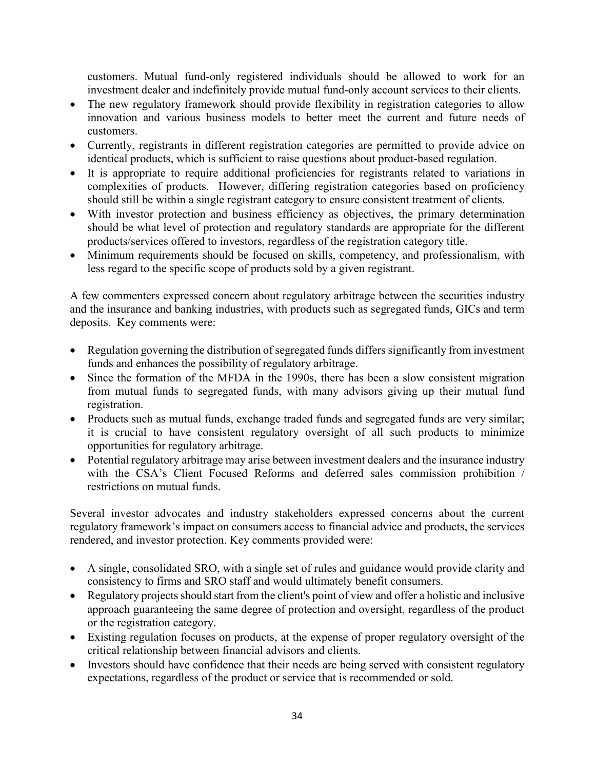customers. Mutual fund-only registered individuals should be allowed to work for an investment dealer and indefinitely provide mutual fund-only account services to their clients.

- The new regulatory framework should provide flexibility in registration categories to allow innovation and various business models to better meet the current and future needs of customers.
- Currently, registrants in different registration categories are permitted to provide advice on identical products, which is sufficient to raise questions about product-based regulation.
- It is appropriate to require additional proficiencies for registrants related to variations in complexities of products. However, differing registration categories based on proficiency should still be within a single registrant category to ensure consistent treatment of clients.
- With investor protection and business efficiency as objectives, the primary determination should be what level of protection and regulatory standards are appropriate for the different products/services offered to investors, regardless of the registration category title.
- Minimum requirements should be focused on skills, competency, and professionalism, with less regard to the specific scope of products sold by a given registrant.

A few commenters expressed concern about regulatory arbitrage between the securities industry and the insurance and banking industries, with products such as segregated funds, GICs and term deposits. Key comments were:

- Regulation governing the distribution of segregated funds differs significantly from investment funds and enhances the possibility of regulatory arbitrage.
- Since the formation of the MFDA in the 1990s, there has been a slow consistent migration from mutual funds to segregated funds, with many advisors giving up their mutual fund registration.
- Products such as mutual funds, exchange traded funds and segregated funds are very similar; it is crucial to have consistent regulatory oversight of all such products to minimize opportunities for regulatory arbitrage.
- Potential regulatory arbitrage may arise between investment dealers and the insurance industry with the CSA's Client Focused Reforms and deferred sales commission prohibition / restrictions on mutual funds.

Several investor advocates and industry stakeholders expressed concerns about the current regulatory framework's impact on consumers access to financial advice and products, the services rendered, and investor protection. Key comments provided were:

- A single, consolidated SRO, with a single set of rules and guidance would provide clarity and consistency to firms and SRO staff and would ultimately benefit consumers.
- Regulatory projects should start from the client's point of view and offer a holistic and inclusive approach guaranteeing the same degree of protection and oversight, regardless of the product or the registration category.
- Existing regulation focuses on products, at the expense of proper regulatory oversight of the critical relationship between financial advisors and clients.
- Investors should have confidence that their needs are being served with consistent regulatory expectations, regardless of the product or service that is recommended or sold.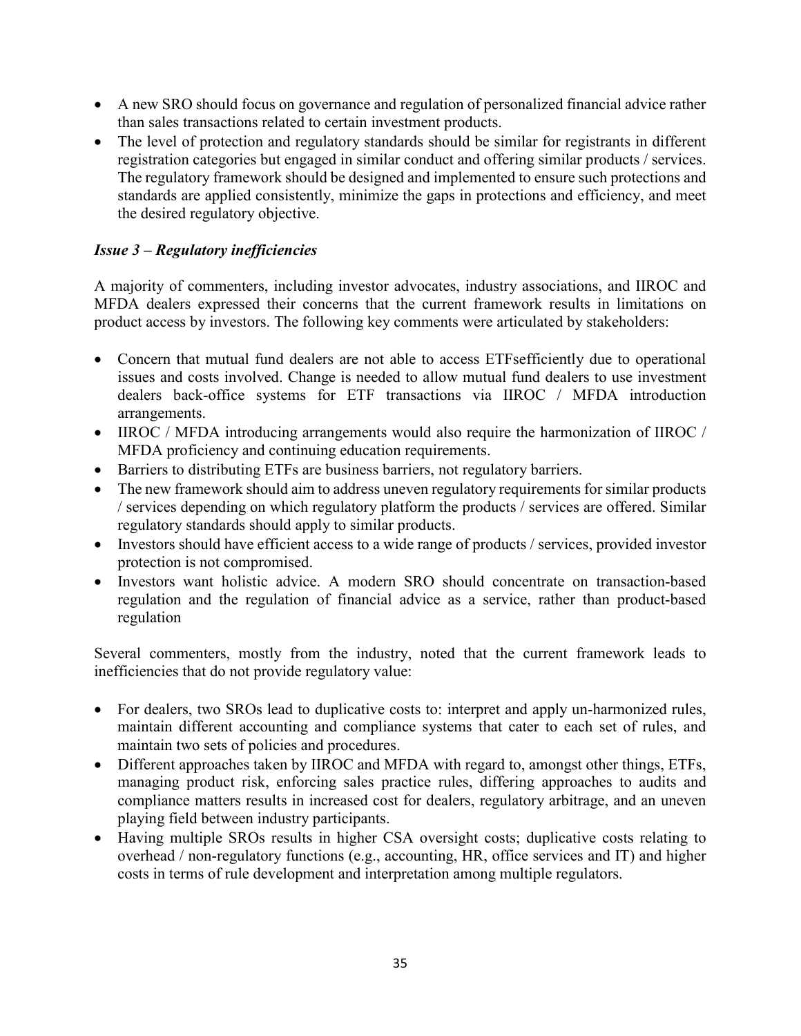- A new SRO should focus on governance and regulation of personalized financial advice rather than sales transactions related to certain investment products.
- The level of protection and regulatory standards should be similar for registrants in different registration categories but engaged in similar conduct and offering similar products / services. The regulatory framework should be designed and implemented to ensure such protections and standards are applied consistently, minimize the gaps in protections and efficiency, and meet the desired regulatory objective.

### *Issue 3 – Regulatory inefficiencies*

A majority of commenters, including investor advocates, industry associations, and IIROC and MFDA dealers expressed their concerns that the current framework results in limitations on product access by investors. The following key comments were articulated by stakeholders:

- Concern that mutual fund dealers are not able to access ETFsefficiently due to operational issues and costs involved. Change is needed to allow mutual fund dealers to use investment dealers back-office systems for ETF transactions via IIROC / MFDA introduction arrangements.
- IIROC / MFDA introducing arrangements would also require the harmonization of IIROC / MFDA proficiency and continuing education requirements.
- Barriers to distributing ETFs are business barriers, not regulatory barriers.
- The new framework should aim to address uneven regulatory requirements for similar products / services depending on which regulatory platform the products / services are offered. Similar regulatory standards should apply to similar products.
- Investors should have efficient access to a wide range of products / services, provided investor protection is not compromised.
- Investors want holistic advice. A modern SRO should concentrate on transaction-based regulation and the regulation of financial advice as a service, rather than product-based regulation

Several commenters, mostly from the industry, noted that the current framework leads to inefficiencies that do not provide regulatory value:

- For dealers, two SROs lead to duplicative costs to: interpret and apply un-harmonized rules, maintain different accounting and compliance systems that cater to each set of rules, and maintain two sets of policies and procedures.
- Different approaches taken by IIROC and MFDA with regard to, amongst other things, ETFs, managing product risk, enforcing sales practice rules, differing approaches to audits and compliance matters results in increased cost for dealers, regulatory arbitrage, and an uneven playing field between industry participants.
- Having multiple SROs results in higher CSA oversight costs; duplicative costs relating to overhead / non-regulatory functions (e.g., accounting, HR, office services and IT) and higher costs in terms of rule development and interpretation among multiple regulators.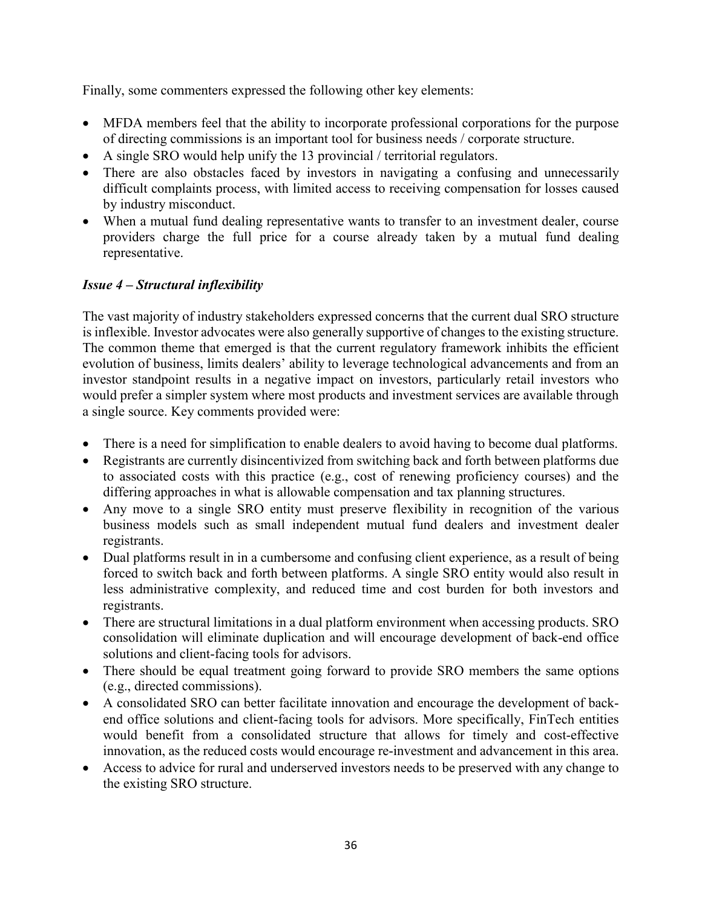Finally, some commenters expressed the following other key elements:

- MFDA members feel that the ability to incorporate professional corporations for the purpose of directing commissions is an important tool for business needs / corporate structure.
- A single SRO would help unify the 13 provincial / territorial regulators.
- There are also obstacles faced by investors in navigating a confusing and unnecessarily difficult complaints process, with limited access to receiving compensation for losses caused by industry misconduct.
- When a mutual fund dealing representative wants to transfer to an investment dealer, course providers charge the full price for a course already taken by a mutual fund dealing representative.

### *Issue 4 – Structural inflexibility*

The vast majority of industry stakeholders expressed concerns that the current dual SRO structure is inflexible. Investor advocates were also generally supportive of changes to the existing structure. The common theme that emerged is that the current regulatory framework inhibits the efficient evolution of business, limits dealers' ability to leverage technological advancements and from an investor standpoint results in a negative impact on investors, particularly retail investors who would prefer a simpler system where most products and investment services are available through a single source. Key comments provided were:

- There is a need for simplification to enable dealers to avoid having to become dual platforms.
- Registrants are currently disincentivized from switching back and forth between platforms due to associated costs with this practice (e.g., cost of renewing proficiency courses) and the differing approaches in what is allowable compensation and tax planning structures.
- Any move to a single SRO entity must preserve flexibility in recognition of the various business models such as small independent mutual fund dealers and investment dealer registrants.
- Dual platforms result in in a cumbersome and confusing client experience, as a result of being forced to switch back and forth between platforms. A single SRO entity would also result in less administrative complexity, and reduced time and cost burden for both investors and registrants.
- There are structural limitations in a dual platform environment when accessing products. SRO consolidation will eliminate duplication and will encourage development of back-end office solutions and client-facing tools for advisors.
- There should be equal treatment going forward to provide SRO members the same options (e.g., directed commissions).
- A consolidated SRO can better facilitate innovation and encourage the development of back-end office solutions and client-facing tools for advisors. More specifically, FinTech entities would benefit from a consolidated structure that allows for timely and cost-effective innovation, as the reduced costs would encourage re-investment and advancement in this area.
- Access to advice for rural and underserved investors needs to be preserved with any change to the existing SRO structure.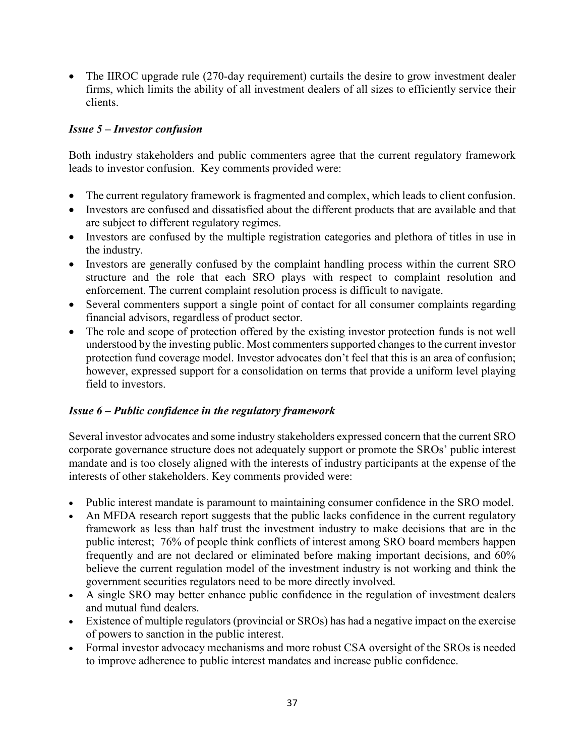- The IIROC upgrade rule (270-day requirement) curtails the desire to grow investment dealer firms, which limits the ability of all investment dealers of all sizes to efficiently service their clients.

### *Issue 5 – Investor confusion*

Both industry stakeholders and public commenters agree that the current regulatory framework leads to investor confusion. Key comments provided were:

- The current regulatory framework is fragmented and complex, which leads to client confusion.
- Investors are confused and dissatisfied about the different products that are available and that are subject to different regulatory regimes.
- Investors are confused by the multiple registration categories and plethora of titles in use in the industry.
- Investors are generally confused by the complaint handling process within the current SRO structure and the role that each SRO plays with respect to complaint resolution and enforcement. The current complaint resolution process is difficult to navigate.
- Several commenters support a single point of contact for all consumer complaints regarding financial advisors, regardless of product sector.
- The role and scope of protection offered by the existing investor protection funds is not well understood by the investing public. Most commenters supported changes to the current investor protection fund coverage model. Investor advocates don't feel that this is an area of confusion; however, expressed support for a consolidation on terms that provide a uniform level playing field to investors.

### *Issue 6 – Public confidence in the regulatory framework*

Several investor advocates and some industry stakeholders expressed concern that the current SRO corporate governance structure does not adequately support or promote the SROs' public interest mandate and is too closely aligned with the interests of industry participants at the expense of the interests of other stakeholders. Key comments provided were:

- Public interest mandate is paramount to maintaining consumer confidence in the SRO model.
- An MFDA research report suggests that the public lacks confidence in the current regulatory framework as less than half trust the investment industry to make decisions that are in the public interest; 76% of people think conflicts of interest among SRO board members happen frequently and are not declared or eliminated before making important decisions, and 60% believe the current regulation model of the investment industry is not working and think the government securities regulators need to be more directly involved.
- A single SRO may better enhance public confidence in the regulation of investment dealers and mutual fund dealers.
- Existence of multiple regulators (provincial or SROs) has had a negative impact on the exercise of powers to sanction in the public interest.
- Formal investor advocacy mechanisms and more robust CSA oversight of the SROs is needed to improve adherence to public interest mandates and increase public confidence.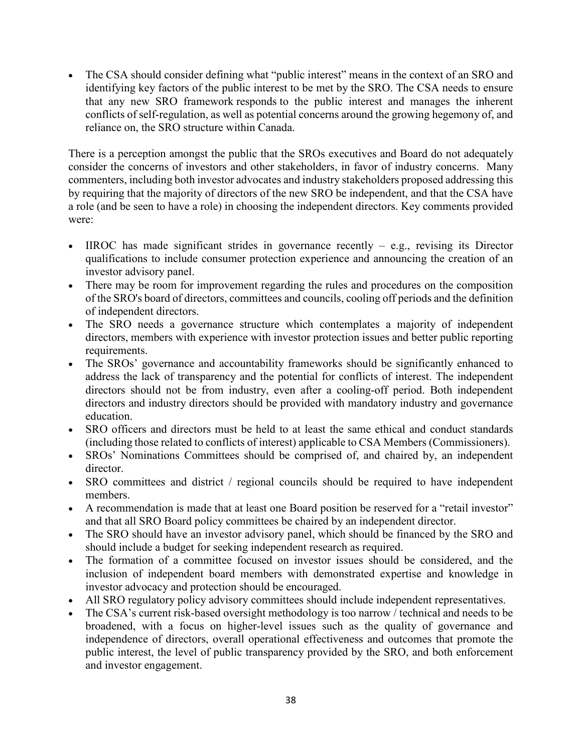- The CSA should consider defining what "public interest" means in the context of an SRO and identifying key factors of the public interest to be met by the SRO. The CSA needs to ensure that any new SRO framework responds to the public interest and manages the inherent conflicts of self-regulation, as well as potential concerns around the growing hegemony of, and reliance on, the SRO structure within Canada.

There is a perception amongst the public that the SROs executives and Board do not adequately consider the concerns of investors and other stakeholders, in favor of industry concerns. Many commenters, including both investor advocates and industry stakeholders proposed addressing this by requiring that the majority of directors of the new SRO be independent, and that the CSA have a role (and be seen to have a role) in choosing the independent directors. Key comments provided were:

- IIROC has made significant strides in governance recently – e.g., revising its Director qualifications to include consumer protection experience and announcing the creation of an investor advisory panel.
- There may be room for improvement regarding the rules and procedures on the composition of the SRO's board of directors, committees and councils, cooling off periods and the definition of independent directors.
- The SRO needs a governance structure which contemplates a majority of independent directors, members with experience with investor protection issues and better public reporting requirements.
- The SROs' governance and accountability frameworks should be significantly enhanced to address the lack of transparency and the potential for conflicts of interest. The independent directors should not be from industry, even after a cooling-off period. Both independent directors and industry directors should be provided with mandatory industry and governance education.
- SRO officers and directors must be held to at least the same ethical and conduct standards (including those related to conflicts of interest) applicable to CSA Members (Commissioners).
- SROs' Nominations Committees should be comprised of, and chaired by, an independent director.
- SRO committees and district / regional councils should be required to have independent members.
- A recommendation is made that at least one Board position be reserved for a "retail investor" and that all SRO Board policy committees be chaired by an independent director.
- The SRO should have an investor advisory panel, which should be financed by the SRO and should include a budget for seeking independent research as required.
- The formation of a committee focused on investor issues should be considered, and the inclusion of independent board members with demonstrated expertise and knowledge in investor advocacy and protection should be encouraged.
- All SRO regulatory policy advisory committees should include independent representatives.
- The CSA's current risk-based oversight methodology is too narrow / technical and needs to be broadened, with a focus on higher-level issues such as the quality of governance and independence of directors, overall operational effectiveness and outcomes that promote the public interest, the level of public transparency provided by the SRO, and both enforcement and investor engagement.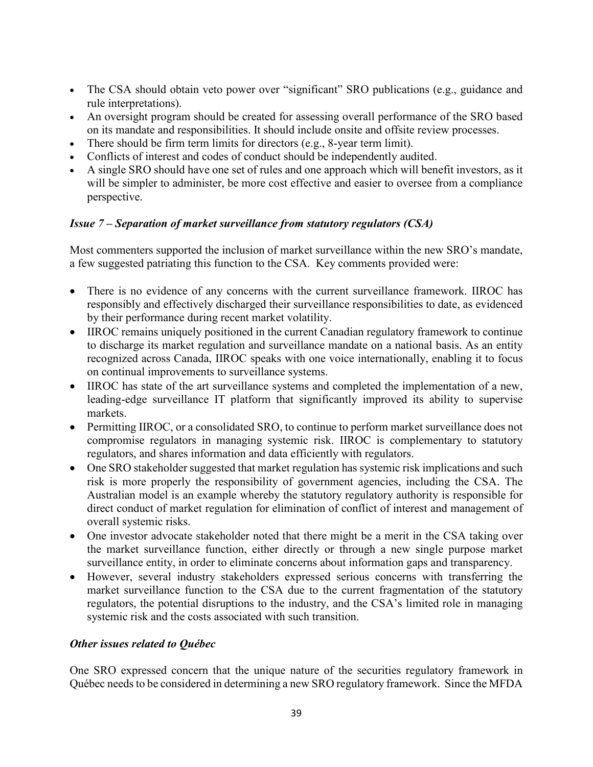- The CSA should obtain veto power over "significant" SRO publications (e.g., guidance and rule interpretations).
- An oversight program should be created for assessing overall performance of the SRO based on its mandate and responsibilities. It should include onsite and offsite review processes.
- There should be firm term limits for directors (e.g., 8-year term limit).
- Conflicts of interest and codes of conduct should be independently audited.
- A single SRO should have one set of rules and one approach which will benefit investors, as it will be simpler to administer, be more cost effective and easier to oversee from a compliance perspective.

***Issue 7 – Separation of market surveillance from statutory regulators (CSA)***

Most commenters supported the inclusion of market surveillance within the new SRO's mandate, a few suggested patriating this function to the CSA. Key comments provided were:

- There is no evidence of any concerns with the current surveillance framework. IIROC has responsibly and effectively discharged their surveillance responsibilities to date, as evidenced by their performance during recent market volatility.
- IIROC remains uniquely positioned in the current Canadian regulatory framework to continue to discharge its market regulation and surveillance mandate on a national basis. As an entity recognized across Canada, IIROC speaks with one voice internationally, enabling it to focus on continual improvements to surveillance systems.
- IIROC has state of the art surveillance systems and completed the implementation of a new, leading-edge surveillance IT platform that significantly improved its ability to supervise markets.
- Permitting IIROC, or a consolidated SRO, to continue to perform market surveillance does not compromise regulators in managing systemic risk. IIROC is complementary to statutory regulators, and shares information and data efficiently with regulators.
- One SRO stakeholder suggested that market regulation has systemic risk implications and such risk is more properly the responsibility of government agencies, including the CSA. The Australian model is an example whereby the statutory regulatory authority is responsible for direct conduct of market regulation for elimination of conflict of interest and management of overall systemic risks.
- One investor advocate stakeholder noted that there might be a merit in the CSA taking over the market surveillance function, either directly or through a new single purpose market surveillance entity, in order to eliminate concerns about information gaps and transparency.
- However, several industry stakeholders expressed serious concerns with transferring the market surveillance function to the CSA due to the current fragmentation of the statutory regulators, the potential disruptions to the industry, and the CSA's limited role in managing systemic risk and the costs associated with such transition.

***Other issues related to Québec***

One SRO expressed concern that the unique nature of the securities regulatory framework in Québec needs to be considered in determining a new SRO regulatory framework. Since the MFDA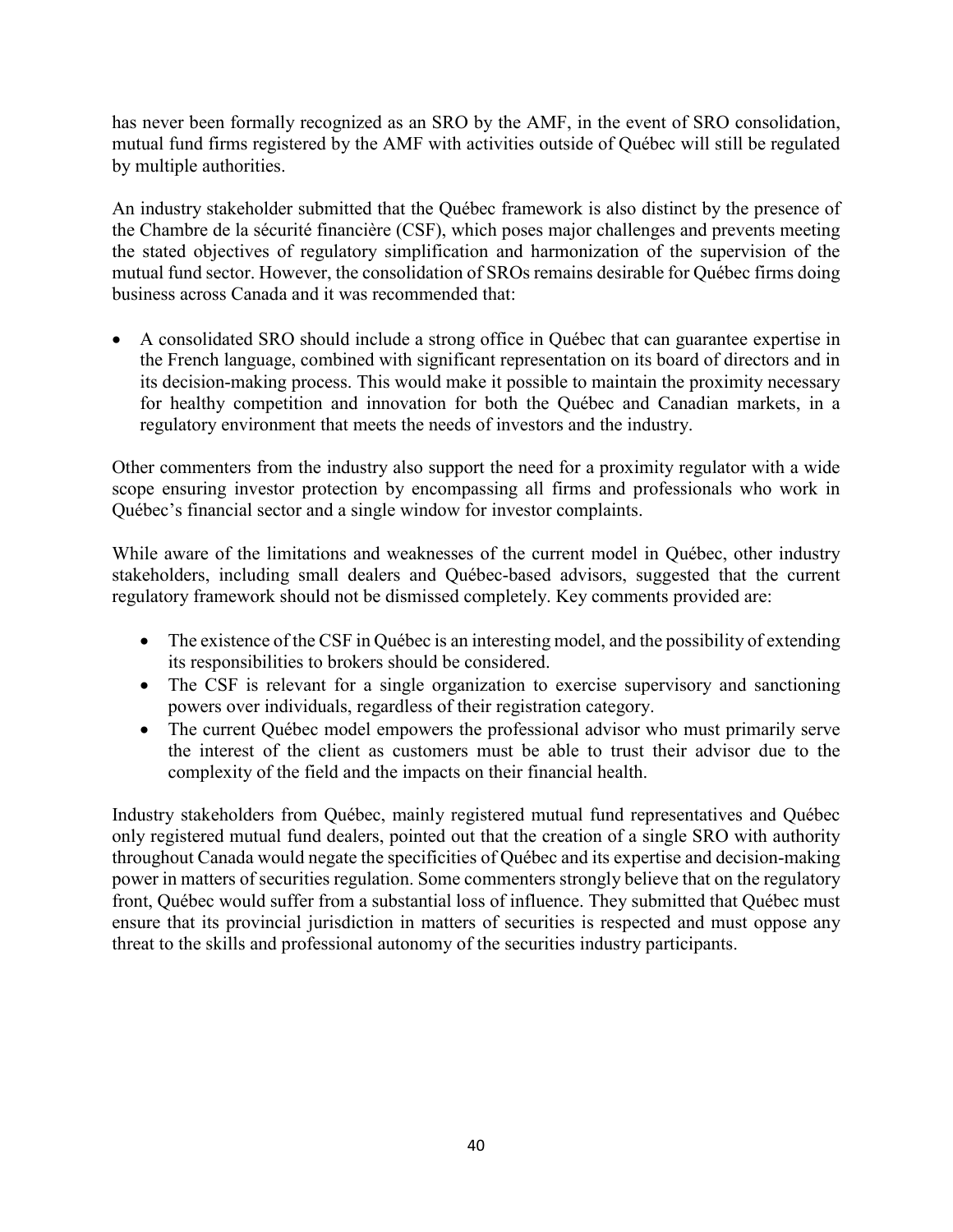has never been formally recognized as an SRO by the AMF, in the event of SRO consolidation, mutual fund firms registered by the AMF with activities outside of Québec will still be regulated by multiple authorities.

An industry stakeholder submitted that the Québec framework is also distinct by the presence of the Chambre de la sécurité financière (CSF), which poses major challenges and prevents meeting the stated objectives of regulatory simplification and harmonization of the supervision of the mutual fund sector. However, the consolidation of SROs remains desirable for Québec firms doing business across Canada and it was recommended that:

- A consolidated SRO should include a strong office in Québec that can guarantee expertise in the French language, combined with significant representation on its board of directors and in its decision-making process. This would make it possible to maintain the proximity necessary for healthy competition and innovation for both the Québec and Canadian markets, in a regulatory environment that meets the needs of investors and the industry.

Other commenters from the industry also support the need for a proximity regulator with a wide scope ensuring investor protection by encompassing all firms and professionals who work in Québec's financial sector and a single window for investor complaints.

While aware of the limitations and weaknesses of the current model in Québec, other industry stakeholders, including small dealers and Québec-based advisors, suggested that the current regulatory framework should not be dismissed completely. Key comments provided are:

- The existence of the CSF in Québec is an interesting model, and the possibility of extending its responsibilities to brokers should be considered.
- The CSF is relevant for a single organization to exercise supervisory and sanctioning powers over individuals, regardless of their registration category.
- The current Québec model empowers the professional advisor who must primarily serve the interest of the client as customers must be able to trust their advisor due to the complexity of the field and the impacts on their financial health.

Industry stakeholders from Québec, mainly registered mutual fund representatives and Québec only registered mutual fund dealers, pointed out that the creation of a single SRO with authority throughout Canada would negate the specificities of Québec and its expertise and decision-making power in matters of securities regulation. Some commenters strongly believe that on the regulatory front, Québec would suffer from a substantial loss of influence. They submitted that Québec must ensure that its provincial jurisdiction in matters of securities is respected and must oppose any threat to the skills and professional autonomy of the securities industry participants.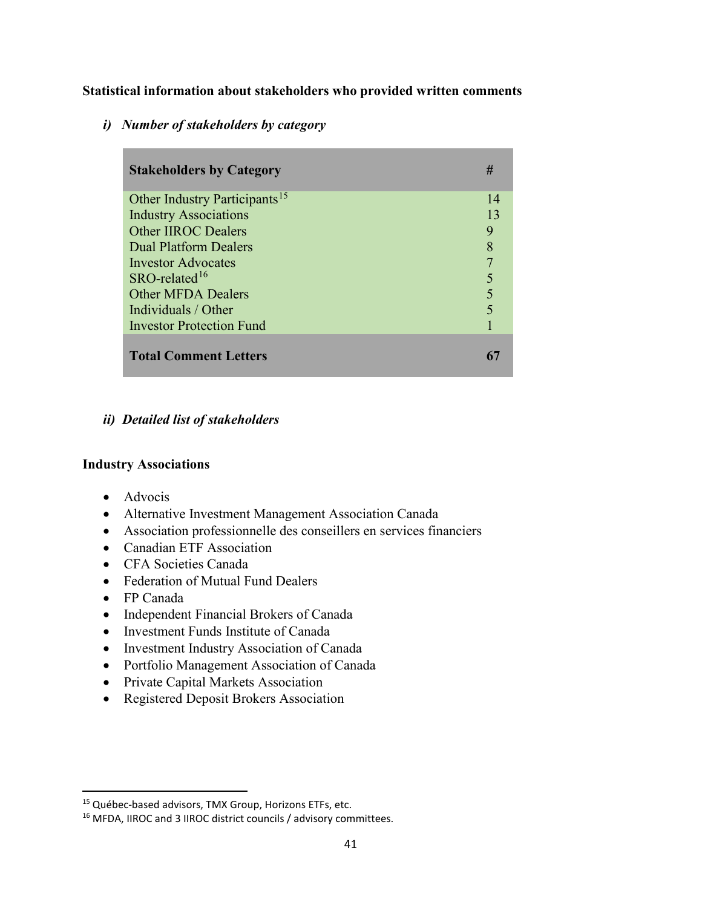**Statistical information about stakeholders who provided written comments**

***i) Number of stakeholders by category***

| Stakeholders by Category | # |
|---|---|
| Other Industry Participants[15] | 14 |
| Industry Associations | 13 |
| Other IIROC Dealers | 9 |
| Dual Platform Dealers | 8 |
| Investor Advocates | 7 |
| SRO-related[16] | 5 |
| Other MFDA Dealers | 5 |
| Individuals / Other | 5 |
| Investor Protection Fund | 1 |
| **Total Comment Letters** | **67** |

***ii) Detailed list of stakeholders***

**Industry Associations**

- Advocis
- Alternative Investment Management Association Canada
- Association professionnelle des conseillers en services financiers
- Canadian ETF Association
- CFA Societies Canada
- Federation of Mutual Fund Dealers
- FP Canada
- Independent Financial Brokers of Canada
- Investment Funds Institute of Canada
- Investment Industry Association of Canada
- Portfolio Management Association of Canada
- Private Capital Markets Association
- Registered Deposit Brokers Association

---

[15] Québec-based advisors, TMX Group, Horizons ETFs, etc.

[16] MFDA, IIROC and 3 IIROC district councils / advisory committees.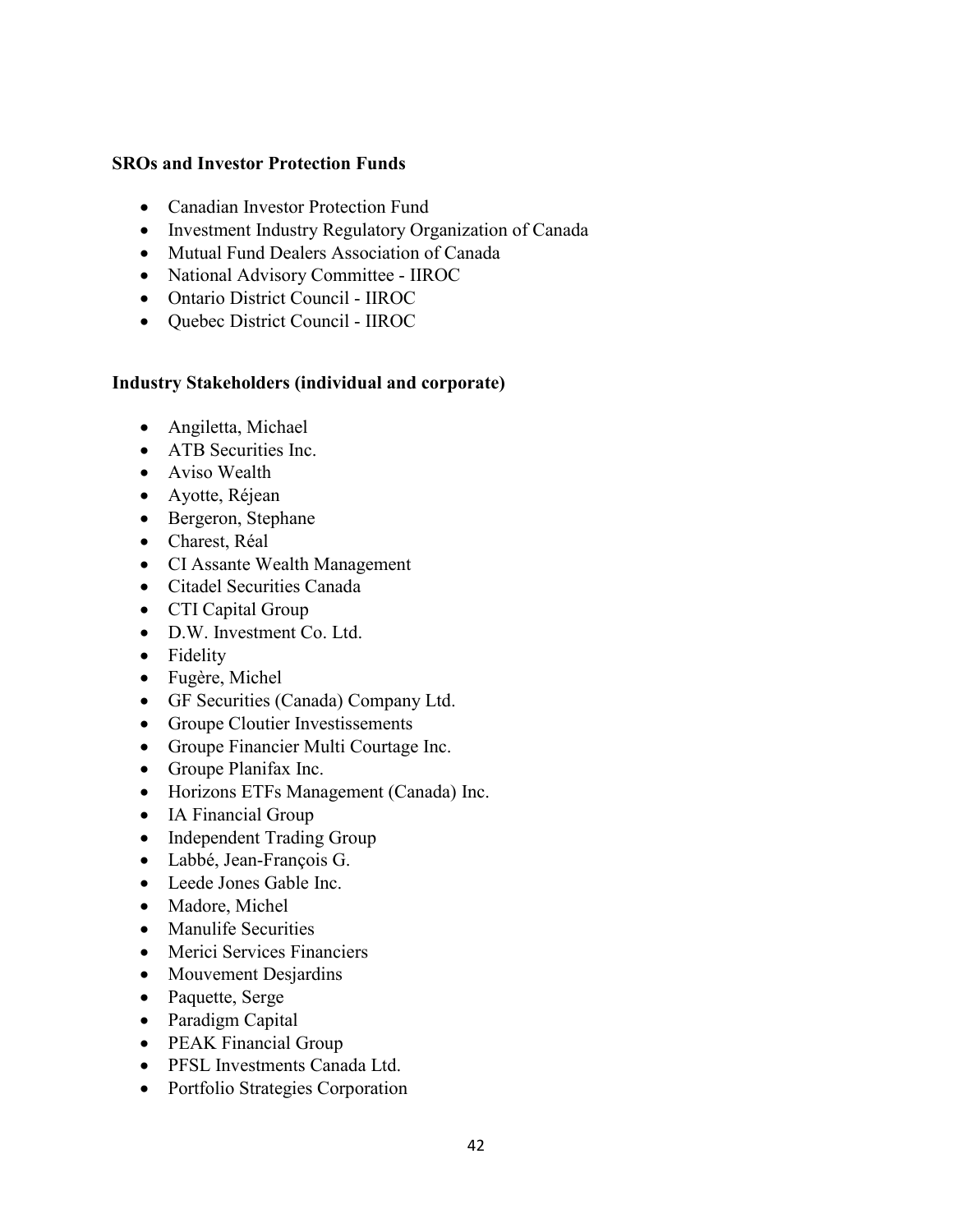**SROs and Investor Protection Funds**

- Canadian Investor Protection Fund
- Investment Industry Regulatory Organization of Canada
- Mutual Fund Dealers Association of Canada
- National Advisory Committee - IIROC
- Ontario District Council - IIROC
- Quebec District Council - IIROC

**Industry Stakeholders (individual and corporate)**

- Angiletta, Michael
- ATB Securities Inc.
- Aviso Wealth
- Ayotte, Réjean
- Bergeron, Stephane
- Charest, Réal
- CI Assante Wealth Management
- Citadel Securities Canada
- CTI Capital Group
- D.W. Investment Co. Ltd.
- Fidelity
- Fugère, Michel
- GF Securities (Canada) Company Ltd.
- Groupe Cloutier Investissements
- Groupe Financier Multi Courtage Inc.
- Groupe Planifax Inc.
- Horizons ETFs Management (Canada) Inc.
- IA Financial Group
- Independent Trading Group
- Labbé, Jean-François G.
- Leede Jones Gable Inc.
- Madore, Michel
- Manulife Securities
- Merici Services Financiers
- Mouvement Desjardins
- Paquette, Serge
- Paradigm Capital
- PEAK Financial Group
- PFSL Investments Canada Ltd.
- Portfolio Strategies Corporation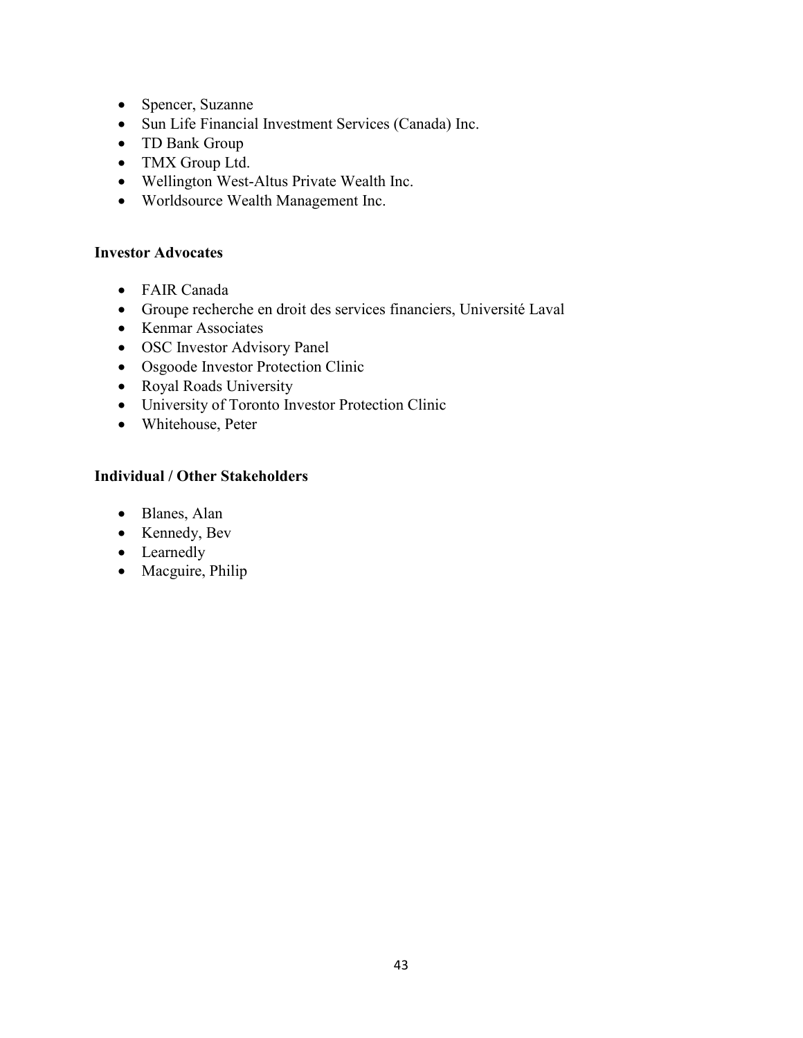- Spencer, Suzanne
- Sun Life Financial Investment Services (Canada) Inc.
- TD Bank Group
- TMX Group Ltd.
- Wellington West-Altus Private Wealth Inc.
- Worldsource Wealth Management Inc.

**Investor Advocates**

- FAIR Canada
- Groupe recherche en droit des services financiers, Université Laval
- Kenmar Associates
- OSC Investor Advisory Panel
- Osgoode Investor Protection Clinic
- Royal Roads University
- University of Toronto Investor Protection Clinic
- Whitehouse, Peter

**Individual / Other Stakeholders**

- Blanes, Alan
- Kennedy, Bev
- Learnedly
- Macguire, Philip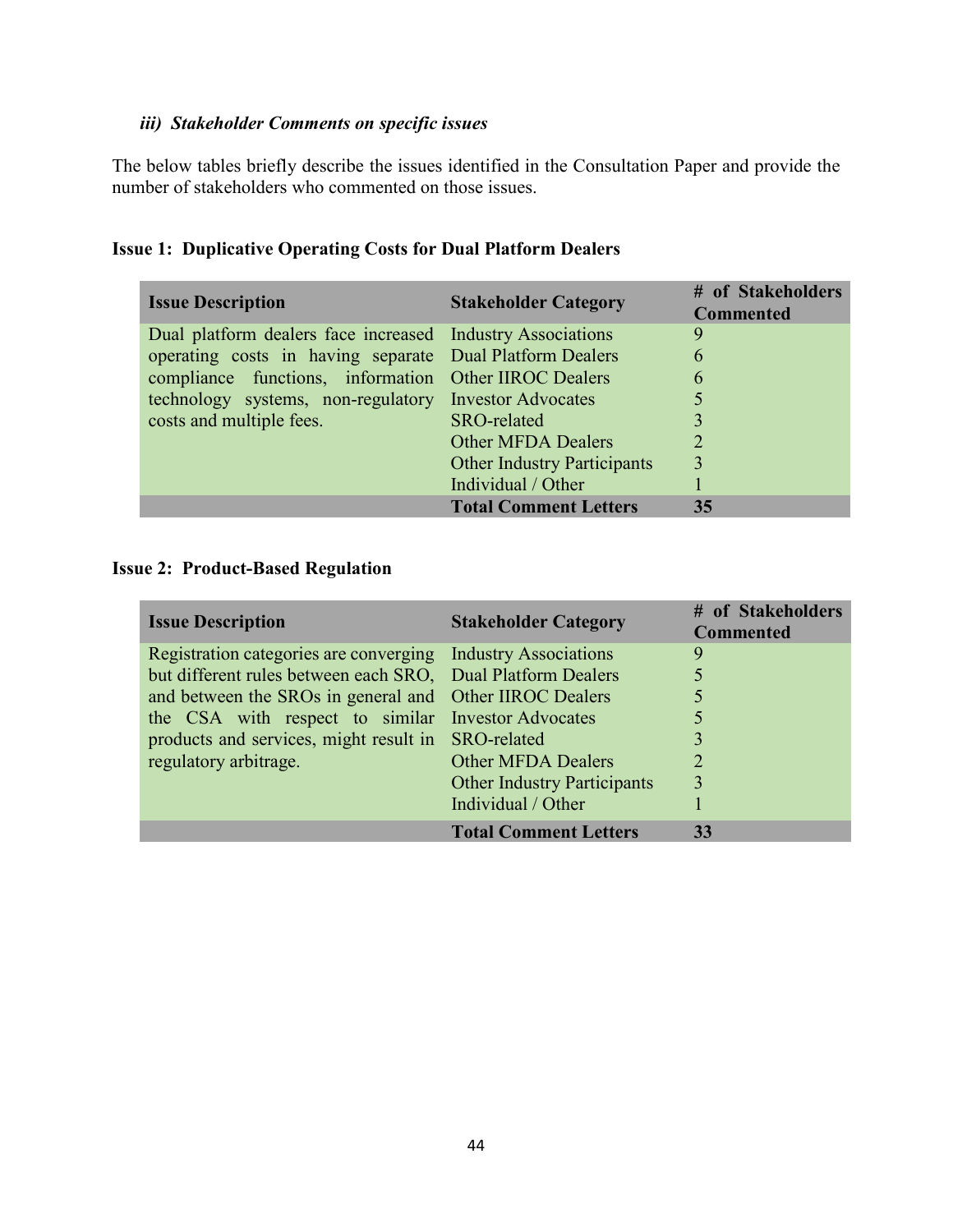### *iii) Stakeholder Comments on specific issues*

The below tables briefly describe the issues identified in the Consultation Paper and provide the number of stakeholders who commented on those issues.

**Issue 1: Duplicative Operating Costs for Dual Platform Dealers**

| Issue Description | Stakeholder Category | # of Stakeholders Commented |
|---|---|---|
| Dual platform dealers face increased operating costs in having separate compliance functions, information technology systems, non-regulatory costs and multiple fees. | Industry Associations | 9 |
| | Dual Platform Dealers | 6 |
| | Other IIROC Dealers | 6 |
| | Investor Advocates | 5 |
| | SRO-related | 3 |
| | Other MFDA Dealers | 2 |
| | Other Industry Participants | 3 |
| | Individual / Other | 1 |
| | **Total Comment Letters** | **35** |

**Issue 2: Product-Based Regulation**

| Issue Description | Stakeholder Category | # of Stakeholders Commented |
|---|---|---|
| Registration categories are converging but different rules between each SRO, and between the SROs in general and the CSA with respect to similar products and services, might result in regulatory arbitrage. | Industry Associations | 9 |
| | Dual Platform Dealers | 5 |
| | Other IIROC Dealers | 5 |
| | Investor Advocates | 5 |
| | SRO-related | 3 |
| | Other MFDA Dealers | 2 |
| | Other Industry Participants | 3 |
| | Individual / Other | 1 |
| | **Total Comment Letters** | **33** |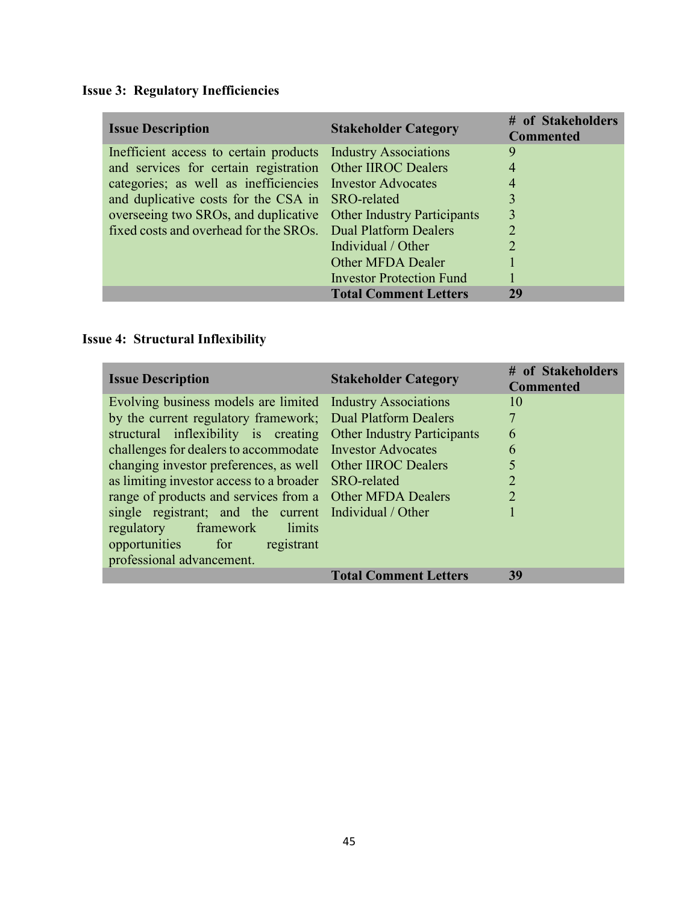**Issue 3: Regulatory Inefficiencies**

| Issue Description | Stakeholder Category | # of Stakeholders Commented |
|---|---|---|
| Inefficient access to certain products and services for certain registration categories; as well as inefficiencies and duplicative costs for the CSA in overseeing two SROs, and duplicative fixed costs and overhead for the SROs. | Industry Associations | 9 |
| | Other IIROC Dealers | 4 |
| | Investor Advocates | 4 |
| | SRO-related | 3 |
| | Other Industry Participants | 3 |
| | Dual Platform Dealers | 2 |
| | Individual / Other | 2 |
| | Other MFDA Dealer | 1 |
| | Investor Protection Fund | 1 |
| | **Total Comment Letters** | **29** |

**Issue 4: Structural Inflexibility**

| Issue Description | Stakeholder Category | # of Stakeholders Commented |
|---|---|---|
| Evolving business models are limited by the current regulatory framework; structural inflexibility is creating challenges for dealers to accommodate changing investor preferences, as well as limiting investor access to a broader range of products and services from a single registrant; and the current regulatory framework limits opportunities for registrant professional advancement. | Industry Associations | 10 |
| | Dual Platform Dealers | 7 |
| | Other Industry Participants | 6 |
| | Investor Advocates | 6 |
| | Other IIROC Dealers | 5 |
| | SRO-related | 2 |
| | Other MFDA Dealers | 2 |
| | Individual / Other | 1 |
| | **Total Comment Letters** | **39** |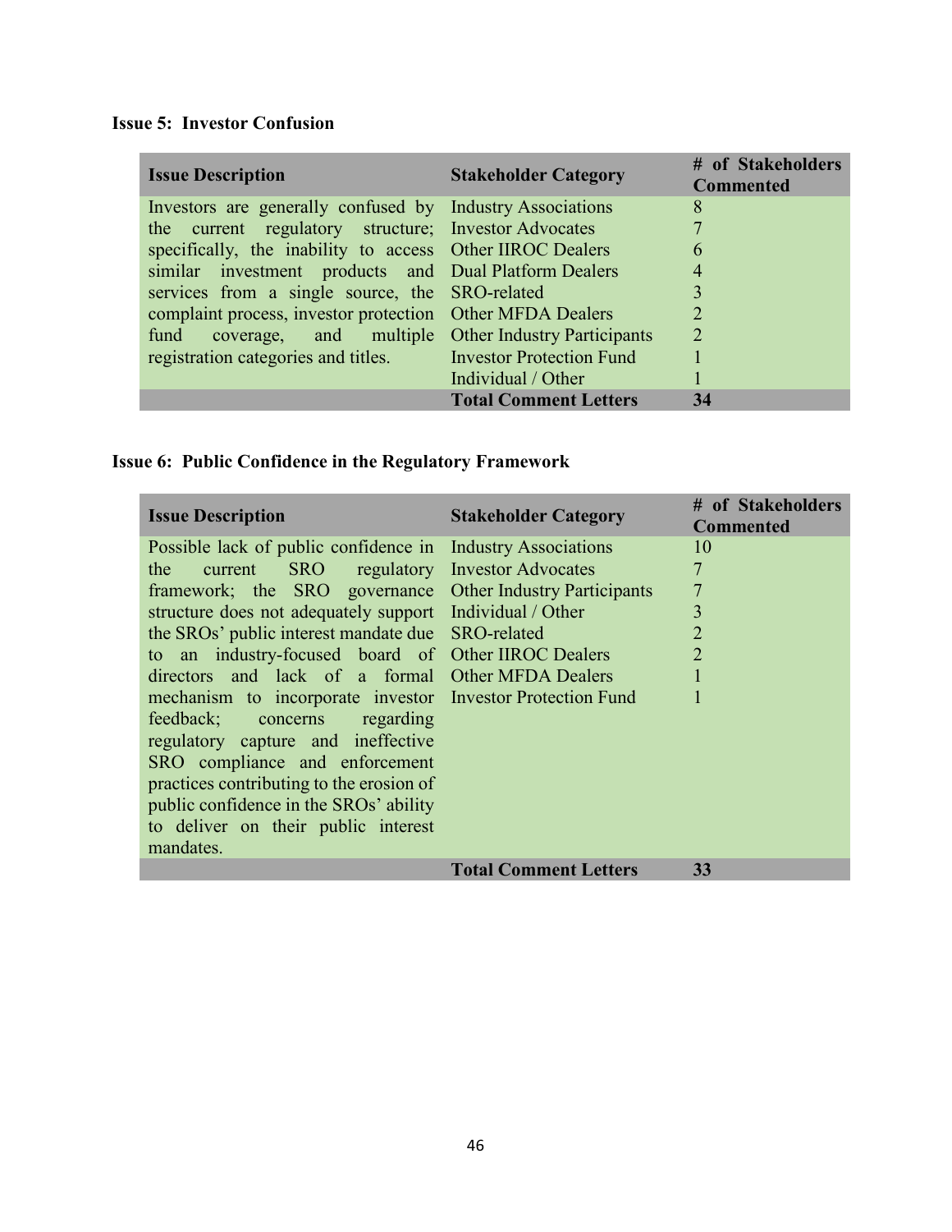**Issue 5: Investor Confusion**

| Issue Description | Stakeholder Category | # of Stakeholders Commented |
|---|---|---|
| Investors are generally confused by the current regulatory structure; specifically, the inability to access similar investment products and services from a single source, the complaint process, investor protection fund coverage, and multiple registration categories and titles. | Industry Associations | 8 |
| | Investor Advocates | 7 |
| | Other IIROC Dealers | 6 |
| | Dual Platform Dealers | 4 |
| | SRO-related | 3 |
| | Other MFDA Dealers | 2 |
| | Other Industry Participants | 2 |
| | Investor Protection Fund | 1 |
| | Individual / Other | 1 |
| | **Total Comment Letters** | **34** |

**Issue 6: Public Confidence in the Regulatory Framework**

| Issue Description | Stakeholder Category | # of Stakeholders Commented |
|---|---|---|
| Possible lack of public confidence in the current SRO regulatory framework; the SRO governance structure does not adequately support the SROs' public interest mandate due to an industry-focused board of directors and lack of a formal mechanism to incorporate investor feedback; concerns regarding regulatory capture and ineffective SRO compliance and enforcement practices contributing to the erosion of public confidence in the SROs' ability to deliver on their public interest mandates. | Industry Associations | 10 |
| | Investor Advocates | 7 |
| | Other Industry Participants | 7 |
| | Individual / Other | 3 |
| | SRO-related | 2 |
| | Other IIROC Dealers | 2 |
| | Other MFDA Dealers | 1 |
| | Investor Protection Fund | 1 |
| | **Total Comment Letters** | **33** |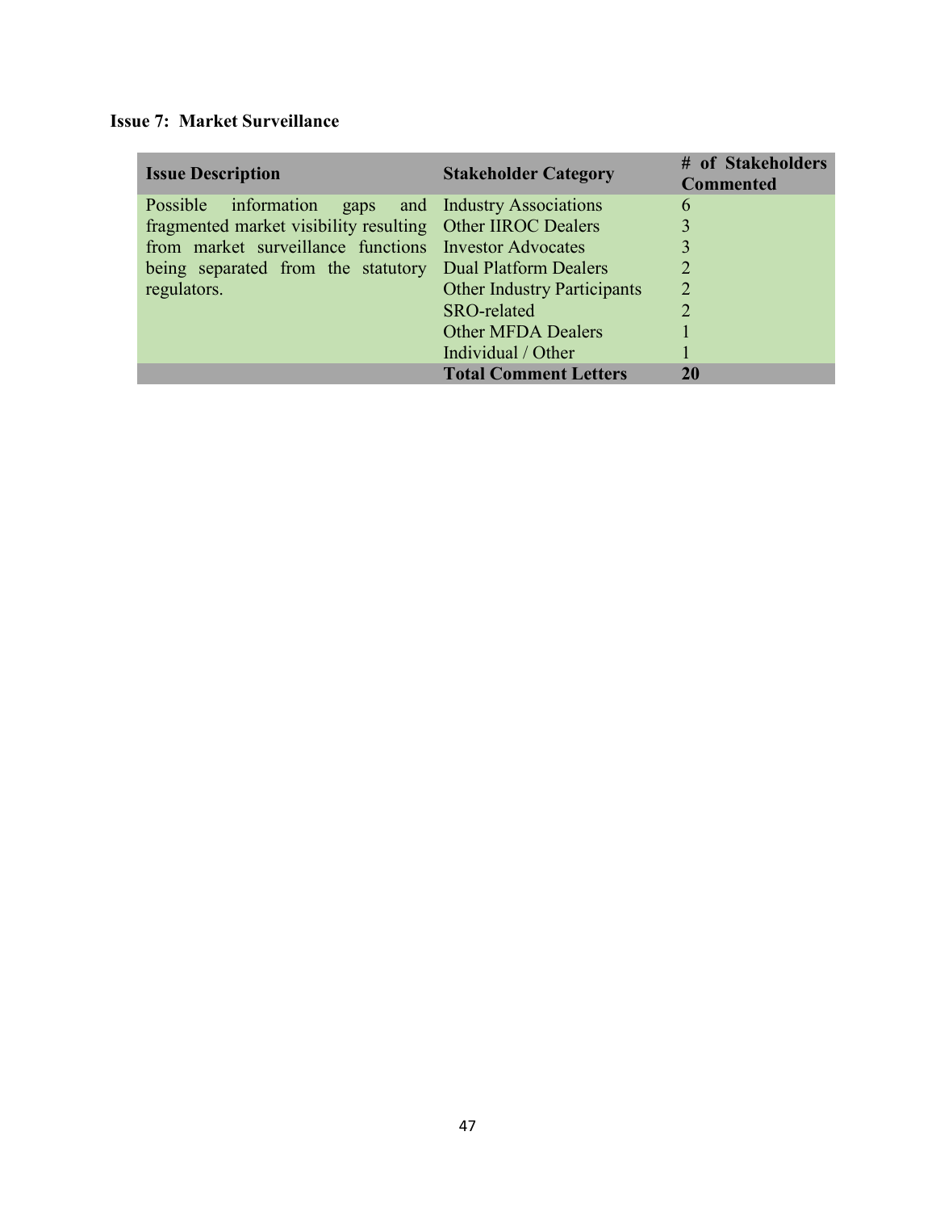**Issue 7: Market Surveillance**

| Issue Description | Stakeholder Category | # of Stakeholders Commented |
|---|---|---|
| Possible information gaps and fragmented market visibility resulting from market surveillance functions being separated from the statutory regulators. | Industry Associations | 6 |
| | Other IIROC Dealers | 3 |
| | Investor Advocates | 3 |
| | Dual Platform Dealers | 2 |
| | Other Industry Participants | 2 |
| | SRO-related | 2 |
| | Other MFDA Dealers | 1 |
| | Individual / Other | 1 |
| | **Total Comment Letters** | **20** |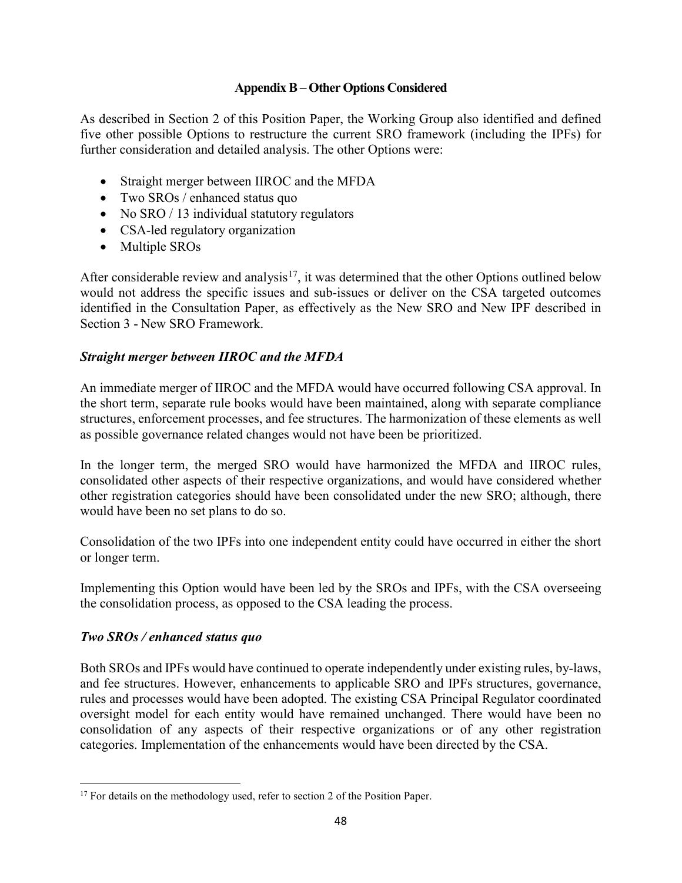## Appendix B – Other Options Considered

As described in Section 2 of this Position Paper, the Working Group also identified and defined five other possible Options to restructure the current SRO framework (including the IPFs) for further consideration and detailed analysis. The other Options were:

- Straight merger between IIROC and the MFDA
- Two SROs / enhanced status quo
- No SRO / 13 individual statutory regulators
- CSA-led regulatory organization
- Multiple SROs

After considerable review and analysis[17], it was determined that the other Options outlined below would not address the specific issues and sub-issues or deliver on the CSA targeted outcomes identified in the Consultation Paper, as effectively as the New SRO and New IPF described in Section 3 - New SRO Framework.

### *Straight merger between IIROC and the MFDA*

An immediate merger of IIROC and the MFDA would have occurred following CSA approval. In the short term, separate rule books would have been maintained, along with separate compliance structures, enforcement processes, and fee structures. The harmonization of these elements as well as possible governance related changes would not have been be prioritized.

In the longer term, the merged SRO would have harmonized the MFDA and IIROC rules, consolidated other aspects of their respective organizations, and would have considered whether other registration categories should have been consolidated under the new SRO; although, there would have been no set plans to do so.

Consolidation of the two IPFs into one independent entity could have occurred in either the short or longer term.

Implementing this Option would have been led by the SROs and IPFs, with the CSA overseeing the consolidation process, as opposed to the CSA leading the process.

### *Two SROs / enhanced status quo*

Both SROs and IPFs would have continued to operate independently under existing rules, by-laws, and fee structures. However, enhancements to applicable SRO and IPFs structures, governance, rules and processes would have been adopted. The existing CSA Principal Regulator coordinated oversight model for each entity would have remained unchanged. There would have been no consolidation of any aspects of their respective organizations or of any other registration categories. Implementation of the enhancements would have been directed by the CSA.

---

[17] For details on the methodology used, refer to section 2 of the Position Paper.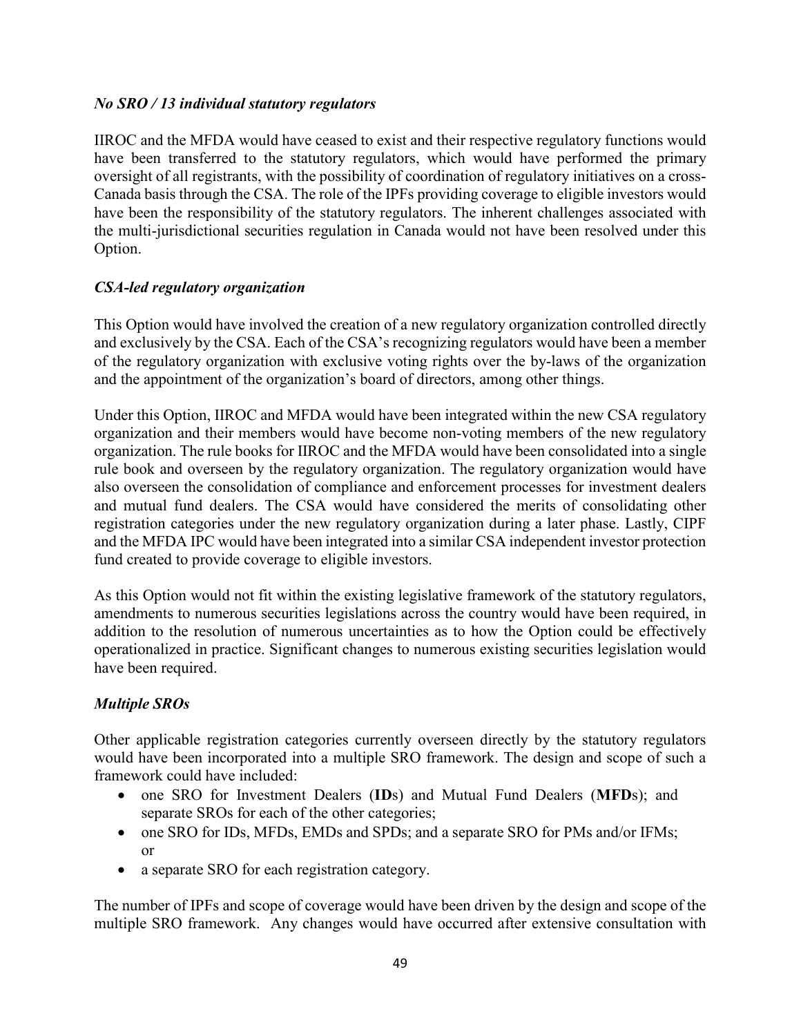### *No SRO / 13 individual statutory regulators*

IIROC and the MFDA would have ceased to exist and their respective regulatory functions would have been transferred to the statutory regulators, which would have performed the primary oversight of all registrants, with the possibility of coordination of regulatory initiatives on a cross-Canada basis through the CSA. The role of the IPFs providing coverage to eligible investors would have been the responsibility of the statutory regulators. The inherent challenges associated with the multi-jurisdictional securities regulation in Canada would not have been resolved under this Option.

### *CSA-led regulatory organization*

This Option would have involved the creation of a new regulatory organization controlled directly and exclusively by the CSA. Each of the CSA's recognizing regulators would have been a member of the regulatory organization with exclusive voting rights over the by-laws of the organization and the appointment of the organization's board of directors, among other things.

Under this Option, IIROC and MFDA would have been integrated within the new CSA regulatory organization and their members would have become non-voting members of the new regulatory organization. The rule books for IIROC and the MFDA would have been consolidated into a single rule book and overseen by the regulatory organization. The regulatory organization would have also overseen the consolidation of compliance and enforcement processes for investment dealers and mutual fund dealers. The CSA would have considered the merits of consolidating other registration categories under the new regulatory organization during a later phase. Lastly, CIPF and the MFDA IPC would have been integrated into a similar CSA independent investor protection fund created to provide coverage to eligible investors.

As this Option would not fit within the existing legislative framework of the statutory regulators, amendments to numerous securities legislations across the country would have been required, in addition to the resolution of numerous uncertainties as to how the Option could be effectively operationalized in practice. Significant changes to numerous existing securities legislation would have been required.

### *Multiple SROs*

Other applicable registration categories currently overseen directly by the statutory regulators would have been incorporated into a multiple SRO framework. The design and scope of such a framework could have included:

- one SRO for Investment Dealers (**ID**s) and Mutual Fund Dealers (**MFD**s); and separate SROs for each of the other categories;
- one SRO for IDs, MFDs, EMDs and SPDs; and a separate SRO for PMs and/or IFMs; or
- a separate SRO for each registration category.

The number of IPFs and scope of coverage would have been driven by the design and scope of the multiple SRO framework. Any changes would have occurred after extensive consultation with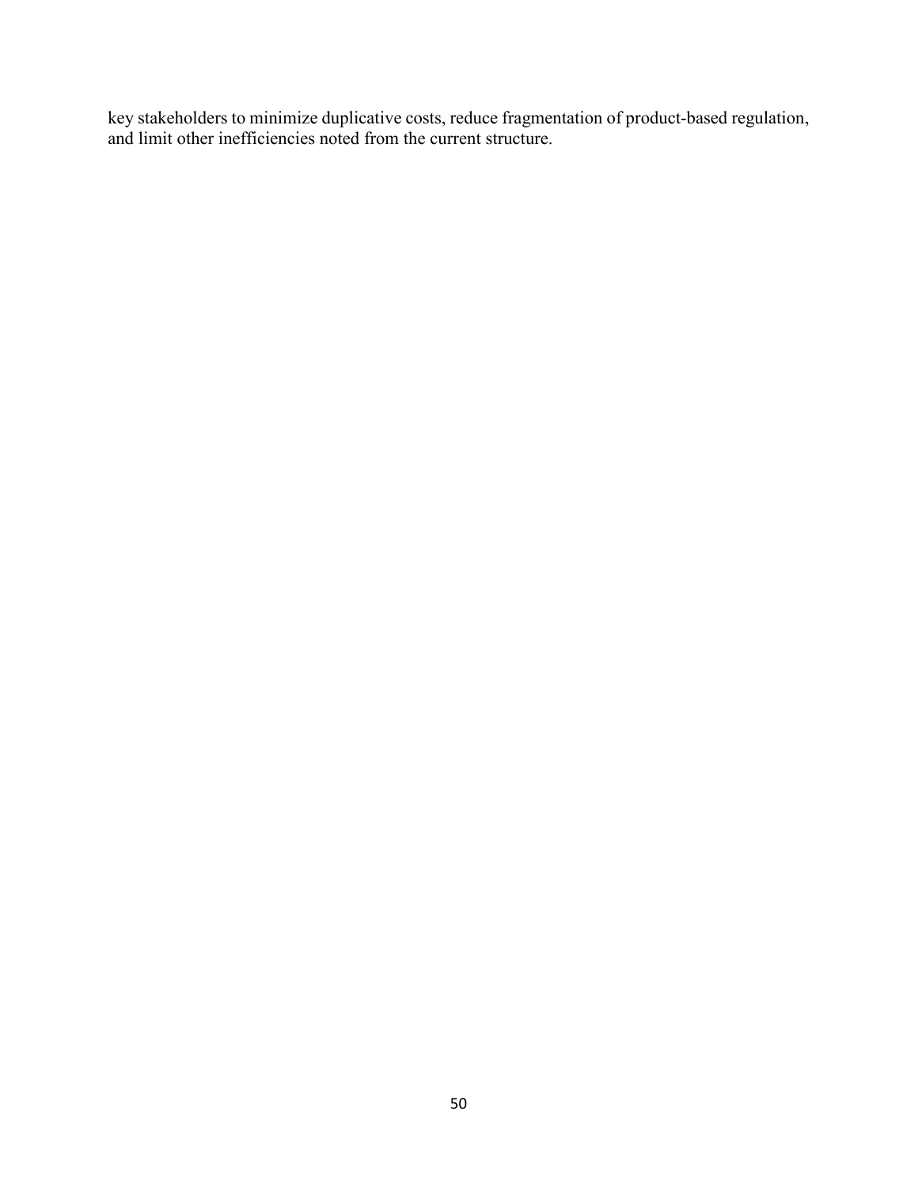key stakeholders to minimize duplicative costs, reduce fragmentation of product-based regulation, and limit other inefficiencies noted from the current structure.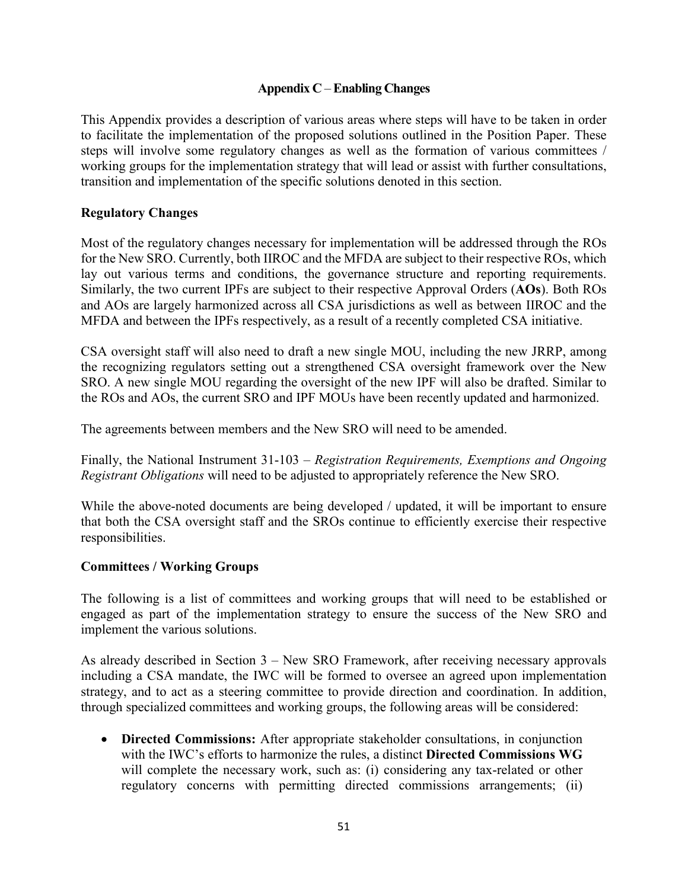## Appendix C – Enabling Changes

This Appendix provides a description of various areas where steps will have to be taken in order to facilitate the implementation of the proposed solutions outlined in the Position Paper. These steps will involve some regulatory changes as well as the formation of various committees / working groups for the implementation strategy that will lead or assist with further consultations, transition and implementation of the specific solutions denoted in this section.

### Regulatory Changes

Most of the regulatory changes necessary for implementation will be addressed through the ROs for the New SRO. Currently, both IIROC and the MFDA are subject to their respective ROs, which lay out various terms and conditions, the governance structure and reporting requirements. Similarly, the two current IPFs are subject to their respective Approval Orders (**AOs**). Both ROs and AOs are largely harmonized across all CSA jurisdictions as well as between IIROC and the MFDA and between the IPFs respectively, as a result of a recently completed CSA initiative.

CSA oversight staff will also need to draft a new single MOU, including the new JRRP, among the recognizing regulators setting out a strengthened CSA oversight framework over the New SRO. A new single MOU regarding the oversight of the new IPF will also be drafted. Similar to the ROs and AOs, the current SRO and IPF MOUs have been recently updated and harmonized.

The agreements between members and the New SRO will need to be amended.

Finally, the National Instrument 31-103 – *Registration Requirements, Exemptions and Ongoing Registrant Obligations* will need to be adjusted to appropriately reference the New SRO.

While the above-noted documents are being developed / updated, it will be important to ensure that both the CSA oversight staff and the SROs continue to efficiently exercise their respective responsibilities.

### Committees / Working Groups

The following is a list of committees and working groups that will need to be established or engaged as part of the implementation strategy to ensure the success of the New SRO and implement the various solutions.

As already described in Section 3 – New SRO Framework, after receiving necessary approvals including a CSA mandate, the IWC will be formed to oversee an agreed upon implementation strategy, and to act as a steering committee to provide direction and coordination. In addition, through specialized committees and working groups, the following areas will be considered:

- **Directed Commissions:** After appropriate stakeholder consultations, in conjunction with the IWC's efforts to harmonize the rules, a distinct **Directed Commissions WG** will complete the necessary work, such as: (i) considering any tax-related or other regulatory concerns with permitting directed commissions arrangements; (ii)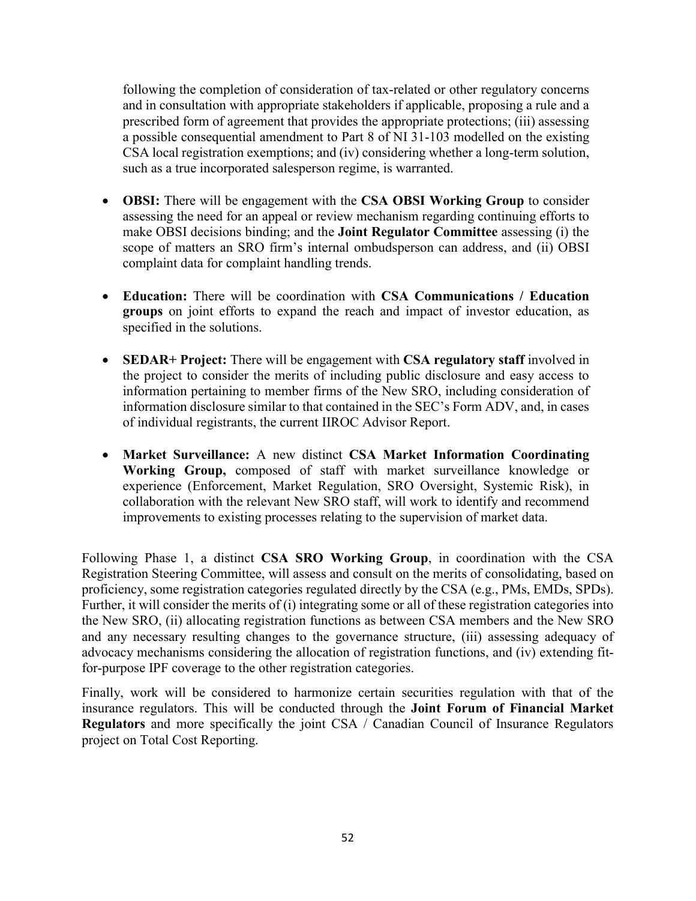following the completion of consideration of tax-related or other regulatory concerns and in consultation with appropriate stakeholders if applicable, proposing a rule and a prescribed form of agreement that provides the appropriate protections; (iii) assessing a possible consequential amendment to Part 8 of NI 31-103 modelled on the existing CSA local registration exemptions; and (iv) considering whether a long-term solution, such as a true incorporated salesperson regime, is warranted.

- **OBSI:** There will be engagement with the **CSA OBSI Working Group** to consider assessing the need for an appeal or review mechanism regarding continuing efforts to make OBSI decisions binding; and the **Joint Regulator Committee** assessing (i) the scope of matters an SRO firm's internal ombudsperson can address, and (ii) OBSI complaint data for complaint handling trends.

- **Education:** There will be coordination with **CSA Communications / Education groups** on joint efforts to expand the reach and impact of investor education, as specified in the solutions.

- **SEDAR+ Project:** There will be engagement with **CSA regulatory staff** involved in the project to consider the merits of including public disclosure and easy access to information pertaining to member firms of the New SRO, including consideration of information disclosure similar to that contained in the SEC's Form ADV, and, in cases of individual registrants, the current IIROC Advisor Report.

- **Market Surveillance:** A new distinct **CSA Market Information Coordinating Working Group,** composed of staff with market surveillance knowledge or experience (Enforcement, Market Regulation, SRO Oversight, Systemic Risk), in collaboration with the relevant New SRO staff, will work to identify and recommend improvements to existing processes relating to the supervision of market data.

Following Phase 1, a distinct **CSA SRO Working Group**, in coordination with the CSA Registration Steering Committee, will assess and consult on the merits of consolidating, based on proficiency, some registration categories regulated directly by the CSA (e.g., PMs, EMDs, SPDs). Further, it will consider the merits of (i) integrating some or all of these registration categories into the New SRO, (ii) allocating registration functions as between CSA members and the New SRO and any necessary resulting changes to the governance structure, (iii) assessing adequacy of advocacy mechanisms considering the allocation of registration functions, and (iv) extending fit-for-purpose IPF coverage to the other registration categories.

Finally, work will be considered to harmonize certain securities regulation with that of the insurance regulators. This will be conducted through the **Joint Forum of Financial Market Regulators** and more specifically the joint CSA / Canadian Council of Insurance Regulators project on Total Cost Reporting.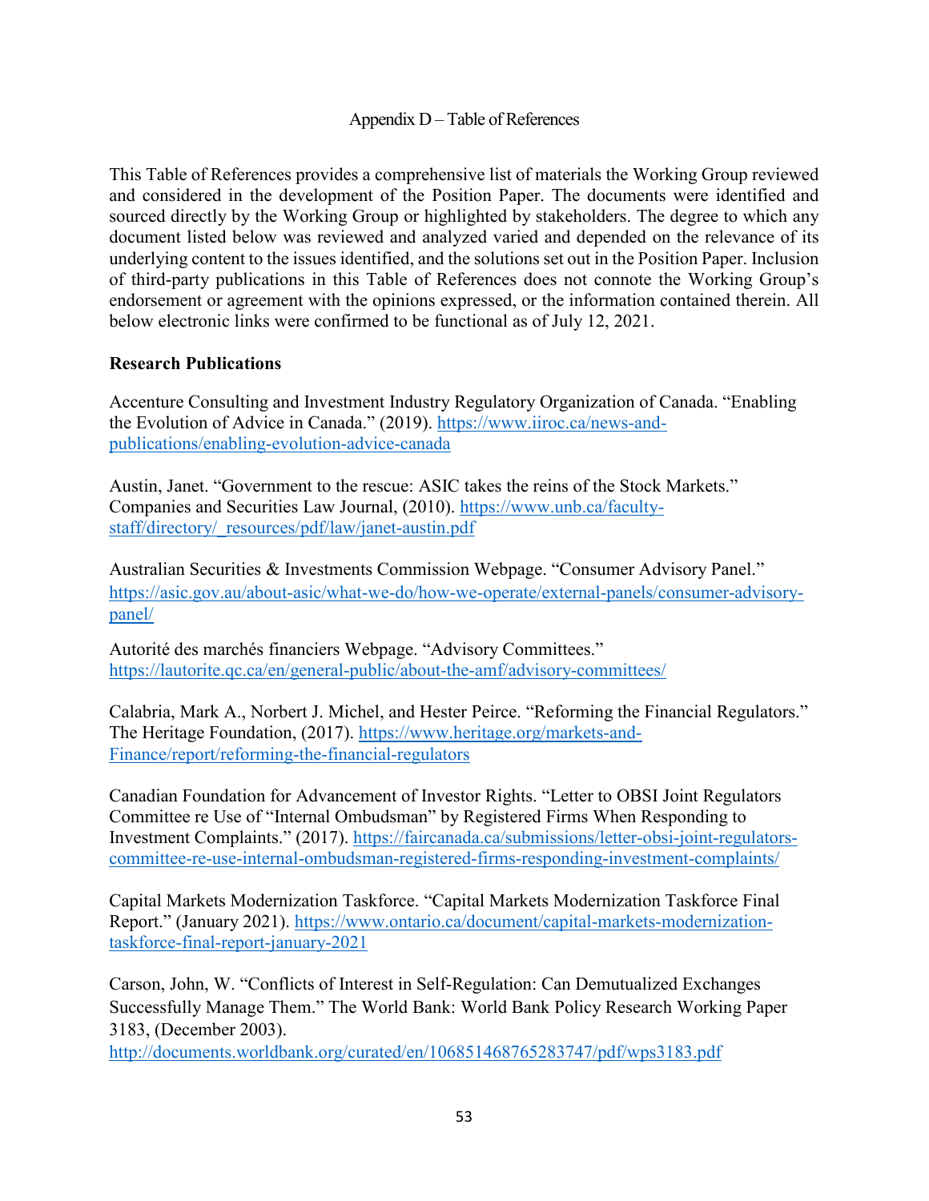# Appendix D – Table of References

This Table of References provides a comprehensive list of materials the Working Group reviewed and considered in the development of the Position Paper. The documents were identified and sourced directly by the Working Group or highlighted by stakeholders. The degree to which any document listed below was reviewed and analyzed varied and depended on the relevance of its underlying content to the issues identified, and the solutions set out in the Position Paper. Inclusion of third-party publications in this Table of References does not connote the Working Group's endorsement or agreement with the opinions expressed, or the information contained therein. All below electronic links were confirmed to be functional as of July 12, 2021.

**Research Publications**

Accenture Consulting and Investment Industry Regulatory Organization of Canada. "Enabling the Evolution of Advice in Canada." (2019). https://www.iiroc.ca/news-and-publications/enabling-evolution-advice-canada

Austin, Janet. "Government to the rescue: ASIC takes the reins of the Stock Markets." Companies and Securities Law Journal, (2010). https://www.unb.ca/faculty-staff/directory/_resources/pdf/law/janet-austin.pdf

Australian Securities & Investments Commission Webpage. "Consumer Advisory Panel." https://asic.gov.au/about-asic/what-we-do/how-we-operate/external-panels/consumer-advisory-panel/

Autorité des marchés financiers Webpage. "Advisory Committees." https://lautorite.qc.ca/en/general-public/about-the-amf/advisory-committees/

Calabria, Mark A., Norbert J. Michel, and Hester Peirce. "Reforming the Financial Regulators." The Heritage Foundation, (2017). https://www.heritage.org/markets-and-Finance/report/reforming-the-financial-regulators

Canadian Foundation for Advancement of Investor Rights. "Letter to OBSI Joint Regulators Committee re Use of "Internal Ombudsman" by Registered Firms When Responding to Investment Complaints." (2017). https://faircanada.ca/submissions/letter-obsi-joint-regulators-committee-re-use-internal-ombudsman-registered-firms-responding-investment-complaints/

Capital Markets Modernization Taskforce. "Capital Markets Modernization Taskforce Final Report." (January 2021). https://www.ontario.ca/document/capital-markets-modernization-taskforce-final-report-january-2021

Carson, John, W. "Conflicts of Interest in Self-Regulation: Can Demutualized Exchanges Successfully Manage Them." The World Bank: World Bank Policy Research Working Paper 3183, (December 2003). http://documents.worldbank.org/curated/en/106851468765283747/pdf/wps3183.pdf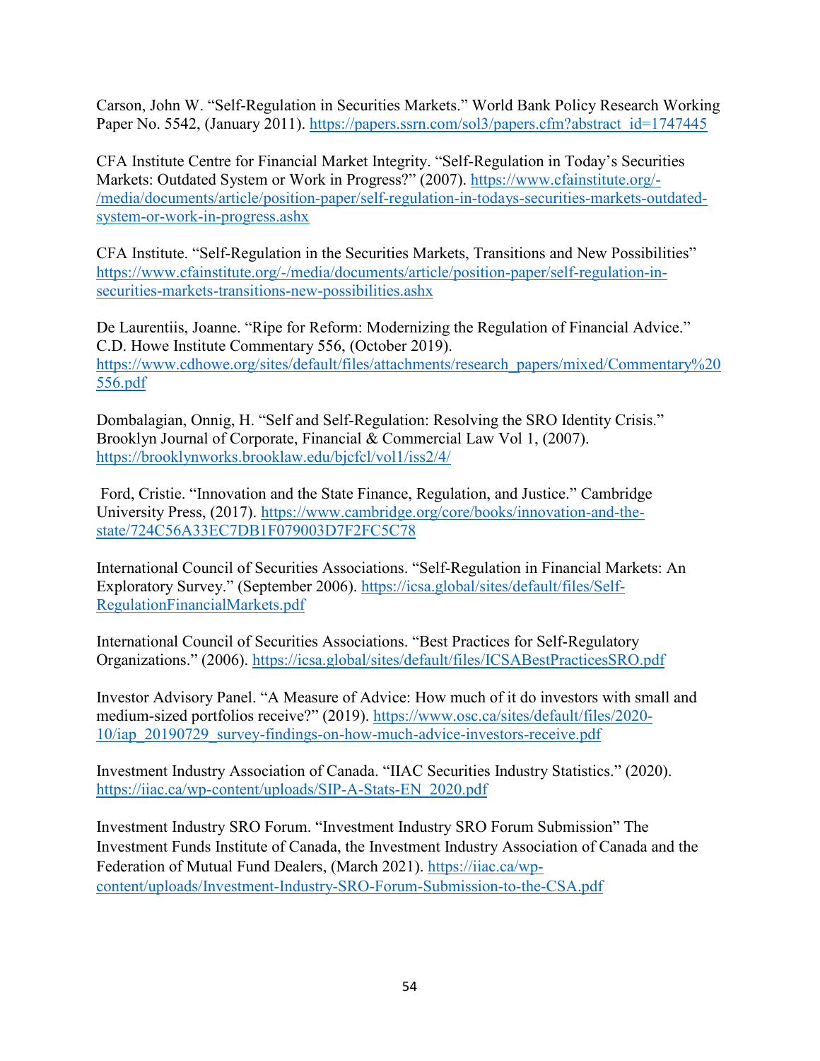Carson, John W. "Self-Regulation in Securities Markets." World Bank Policy Research Working Paper No. 5542, (January 2011). https://papers.ssrn.com/sol3/papers.cfm?abstract_id=1747445

CFA Institute Centre for Financial Market Integrity. "Self-Regulation in Today's Securities Markets: Outdated System or Work in Progress?" (2007). https://www.cfainstitute.org/-/media/documents/article/position-paper/self-regulation-in-todays-securities-markets-outdated-system-or-work-in-progress.ashx

CFA Institute. "Self-Regulation in the Securities Markets, Transitions and New Possibilities" https://www.cfainstitute.org/-/media/documents/article/position-paper/self-regulation-in-securities-markets-transitions-new-possibilities.ashx

De Laurentiis, Joanne. "Ripe for Reform: Modernizing the Regulation of Financial Advice." C.D. Howe Institute Commentary 556, (October 2019). https://www.cdhowe.org/sites/default/files/attachments/research_papers/mixed/Commentary%20556.pdf

Dombalagian, Onnig, H. "Self and Self-Regulation: Resolving the SRO Identity Crisis." Brooklyn Journal of Corporate, Financial & Commercial Law Vol 1, (2007). https://brooklynworks.brooklaw.edu/bjcfcl/vol1/iss2/4/

Ford, Cristie. "Innovation and the State Finance, Regulation, and Justice." Cambridge University Press, (2017). https://www.cambridge.org/core/books/innovation-and-the-state/724C56A33EC7DB1F079003D7F2FC5C78

International Council of Securities Associations. "Self-Regulation in Financial Markets: An Exploratory Survey." (September 2006). https://icsa.global/sites/default/files/Self-RegulationFinancialMarkets.pdf

International Council of Securities Associations. "Best Practices for Self-Regulatory Organizations." (2006). https://icsa.global/sites/default/files/ICSABestPracticesSRO.pdf

Investor Advisory Panel. "A Measure of Advice: How much of it do investors with small and medium-sized portfolios receive?" (2019). https://www.osc.ca/sites/default/files/2020-10/iap_20190729_survey-findings-on-how-much-advice-investors-receive.pdf

Investment Industry Association of Canada. "IIAC Securities Industry Statistics." (2020). https://iiac.ca/wp-content/uploads/SIP-A-Stats-EN_2020.pdf

Investment Industry SRO Forum. "Investment Industry SRO Forum Submission" The Investment Funds Institute of Canada, the Investment Industry Association of Canada and the Federation of Mutual Fund Dealers, (March 2021). https://iiac.ca/wp-content/uploads/Investment-Industry-SRO-Forum-Submission-to-the-CSA.pdf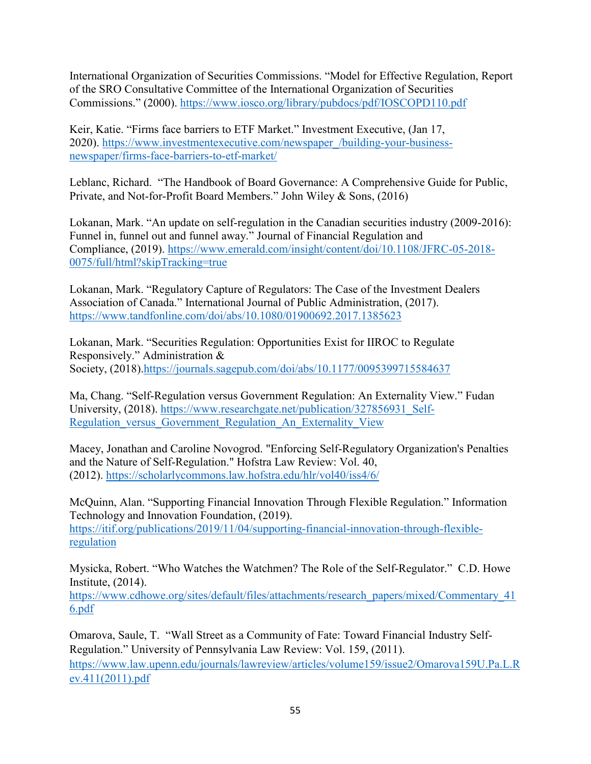International Organization of Securities Commissions. "Model for Effective Regulation, Report of the SRO Consultative Committee of the International Organization of Securities Commissions." (2000). https://www.iosco.org/library/pubdocs/pdf/IOSCOPD110.pdf

Keir, Katie. "Firms face barriers to ETF Market." Investment Executive, (Jan 17, 2020). https://www.investmentexecutive.com/newspaper_/building-your-business-newspaper/firms-face-barriers-to-etf-market/

Leblanc, Richard. "The Handbook of Board Governance: A Comprehensive Guide for Public, Private, and Not-for-Profit Board Members." John Wiley & Sons, (2016)

Lokanan, Mark. "An update on self-regulation in the Canadian securities industry (2009-2016): Funnel in, funnel out and funnel away." Journal of Financial Regulation and Compliance, (2019). https://www.emerald.com/insight/content/doi/10.1108/JFRC-05-2018-0075/full/html?skipTracking=true

Lokanan, Mark. "Regulatory Capture of Regulators: The Case of the Investment Dealers Association of Canada." International Journal of Public Administration, (2017). https://www.tandfonline.com/doi/abs/10.1080/01900692.2017.1385623

Lokanan, Mark. "Securities Regulation: Opportunities Exist for IIROC to Regulate Responsively." Administration & Society, (2018).https://journals.sagepub.com/doi/abs/10.1177/0095399715584637

Ma, Chang. "Self-Regulation versus Government Regulation: An Externality View." Fudan University, (2018). https://www.researchgate.net/publication/327856931_Self-Regulation_versus_Government_Regulation_An_Externality_View

Macey, Jonathan and Caroline Novogrod. "Enforcing Self-Regulatory Organization's Penalties and the Nature of Self-Regulation." Hofstra Law Review: Vol. 40, (2012). https://scholarlycommons.law.hofstra.edu/hlr/vol40/iss4/6/

McQuinn, Alan. "Supporting Financial Innovation Through Flexible Regulation." Information Technology and Innovation Foundation, (2019). https://itif.org/publications/2019/11/04/supporting-financial-innovation-through-flexible-regulation

Mysicka, Robert. "Who Watches the Watchmen? The Role of the Self-Regulator." C.D. Howe Institute, (2014). https://www.cdhowe.org/sites/default/files/attachments/research_papers/mixed/Commentary_416.pdf

Omarova, Saule, T. "Wall Street as a Community of Fate: Toward Financial Industry Self-Regulation." University of Pennsylvania Law Review: Vol. 159, (2011). https://www.law.upenn.edu/journals/lawreview/articles/volume159/issue2/Omarova159U.Pa.L.Rev.411(2011).pdf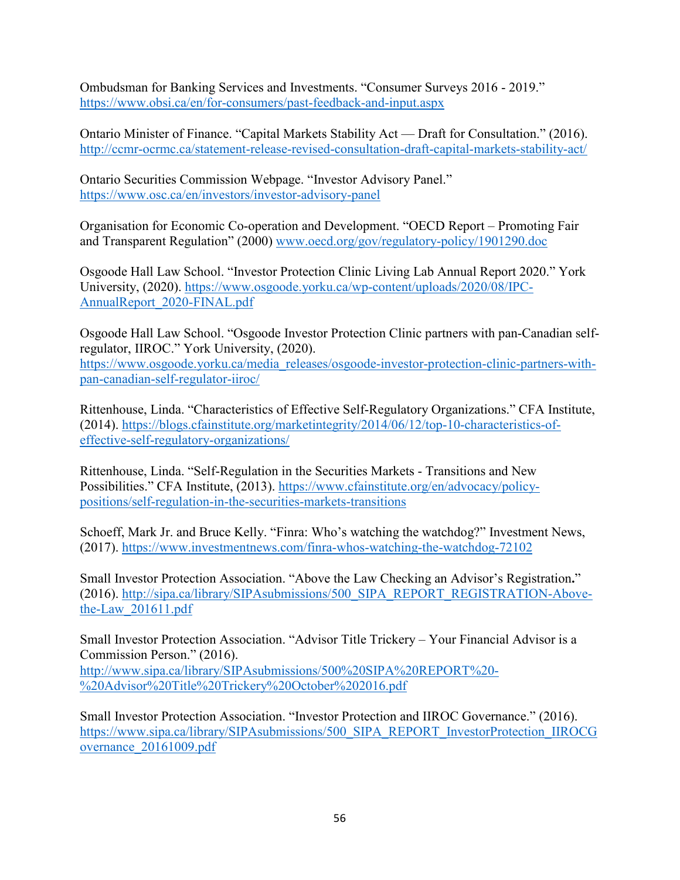Ombudsman for Banking Services and Investments. "Consumer Surveys 2016 - 2019." https://www.obsi.ca/en/for-consumers/past-feedback-and-input.aspx

Ontario Minister of Finance. "Capital Markets Stability Act — Draft for Consultation." (2016). http://ccmr-ocrmc.ca/statement-release-revised-consultation-draft-capital-markets-stability-act/

Ontario Securities Commission Webpage. "Investor Advisory Panel." https://www.osc.ca/en/investors/investor-advisory-panel

Organisation for Economic Co-operation and Development. "OECD Report – Promoting Fair and Transparent Regulation" (2000) www.oecd.org/gov/regulatory-policy/1901290.doc

Osgoode Hall Law School. "Investor Protection Clinic Living Lab Annual Report 2020." York University, (2020). https://www.osgoode.yorku.ca/wp-content/uploads/2020/08/IPC-AnnualReport_2020-FINAL.pdf

Osgoode Hall Law School. "Osgoode Investor Protection Clinic partners with pan-Canadian self-regulator, IIROC." York University, (2020). https://www.osgoode.yorku.ca/media_releases/osgoode-investor-protection-clinic-partners-with-pan-canadian-self-regulator-iiroc/

Rittenhouse, Linda. "Characteristics of Effective Self-Regulatory Organizations." CFA Institute, (2014). https://blogs.cfainstitute.org/marketintegrity/2014/06/12/top-10-characteristics-of-effective-self-regulatory-organizations/

Rittenhouse, Linda. "Self-Regulation in the Securities Markets - Transitions and New Possibilities." CFA Institute, (2013). https://www.cfainstitute.org/en/advocacy/policy-positions/self-regulation-in-the-securities-markets-transitions

Schoeff, Mark Jr. and Bruce Kelly. "Finra: Who's watching the watchdog?" Investment News, (2017). https://www.investmentnews.com/finra-whos-watching-the-watchdog-72102

Small Investor Protection Association. "Above the Law Checking an Advisor's Registration." (2016). http://sipa.ca/library/SIPAsubmissions/500_SIPA_REPORT_REGISTRATION-Above-the-Law_201611.pdf

Small Investor Protection Association. "Advisor Title Trickery – Your Financial Advisor is a Commission Person." (2016). http://www.sipa.ca/library/SIPAsubmissions/500%20SIPA%20REPORT%20-%20Advisor%20Title%20Trickery%20October%202016.pdf

Small Investor Protection Association. "Investor Protection and IIROC Governance." (2016). https://www.sipa.ca/library/SIPAsubmissions/500_SIPA_REPORT_InvestorProtection_IIROCGovernance_20161009.pdf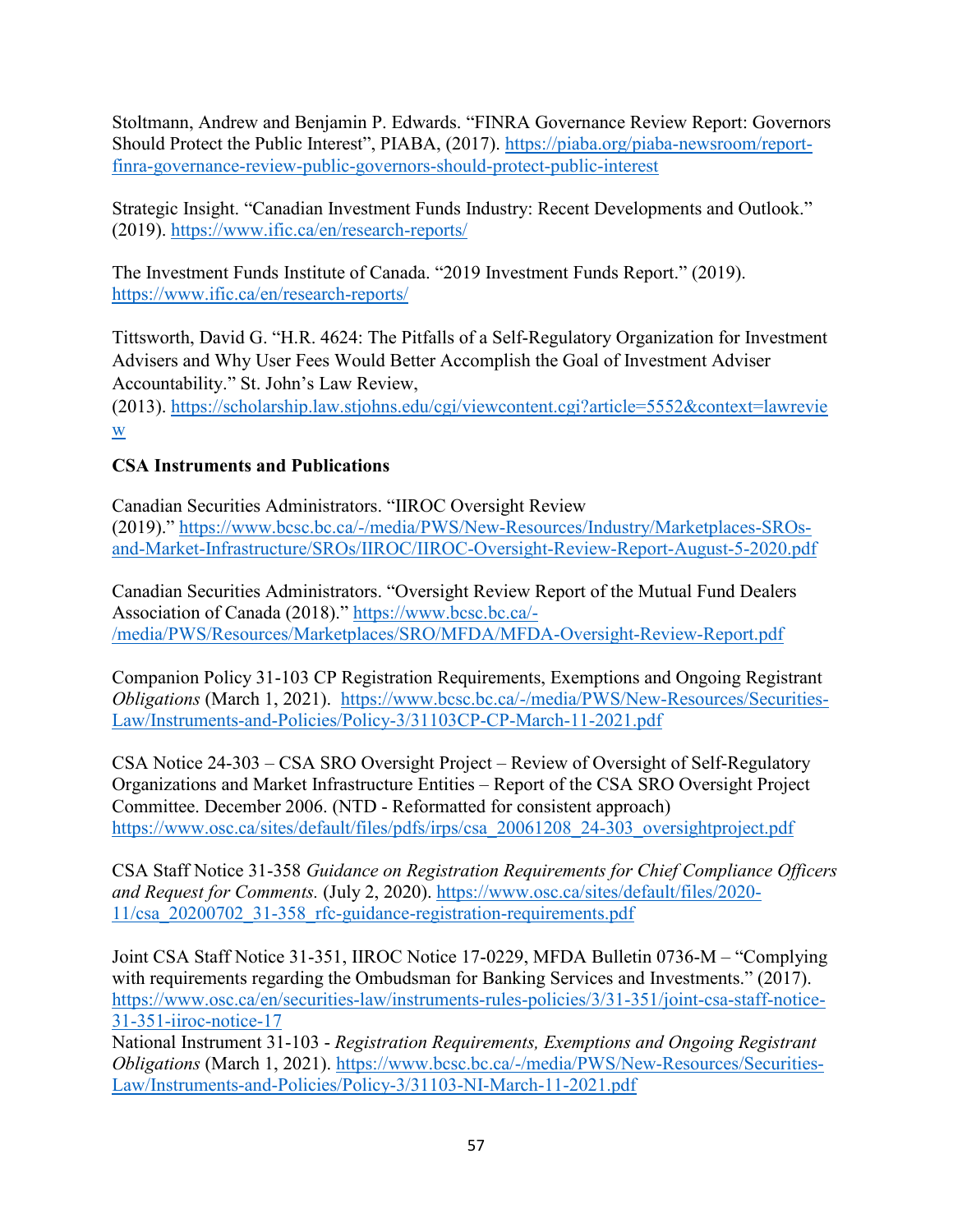Stoltmann, Andrew and Benjamin P. Edwards. "FINRA Governance Review Report: Governors Should Protect the Public Interest", PIABA, (2017). https://piaba.org/piaba-newsroom/report-finra-governance-review-public-governors-should-protect-public-interest

Strategic Insight. "Canadian Investment Funds Industry: Recent Developments and Outlook." (2019). https://www.ific.ca/en/research-reports/

The Investment Funds Institute of Canada. "2019 Investment Funds Report." (2019). https://www.ific.ca/en/research-reports/

Tittsworth, David G. "H.R. 4624: The Pitfalls of a Self-Regulatory Organization for Investment Advisers and Why User Fees Would Better Accomplish the Goal of Investment Adviser Accountability." St. John's Law Review, (2013). https://scholarship.law.stjohns.edu/cgi/viewcontent.cgi?article=5552&context=lawreview

**CSA Instruments and Publications**

Canadian Securities Administrators. "IIROC Oversight Review (2019)." https://www.bcsc.bc.ca/-/media/PWS/New-Resources/Industry/Marketplaces-SROs-and-Market-Infrastructure/SROs/IIROC/IIROC-Oversight-Review-Report-August-5-2020.pdf

Canadian Securities Administrators. "Oversight Review Report of the Mutual Fund Dealers Association of Canada (2018)." https://www.bcsc.bc.ca/-/media/PWS/Resources/Marketplaces/SRO/MFDA/MFDA-Oversight-Review-Report.pdf

Companion Policy 31-103 CP Registration Requirements, Exemptions and Ongoing Registrant *Obligations* (March 1, 2021). https://www.bcsc.bc.ca/-/media/PWS/New-Resources/Securities-Law/Instruments-and-Policies/Policy-3/31103CP-CP-March-11-2021.pdf

CSA Notice 24-303 – CSA SRO Oversight Project – Review of Oversight of Self-Regulatory Organizations and Market Infrastructure Entities – Report of the CSA SRO Oversight Project Committee. December 2006. (NTD - Reformatted for consistent approach) https://www.osc.ca/sites/default/files/pdfs/irps/csa_20061208_24-303_oversightproject.pdf

CSA Staff Notice 31-358 *Guidance on Registration Requirements for Chief Compliance Officers and Request for Comments.* (July 2, 2020). https://www.osc.ca/sites/default/files/2020-11/csa_20200702_31-358_rfc-guidance-registration-requirements.pdf

Joint CSA Staff Notice 31-351, IIROC Notice 17-0229, MFDA Bulletin 0736-M – "Complying with requirements regarding the Ombudsman for Banking Services and Investments." (2017). https://www.osc.ca/en/securities-law/instruments-rules-policies/3/31-351/joint-csa-staff-notice-31-351-iiroc-notice-17

National Instrument 31-103 - *Registration Requirements, Exemptions and Ongoing Registrant Obligations* (March 1, 2021). https://www.bcsc.bc.ca/-/media/PWS/New-Resources/Securities-Law/Instruments-and-Policies/Policy-3/31103-NI-March-11-2021.pdf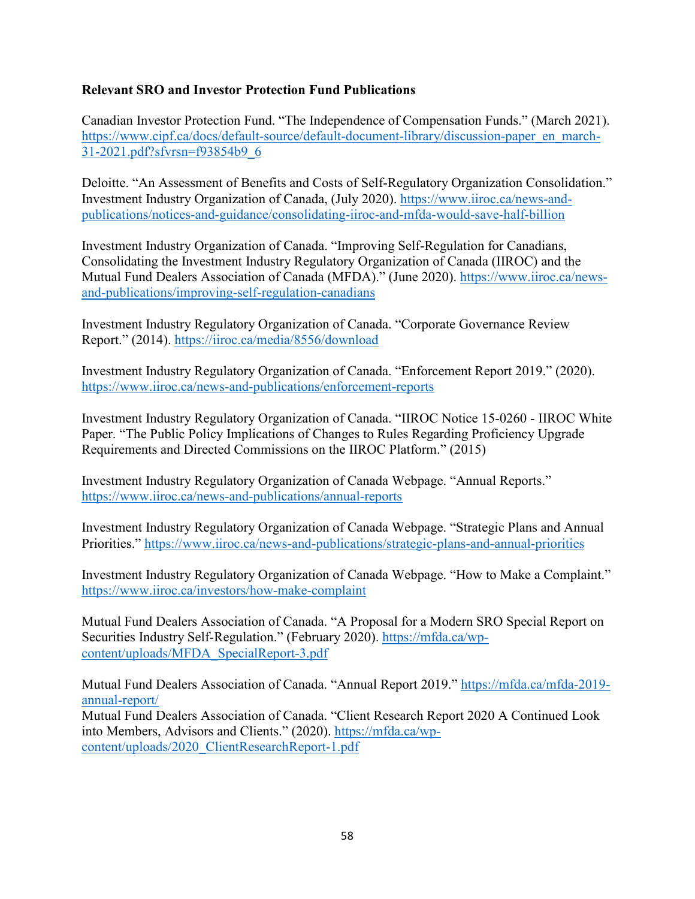**Relevant SRO and Investor Protection Fund Publications**

Canadian Investor Protection Fund. "The Independence of Compensation Funds." (March 2021). https://www.cipf.ca/docs/default-source/default-document-library/discussion-paper_en_march-31-2021.pdf?sfvrsn=f93854b9_6

Deloitte. "An Assessment of Benefits and Costs of Self-Regulatory Organization Consolidation." Investment Industry Organization of Canada, (July 2020). https://www.iiroc.ca/news-and-publications/notices-and-guidance/consolidating-iiroc-and-mfda-would-save-half-billion

Investment Industry Organization of Canada. "Improving Self-Regulation for Canadians, Consolidating the Investment Industry Regulatory Organization of Canada (IIROC) and the Mutual Fund Dealers Association of Canada (MFDA)." (June 2020). https://www.iiroc.ca/news-and-publications/improving-self-regulation-canadians

Investment Industry Regulatory Organization of Canada. "Corporate Governance Review Report." (2014). https://iiroc.ca/media/8556/download

Investment Industry Regulatory Organization of Canada. "Enforcement Report 2019." (2020). https://www.iiroc.ca/news-and-publications/enforcement-reports

Investment Industry Regulatory Organization of Canada. "IIROC Notice 15-0260 - IIROC White Paper. "The Public Policy Implications of Changes to Rules Regarding Proficiency Upgrade Requirements and Directed Commissions on the IIROC Platform." (2015)

Investment Industry Regulatory Organization of Canada Webpage. "Annual Reports." https://www.iiroc.ca/news-and-publications/annual-reports

Investment Industry Regulatory Organization of Canada Webpage. "Strategic Plans and Annual Priorities." https://www.iiroc.ca/news-and-publications/strategic-plans-and-annual-priorities

Investment Industry Regulatory Organization of Canada Webpage. "How to Make a Complaint." https://www.iiroc.ca/investors/how-make-complaint

Mutual Fund Dealers Association of Canada. "A Proposal for a Modern SRO Special Report on Securities Industry Self-Regulation." (February 2020). https://mfda.ca/wp-content/uploads/MFDA_SpecialReport-3.pdf

Mutual Fund Dealers Association of Canada. "Annual Report 2019." https://mfda.ca/mfda-2019-annual-report/

Mutual Fund Dealers Association of Canada. "Client Research Report 2020 A Continued Look into Members, Advisors and Clients." (2020). https://mfda.ca/wp-content/uploads/2020_ClientResearchReport-1.pdf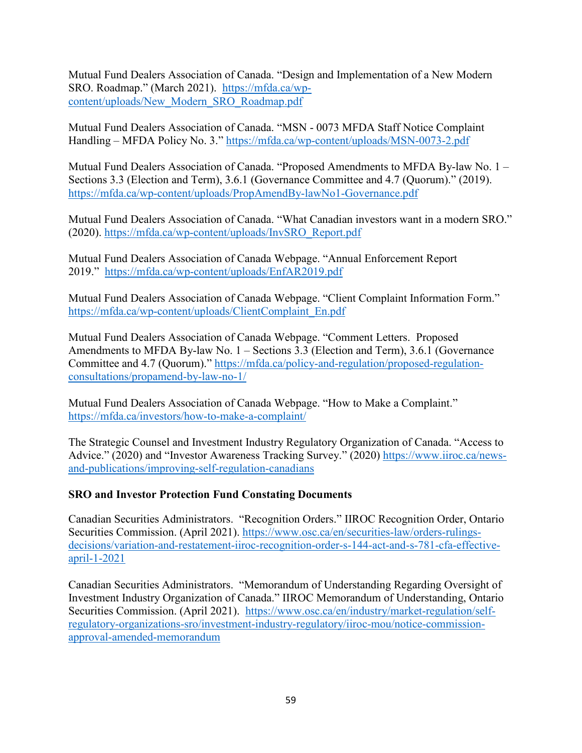Mutual Fund Dealers Association of Canada. "Design and Implementation of a New Modern SRO. Roadmap." (March 2021). https://mfda.ca/wp-content/uploads/New_Modern_SRO_Roadmap.pdf

Mutual Fund Dealers Association of Canada. "MSN - 0073 MFDA Staff Notice Complaint Handling – MFDA Policy No. 3." https://mfda.ca/wp-content/uploads/MSN-0073-2.pdf

Mutual Fund Dealers Association of Canada. "Proposed Amendments to MFDA By-law No. 1 – Sections 3.3 (Election and Term), 3.6.1 (Governance Committee and 4.7 (Quorum)." (2019). https://mfda.ca/wp-content/uploads/PropAmendBy-lawNo1-Governance.pdf

Mutual Fund Dealers Association of Canada. "What Canadian investors want in a modern SRO." (2020). https://mfda.ca/wp-content/uploads/InvSRO_Report.pdf

Mutual Fund Dealers Association of Canada Webpage. "Annual Enforcement Report 2019." https://mfda.ca/wp-content/uploads/EnfAR2019.pdf

Mutual Fund Dealers Association of Canada Webpage. "Client Complaint Information Form." https://mfda.ca/wp-content/uploads/ClientComplaint_En.pdf

Mutual Fund Dealers Association of Canada Webpage. "Comment Letters. Proposed Amendments to MFDA By-law No. 1 – Sections 3.3 (Election and Term), 3.6.1 (Governance Committee and 4.7 (Quorum)." https://mfda.ca/policy-and-regulation/proposed-regulation-consultations/propamend-by-law-no-1/

Mutual Fund Dealers Association of Canada Webpage. "How to Make a Complaint." https://mfda.ca/investors/how-to-make-a-complaint/

The Strategic Counsel and Investment Industry Regulatory Organization of Canada. "Access to Advice." (2020) and "Investor Awareness Tracking Survey." (2020) https://www.iiroc.ca/news-and-publications/improving-self-regulation-canadians

**SRO and Investor Protection Fund Constating Documents**

Canadian Securities Administrators. "Recognition Orders." IIROC Recognition Order, Ontario Securities Commission. (April 2021). https://www.osc.ca/en/securities-law/orders-rulings-decisions/variation-and-restatement-iiroc-recognition-order-s-144-act-and-s-781-cfa-effective-april-1-2021

Canadian Securities Administrators. "Memorandum of Understanding Regarding Oversight of Investment Industry Organization of Canada." IIROC Memorandum of Understanding, Ontario Securities Commission. (April 2021). https://www.osc.ca/en/industry/market-regulation/self-regulatory-organizations-sro/investment-industry-regulatory/iiroc-mou/notice-commission-approval-amended-memorandum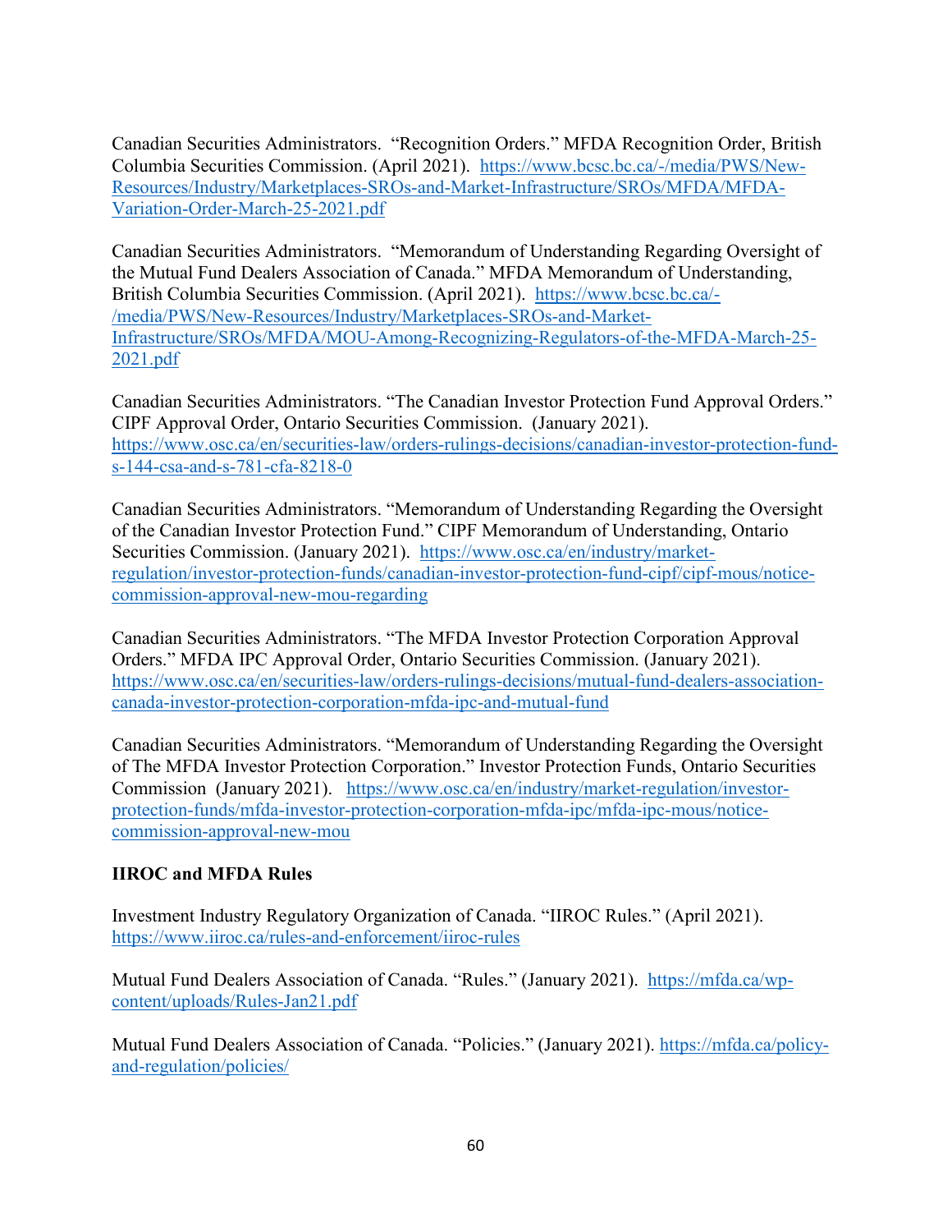Canadian Securities Administrators. "Recognition Orders." MFDA Recognition Order, British Columbia Securities Commission. (April 2021). https://www.bcsc.bc.ca/-/media/PWS/New-Resources/Industry/Marketplaces-SROs-and-Market-Infrastructure/SROs/MFDA/MFDA-Variation-Order-March-25-2021.pdf

Canadian Securities Administrators. "Memorandum of Understanding Regarding Oversight of the Mutual Fund Dealers Association of Canada." MFDA Memorandum of Understanding, British Columbia Securities Commission. (April 2021). https://www.bcsc.bc.ca/-/media/PWS/New-Resources/Industry/Marketplaces-SROs-and-Market-Infrastructure/SROs/MFDA/MOU-Among-Recognizing-Regulators-of-the-MFDA-March-25-2021.pdf

Canadian Securities Administrators. "The Canadian Investor Protection Fund Approval Orders." CIPF Approval Order, Ontario Securities Commission. (January 2021). https://www.osc.ca/en/securities-law/orders-rulings-decisions/canadian-investor-protection-fund-s-144-csa-and-s-781-cfa-8218-0

Canadian Securities Administrators. "Memorandum of Understanding Regarding the Oversight of the Canadian Investor Protection Fund." CIPF Memorandum of Understanding, Ontario Securities Commission. (January 2021). https://www.osc.ca/en/industry/market-regulation/investor-protection-funds/canadian-investor-protection-fund-cipf/cipf-mous/notice-commission-approval-new-mou-regarding

Canadian Securities Administrators. "The MFDA Investor Protection Corporation Approval Orders." MFDA IPC Approval Order, Ontario Securities Commission. (January 2021). https://www.osc.ca/en/securities-law/orders-rulings-decisions/mutual-fund-dealers-association-canada-investor-protection-corporation-mfda-ipc-and-mutual-fund

Canadian Securities Administrators. "Memorandum of Understanding Regarding the Oversight of The MFDA Investor Protection Corporation." Investor Protection Funds, Ontario Securities Commission (January 2021). https://www.osc.ca/en/industry/market-regulation/investor-protection-funds/mfda-investor-protection-corporation-mfda-ipc/mfda-ipc-mous/notice-commission-approval-new-mou

**IIROC and MFDA Rules**

Investment Industry Regulatory Organization of Canada. "IIROC Rules." (April 2021). https://www.iiroc.ca/rules-and-enforcement/iiroc-rules

Mutual Fund Dealers Association of Canada. "Rules." (January 2021). https://mfda.ca/wp-content/uploads/Rules-Jan21.pdf

Mutual Fund Dealers Association of Canada. "Policies." (January 2021). https://mfda.ca/policy-and-regulation/policies/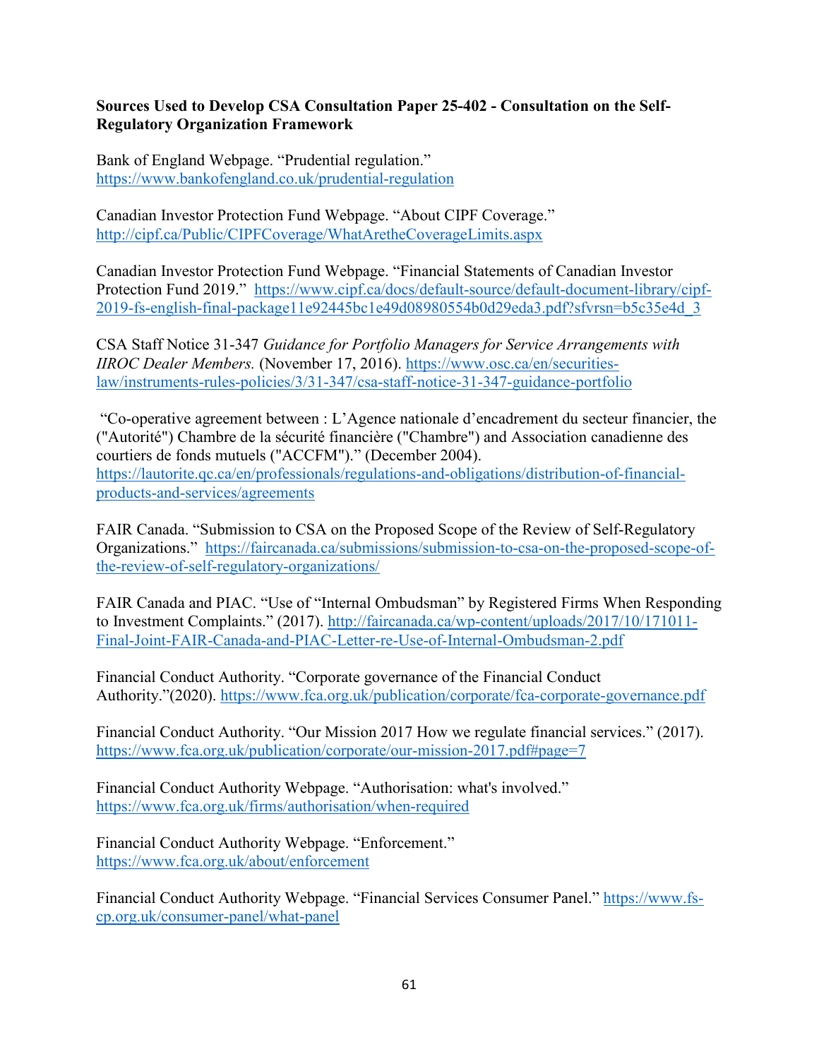**Sources Used to Develop CSA Consultation Paper 25-402 - Consultation on the Self-Regulatory Organization Framework**

Bank of England Webpage. "Prudential regulation." https://www.bankofengland.co.uk/prudential-regulation

Canadian Investor Protection Fund Webpage. "About CIPF Coverage." http://cipf.ca/Public/CIPFCoverage/WhatAretheCoverageLimits.aspx

Canadian Investor Protection Fund Webpage. "Financial Statements of Canadian Investor Protection Fund 2019." https://www.cipf.ca/docs/default-source/default-document-library/cipf-2019-fs-english-final-package11e92445bc1e49d08980554b0d29eda3.pdf?sfvrsn=b5c35e4d_3

CSA Staff Notice 31-347 *Guidance for Portfolio Managers for Service Arrangements with IIROC Dealer Members.* (November 17, 2016). https://www.osc.ca/en/securities-law/instruments-rules-policies/3/31-347/csa-staff-notice-31-347-guidance-portfolio

"Co-operative agreement between : L'Agence nationale d'encadrement du secteur financier, the ("Autorité") Chambre de la sécurité financière ("Chambre") and Association canadienne des courtiers de fonds mutuels ("ACCFM")." (December 2004). https://lautorite.qc.ca/en/professionals/regulations-and-obligations/distribution-of-financial-products-and-services/agreements

FAIR Canada. "Submission to CSA on the Proposed Scope of the Review of Self-Regulatory Organizations." https://faircanada.ca/submissions/submission-to-csa-on-the-proposed-scope-of-the-review-of-self-regulatory-organizations/

FAIR Canada and PIAC. "Use of "Internal Ombudsman" by Registered Firms When Responding to Investment Complaints." (2017). http://faircanada.ca/wp-content/uploads/2017/10/171011-Final-Joint-FAIR-Canada-and-PIAC-Letter-re-Use-of-Internal-Ombudsman-2.pdf

Financial Conduct Authority. "Corporate governance of the Financial Conduct Authority."(2020). https://www.fca.org.uk/publication/corporate/fca-corporate-governance.pdf

Financial Conduct Authority. "Our Mission 2017 How we regulate financial services." (2017). https://www.fca.org.uk/publication/corporate/our-mission-2017.pdf#page=7

Financial Conduct Authority Webpage. "Authorisation: what's involved." https://www.fca.org.uk/firms/authorisation/when-required

Financial Conduct Authority Webpage. "Enforcement." https://www.fca.org.uk/about/enforcement

Financial Conduct Authority Webpage. "Financial Services Consumer Panel." https://www.fs-cp.org.uk/consumer-panel/what-panel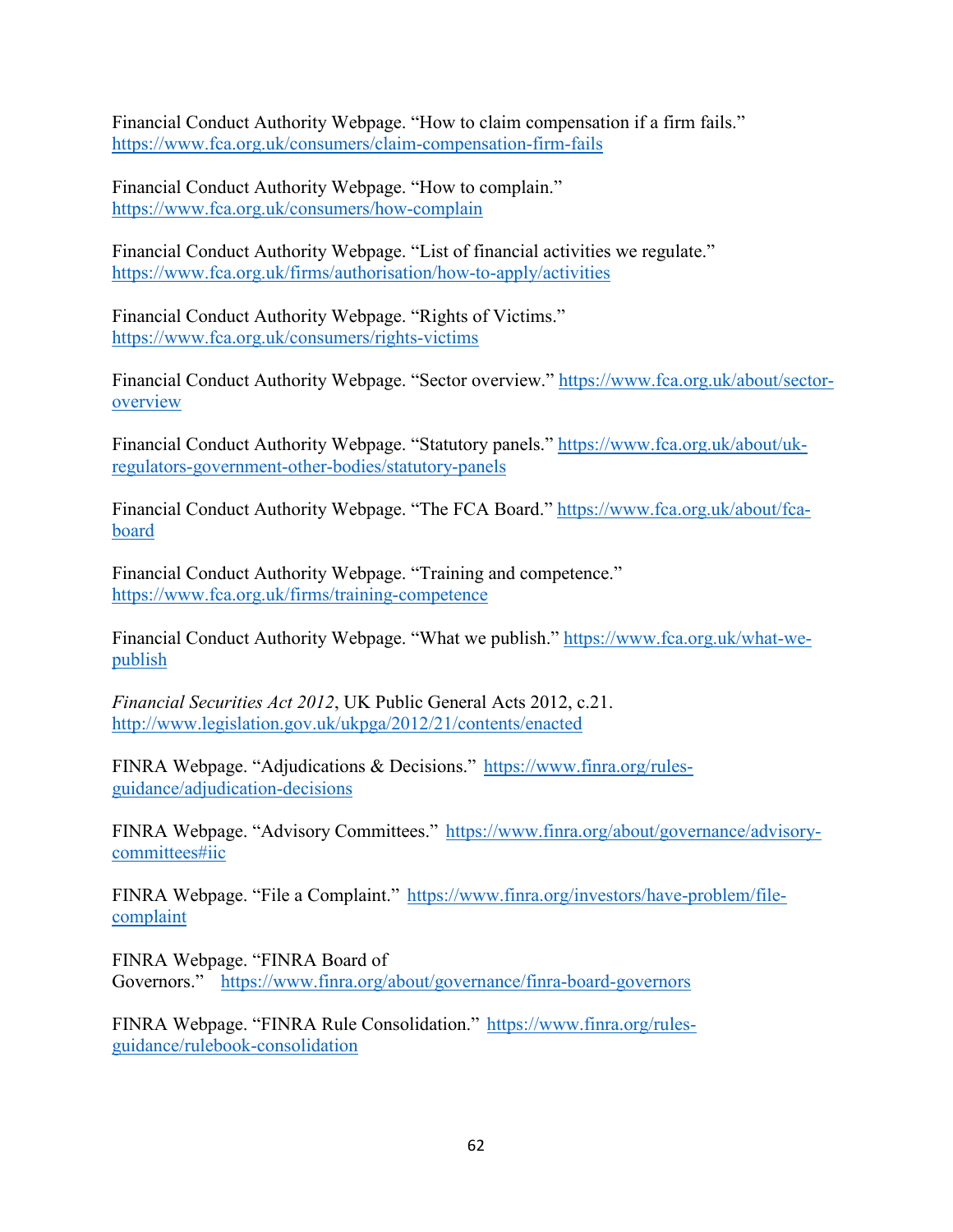Financial Conduct Authority Webpage. "How to claim compensation if a firm fails." https://www.fca.org.uk/consumers/claim-compensation-firm-fails

Financial Conduct Authority Webpage. "How to complain." https://www.fca.org.uk/consumers/how-complain

Financial Conduct Authority Webpage. "List of financial activities we regulate." https://www.fca.org.uk/firms/authorisation/how-to-apply/activities

Financial Conduct Authority Webpage. "Rights of Victims." https://www.fca.org.uk/consumers/rights-victims

Financial Conduct Authority Webpage. "Sector overview." https://www.fca.org.uk/about/sector-overview

Financial Conduct Authority Webpage. "Statutory panels." https://www.fca.org.uk/about/uk-regulators-government-other-bodies/statutory-panels

Financial Conduct Authority Webpage. "The FCA Board." https://www.fca.org.uk/about/fca-board

Financial Conduct Authority Webpage. "Training and competence." https://www.fca.org.uk/firms/training-competence

Financial Conduct Authority Webpage. "What we publish." https://www.fca.org.uk/what-we-publish

*Financial Securities Act 2012*, UK Public General Acts 2012, c.21. http://www.legislation.gov.uk/ukpga/2012/21/contents/enacted

FINRA Webpage. "Adjudications & Decisions." https://www.finra.org/rules-guidance/adjudication-decisions

FINRA Webpage. "Advisory Committees." https://www.finra.org/about/governance/advisory-committees#iic

FINRA Webpage. "File a Complaint." https://www.finra.org/investors/have-problem/file-complaint

FINRA Webpage. "FINRA Board of Governors." https://www.finra.org/about/governance/finra-board-governors

FINRA Webpage. "FINRA Rule Consolidation." https://www.finra.org/rules-guidance/rulebook-consolidation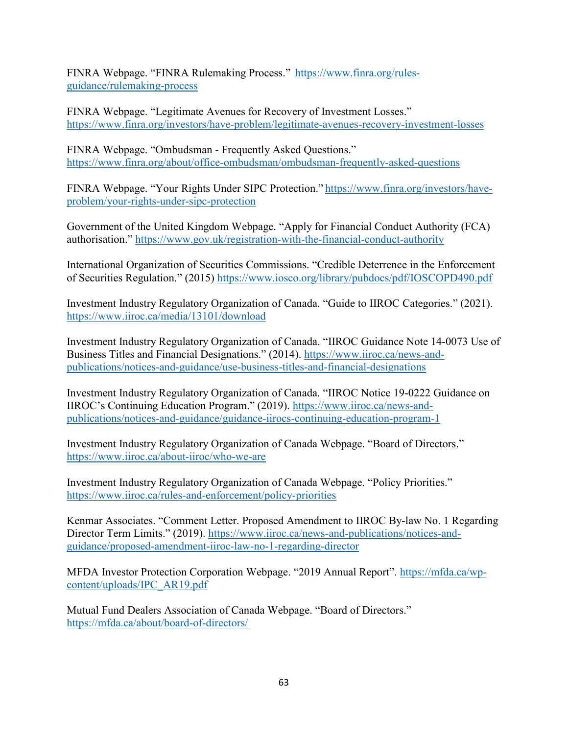FINRA Webpage. "FINRA Rulemaking Process." https://www.finra.org/rules-guidance/rulemaking-process

FINRA Webpage. "Legitimate Avenues for Recovery of Investment Losses." https://www.finra.org/investors/have-problem/legitimate-avenues-recovery-investment-losses

FINRA Webpage. "Ombudsman - Frequently Asked Questions." https://www.finra.org/about/office-ombudsman/ombudsman-frequently-asked-questions

FINRA Webpage. "Your Rights Under SIPC Protection." https://www.finra.org/investors/have-problem/your-rights-under-sipc-protection

Government of the United Kingdom Webpage. "Apply for Financial Conduct Authority (FCA) authorisation." https://www.gov.uk/registration-with-the-financial-conduct-authority

International Organization of Securities Commissions. "Credible Deterrence in the Enforcement of Securities Regulation." (2015) https://www.iosco.org/library/pubdocs/pdf/IOSCOPD490.pdf

Investment Industry Regulatory Organization of Canada. "Guide to IIROC Categories." (2021). https://www.iiroc.ca/media/13101/download

Investment Industry Regulatory Organization of Canada. "IIROC Guidance Note 14-0073 Use of Business Titles and Financial Designations." (2014). https://www.iiroc.ca/news-and-publications/notices-and-guidance/use-business-titles-and-financial-designations

Investment Industry Regulatory Organization of Canada. "IIROC Notice 19-0222 Guidance on IIROC's Continuing Education Program." (2019). https://www.iiroc.ca/news-and-publications/notices-and-guidance/guidance-iirocs-continuing-education-program-1

Investment Industry Regulatory Organization of Canada Webpage. "Board of Directors." https://www.iiroc.ca/about-iiroc/who-we-are

Investment Industry Regulatory Organization of Canada Webpage. "Policy Priorities." https://www.iiroc.ca/rules-and-enforcement/policy-priorities

Kenmar Associates. "Comment Letter. Proposed Amendment to IIROC By-law No. 1 Regarding Director Term Limits." (2019). https://www.iiroc.ca/news-and-publications/notices-and-guidance/proposed-amendment-iiroc-law-no-1-regarding-director

MFDA Investor Protection Corporation Webpage. "2019 Annual Report". https://mfda.ca/wp-content/uploads/IPC_AR19.pdf

Mutual Fund Dealers Association of Canada Webpage. "Board of Directors." https://mfda.ca/about/board-of-directors/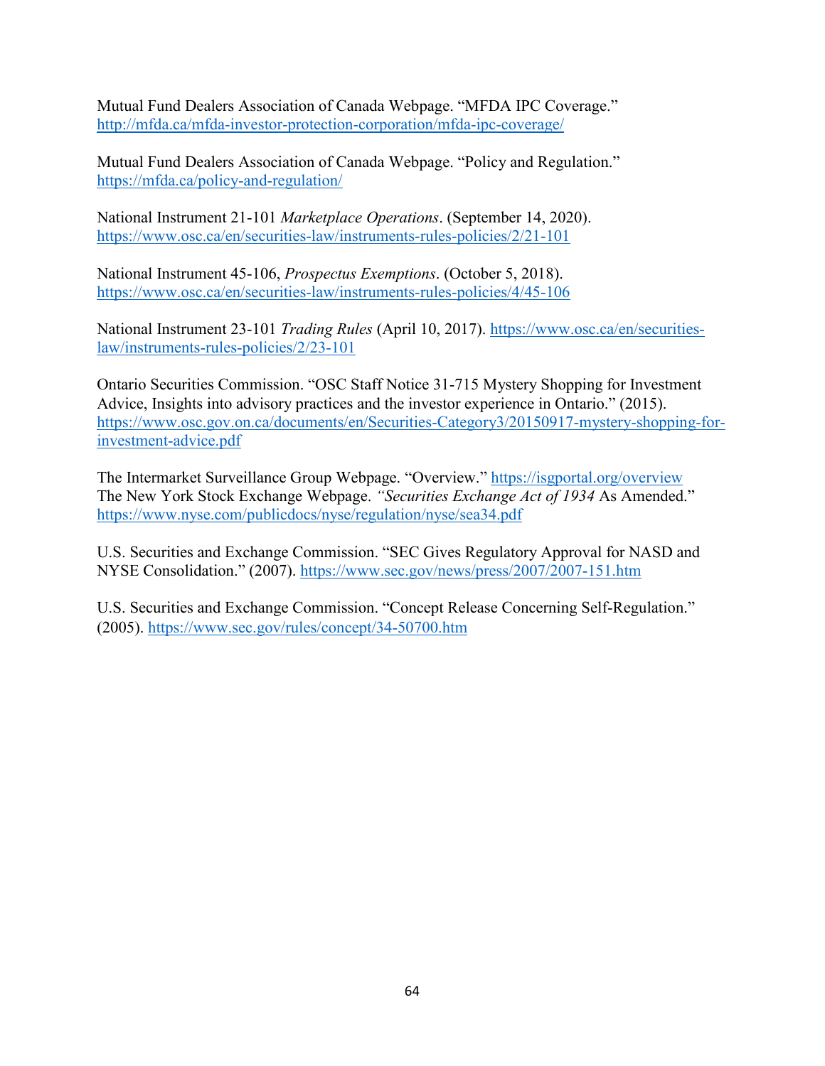Mutual Fund Dealers Association of Canada Webpage. "MFDA IPC Coverage." http://mfda.ca/mfda-investor-protection-corporation/mfda-ipc-coverage/

Mutual Fund Dealers Association of Canada Webpage. "Policy and Regulation." https://mfda.ca/policy-and-regulation/

National Instrument 21-101 *Marketplace Operations*. (September 14, 2020). https://www.osc.ca/en/securities-law/instruments-rules-policies/2/21-101

National Instrument 45-106, *Prospectus Exemptions*. (October 5, 2018). https://www.osc.ca/en/securities-law/instruments-rules-policies/4/45-106

National Instrument 23-101 *Trading Rules* (April 10, 2017). https://www.osc.ca/en/securities-law/instruments-rules-policies/2/23-101

Ontario Securities Commission. "OSC Staff Notice 31-715 Mystery Shopping for Investment Advice, Insights into advisory practices and the investor experience in Ontario." (2015). https://www.osc.gov.on.ca/documents/en/Securities-Category3/20150917-mystery-shopping-for-investment-advice.pdf

The Intermarket Surveillance Group Webpage. "Overview." https://isgportal.org/overview
The New York Stock Exchange Webpage. *"Securities Exchange Act of 1934* As Amended." https://www.nyse.com/publicdocs/nyse/regulation/nyse/sea34.pdf

U.S. Securities and Exchange Commission. "SEC Gives Regulatory Approval for NASD and NYSE Consolidation." (2007). https://www.sec.gov/news/press/2007/2007-151.htm

U.S. Securities and Exchange Commission. "Concept Release Concerning Self-Regulation." (2005). https://www.sec.gov/rules/concept/34-50700.htm